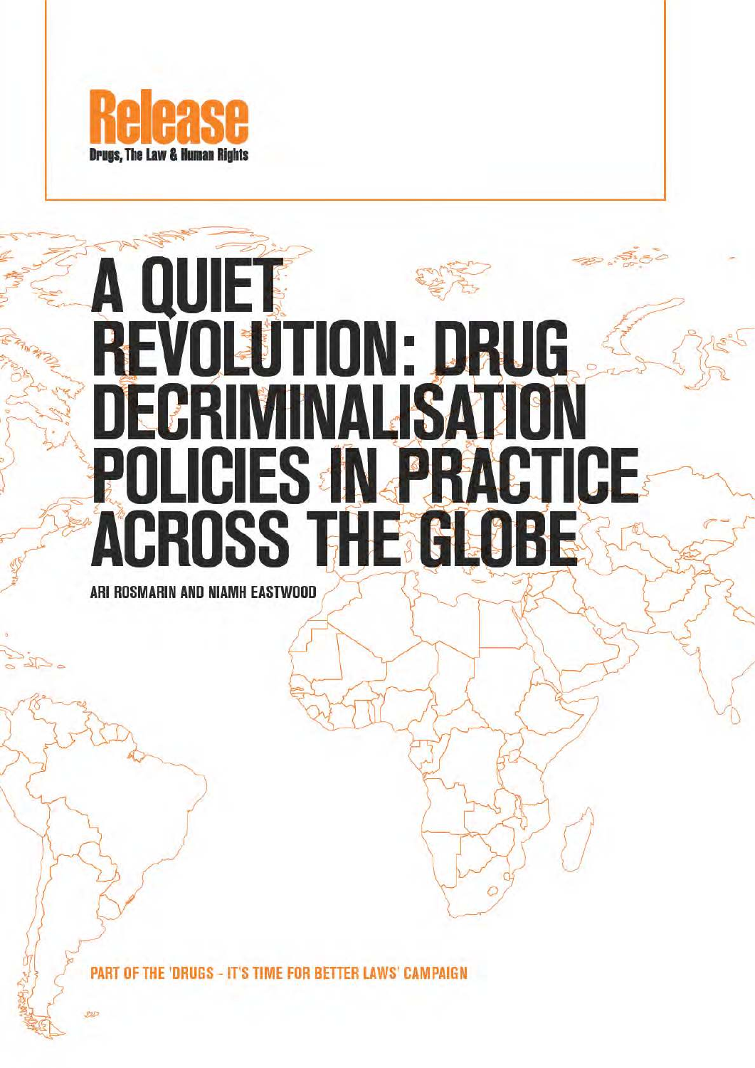Release

Drugs, The Law & Human Rights

# A QUIET REVOLUTION: DRUG DECRIMINALISATION POLICIES IN PRACTICE ACROSS THE GLOBE

ARI ROSMARIN AND NIAMH EASTWOOD

PART OF THE 'DRUGS - IT'S TIME FOR BETTER LAWS' CAMPAIGN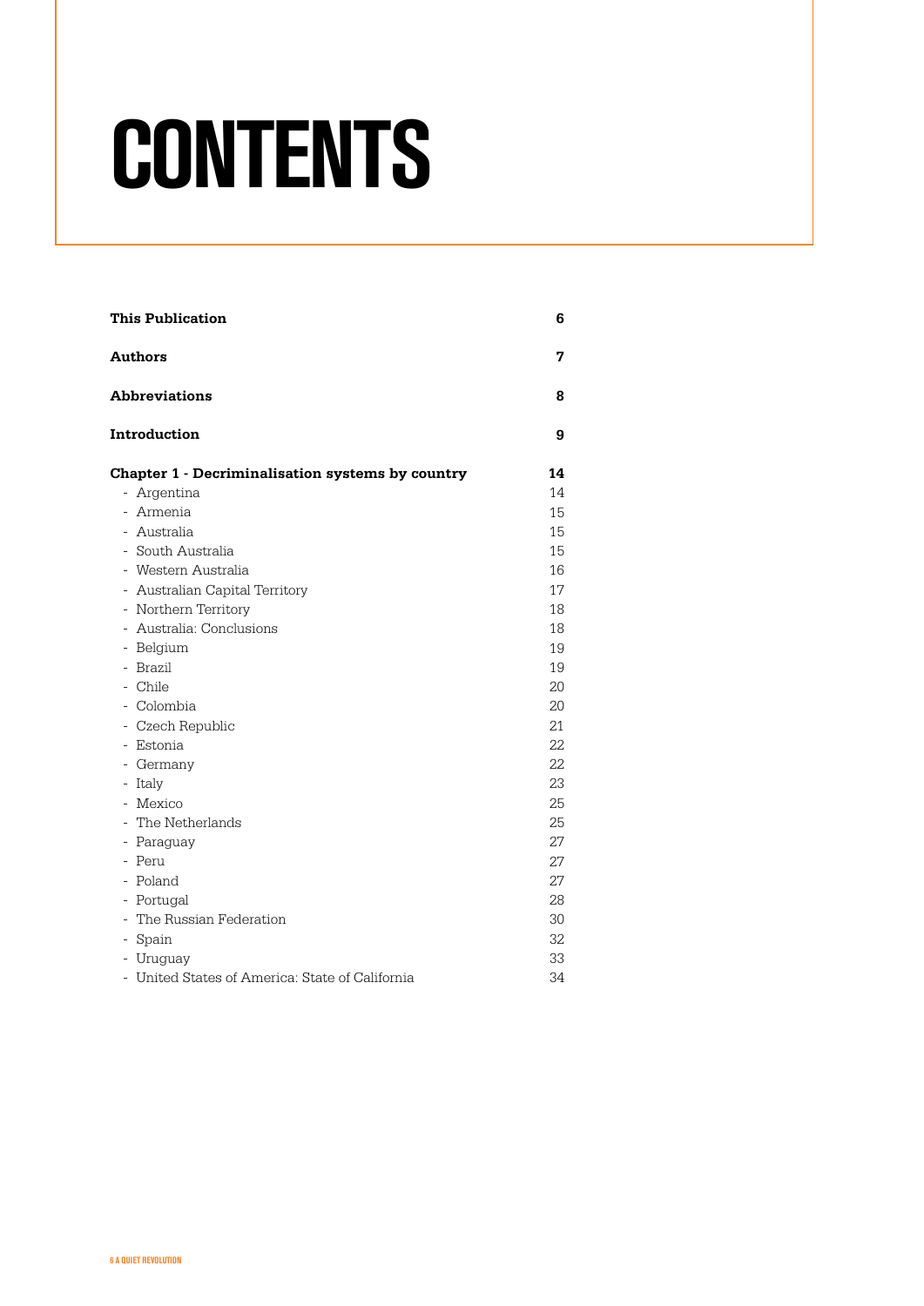# CONTENTS

| | |
|---|---|
| **This Publication** | **6** |
| **Authors** | **7** |
| **Abbreviations** | **8** |
| **Introduction** | **9** |
| **Chapter 1 - Decriminalisation systems by country** | **14** |
| - Argentina | 14 |
| - Armenia | 15 |
| - Australia | 15 |
| - South Australia | 15 |
| - Western Australia | 16 |
| - Australian Capital Territory | 17 |
| - Northern Territory | 18 |
| - Australia: Conclusions | 18 |
| - Belgium | 19 |
| - Brazil | 19 |
| - Chile | 20 |
| - Colombia | 20 |
| - Czech Republic | 21 |
| - Estonia | 22 |
| - Germany | 22 |
| - Italy | 23 |
| - Mexico | 25 |
| - The Netherlands | 25 |
| - Paraguay | 27 |
| - Peru | 27 |
| - Poland | 27 |
| - Portugal | 28 |
| - The Russian Federation | 30 |
| - Spain | 32 |
| - Uruguay | 33 |
| - United States of America: State of California | 34 |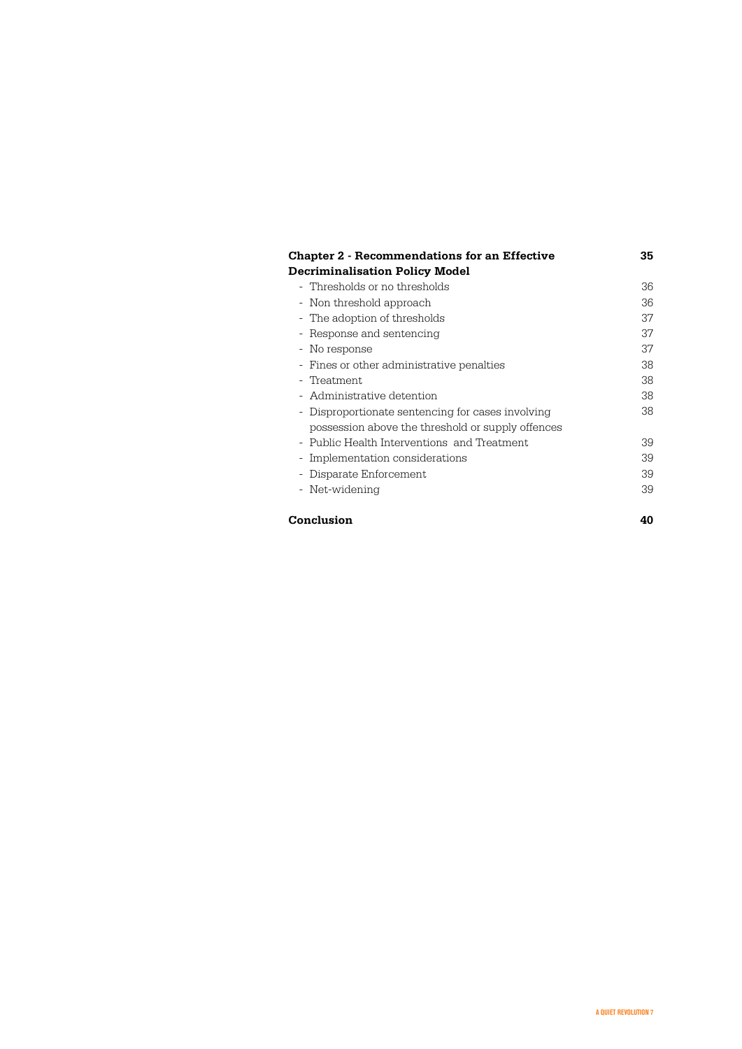| | |
|---|---|
| **Chapter 2 - Recommendations for an Effective Decriminalisation Policy Model** | **35** |
| - Thresholds or no thresholds | 36 |
| - Non threshold approach | 36 |
| - The adoption of thresholds | 37 |
| - Response and sentencing | 37 |
| - No response | 37 |
| - Fines or other administrative penalties | 38 |
| - Treatment | 38 |
| - Administrative detention | 38 |
| - Disproportionate sentencing for cases involving possession above the threshold or supply offences | 38 |
| - Public Health Interventions and Treatment | 39 |
| - Implementation considerations | 39 |
| - Disparate Enforcement | 39 |
| - Net-widening | 39 |
| **Conclusion** | **40** |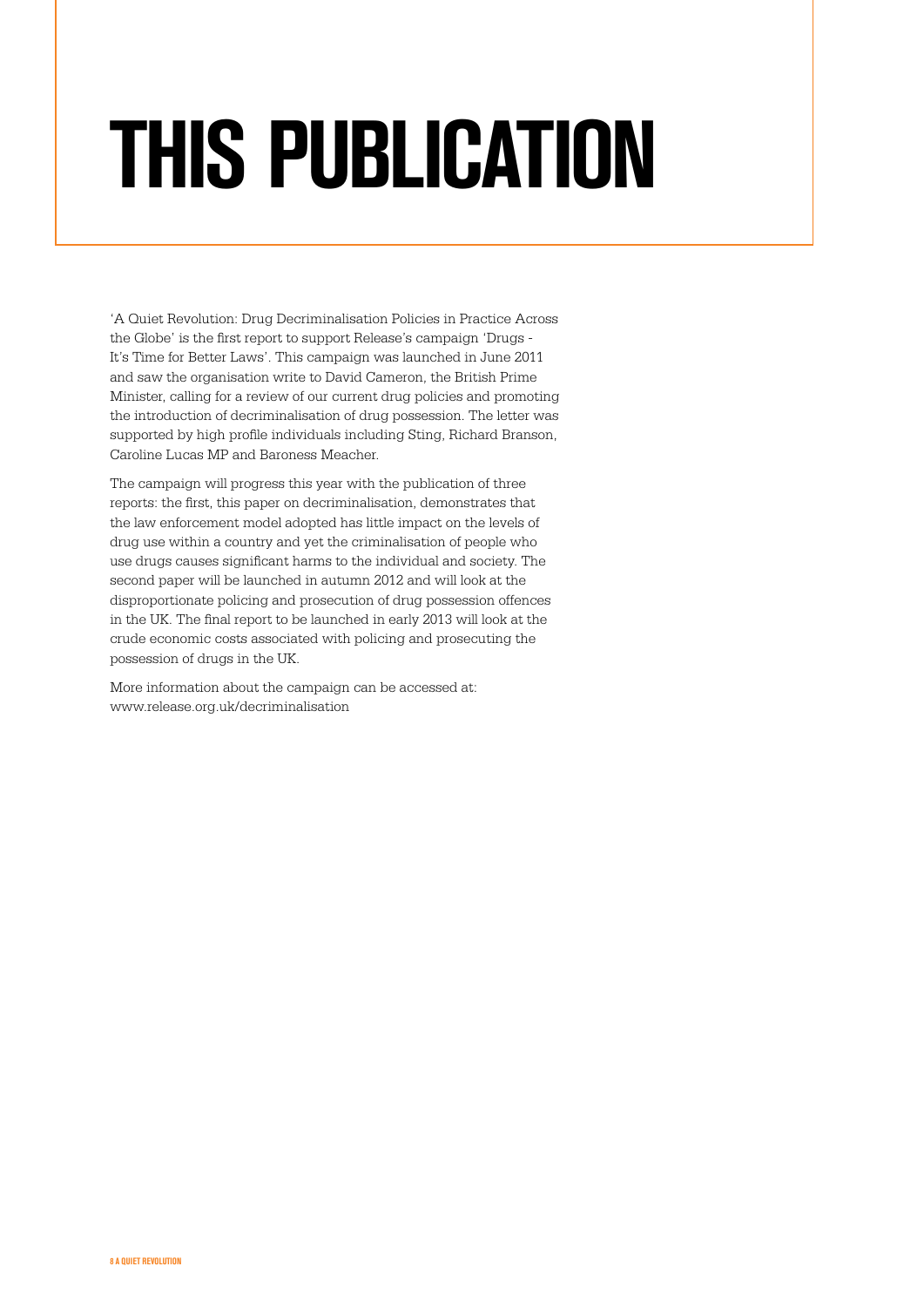# THIS PUBLICATION

'A Quiet Revolution: Drug Decriminalisation Policies in Practice Across the Globe' is the first report to support Release's campaign 'Drugs - It's Time for Better Laws'. This campaign was launched in June 2011 and saw the organisation write to David Cameron, the British Prime Minister, calling for a review of our current drug policies and promoting the introduction of decriminalisation of drug possession. The letter was supported by high profile individuals including Sting, Richard Branson, Caroline Lucas MP and Baroness Meacher.

The campaign will progress this year with the publication of three reports: the first, this paper on decriminalisation, demonstrates that the law enforcement model adopted has little impact on the levels of drug use within a country and yet the criminalisation of people who use drugs causes significant harms to the individual and society. The second paper will be launched in autumn 2012 and will look at the disproportionate policing and prosecution of drug possession offences in the UK. The final report to be launched in early 2013 will look at the crude economic costs associated with policing and prosecuting the possession of drugs in the UK.

More information about the campaign can be accessed at: www.release.org.uk/decriminalisation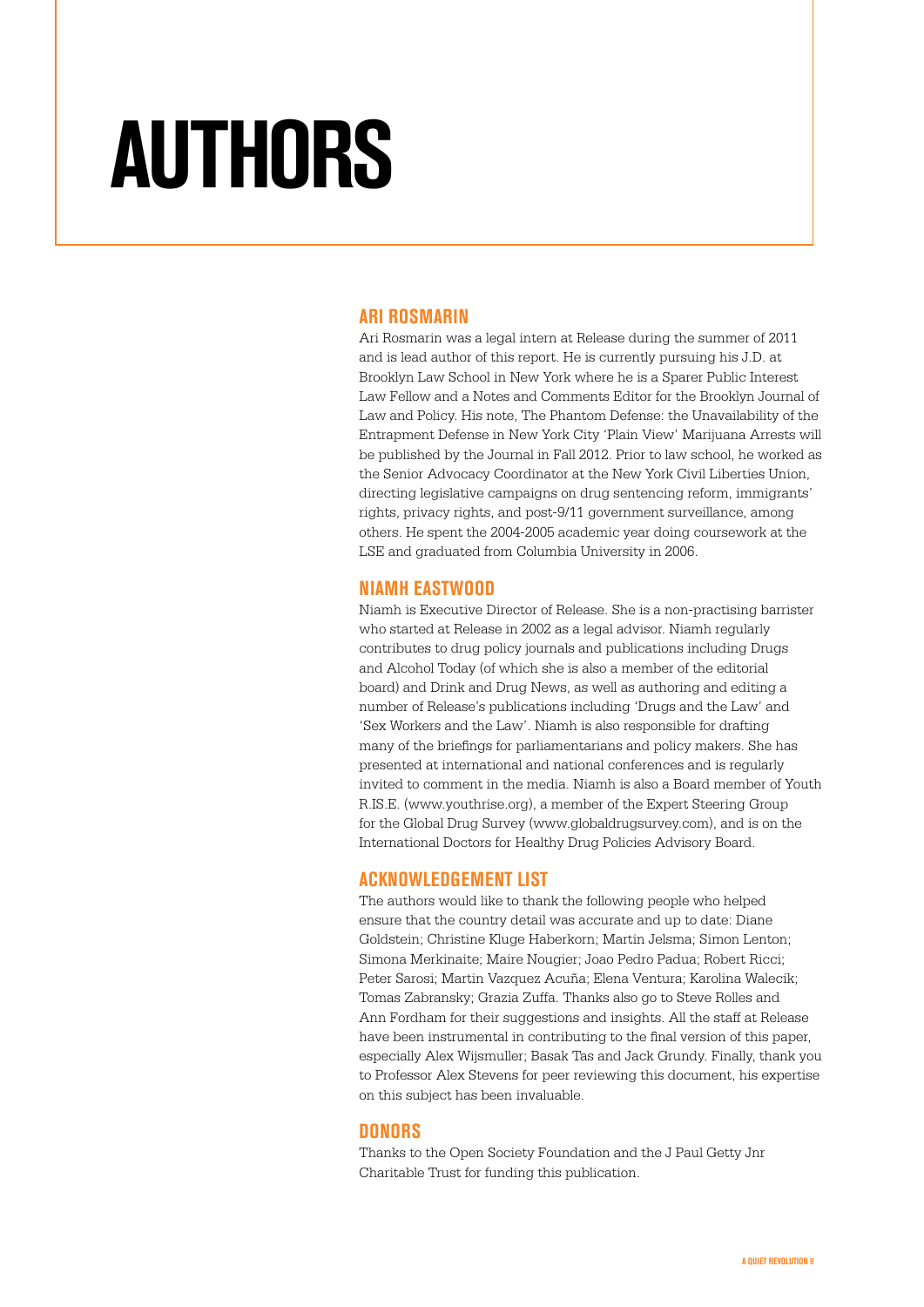# AUTHORS

## ARI ROSMARIN

Ari Rosmarin was a legal intern at Release during the summer of 2011 and is lead author of this report. He is currently pursuing his J.D. at Brooklyn Law School in New York where he is a Sparer Public Interest Law Fellow and a Notes and Comments Editor for the Brooklyn Journal of Law and Policy. His note, The Phantom Defense: the Unavailability of the Entrapment Defense in New York City 'Plain View' Marijuana Arrests will be published by the Journal in Fall 2012. Prior to law school, he worked as the Senior Advocacy Coordinator at the New York Civil Liberties Union, directing legislative campaigns on drug sentencing reform, immigrants' rights, privacy rights, and post-9/11 government surveillance, among others. He spent the 2004-2005 academic year doing coursework at the LSE and graduated from Columbia University in 2006.

## NIAMH EASTWOOD

Niamh is Executive Director of Release. She is a non-practising barrister who started at Release in 2002 as a legal advisor. Niamh regularly contributes to drug policy journals and publications including Drugs and Alcohol Today (of which she is also a member of the editorial board) and Drink and Drug News, as well as authoring and editing a number of Release's publications including 'Drugs and the Law' and 'Sex Workers and the Law'. Niamh is also responsible for drafting many of the briefings for parliamentarians and policy makers. She has presented at international and national conferences and is regularly invited to comment in the media. Niamh is also a Board member of Youth R.IS.E. (www.youthrise.org), a member of the Expert Steering Group for the Global Drug Survey (www.globaldrugsurvey.com), and is on the International Doctors for Healthy Drug Policies Advisory Board.

## ACKNOWLEDGEMENT LIST

The authors would like to thank the following people who helped ensure that the country detail was accurate and up to date: Diane Goldstein; Christine Kluge Haberkorn; Martin Jelsma; Simon Lenton; Simona Merkinaite; Maire Nougier; Joao Pedro Padua; Robert Ricci; Peter Sarosi; Martin Vazquez Acuña; Elena Ventura; Karolina Walecik; Tomas Zabransky; Grazia Zuffa. Thanks also go to Steve Rolles and Ann Fordham for their suggestions and insights. All the staff at Release have been instrumental in contributing to the final version of this paper, especially Alex Wijsmuller; Basak Tas and Jack Grundy. Finally, thank you to Professor Alex Stevens for peer reviewing this document, his expertise on this subject has been invaluable.

## DONORS

Thanks to the Open Society Foundation and the J Paul Getty Jnr Charitable Trust for funding this publication.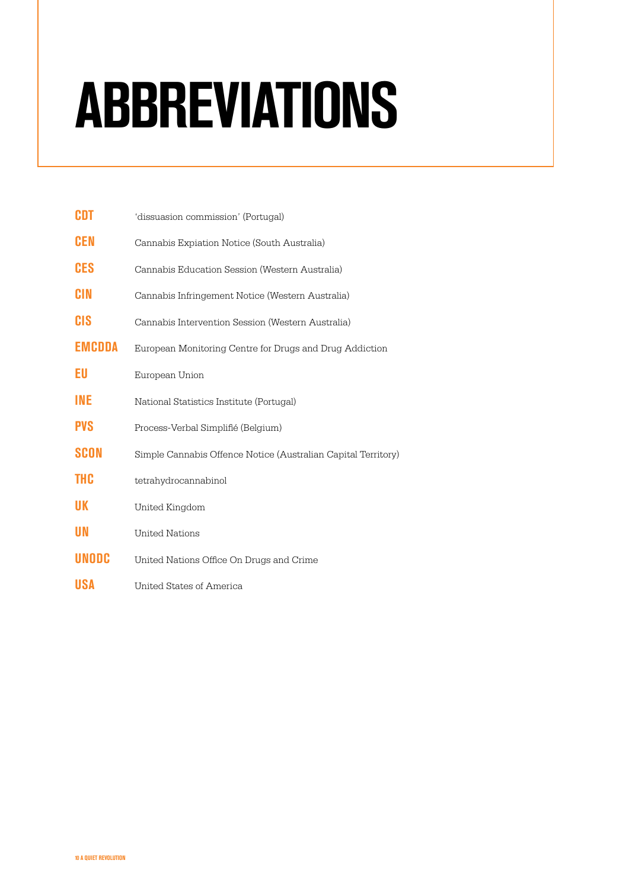# ABBREVIATIONS

| | |
|---|---|
| **CDT** | 'dissuasion commission' (Portugal) |
| **CEN** | Cannabis Expiation Notice (South Australia) |
| **CES** | Cannabis Education Session (Western Australia) |
| **CIN** | Cannabis Infringement Notice (Western Australia) |
| **CIS** | Cannabis Intervention Session (Western Australia) |
| **EMCDDA** | European Monitoring Centre for Drugs and Drug Addiction |
| **EU** | European Union |
| **INE** | National Statistics Institute (Portugal) |
| **PVS** | Process-Verbal Simplifié (Belgium) |
| **SCON** | Simple Cannabis Offence Notice (Australian Capital Territory) |
| **THC** | tetrahydrocannabinol |
| **UK** | United Kingdom |
| **UN** | United Nations |
| **UNODC** | United Nations Office On Drugs and Crime |
| **USA** | United States of America |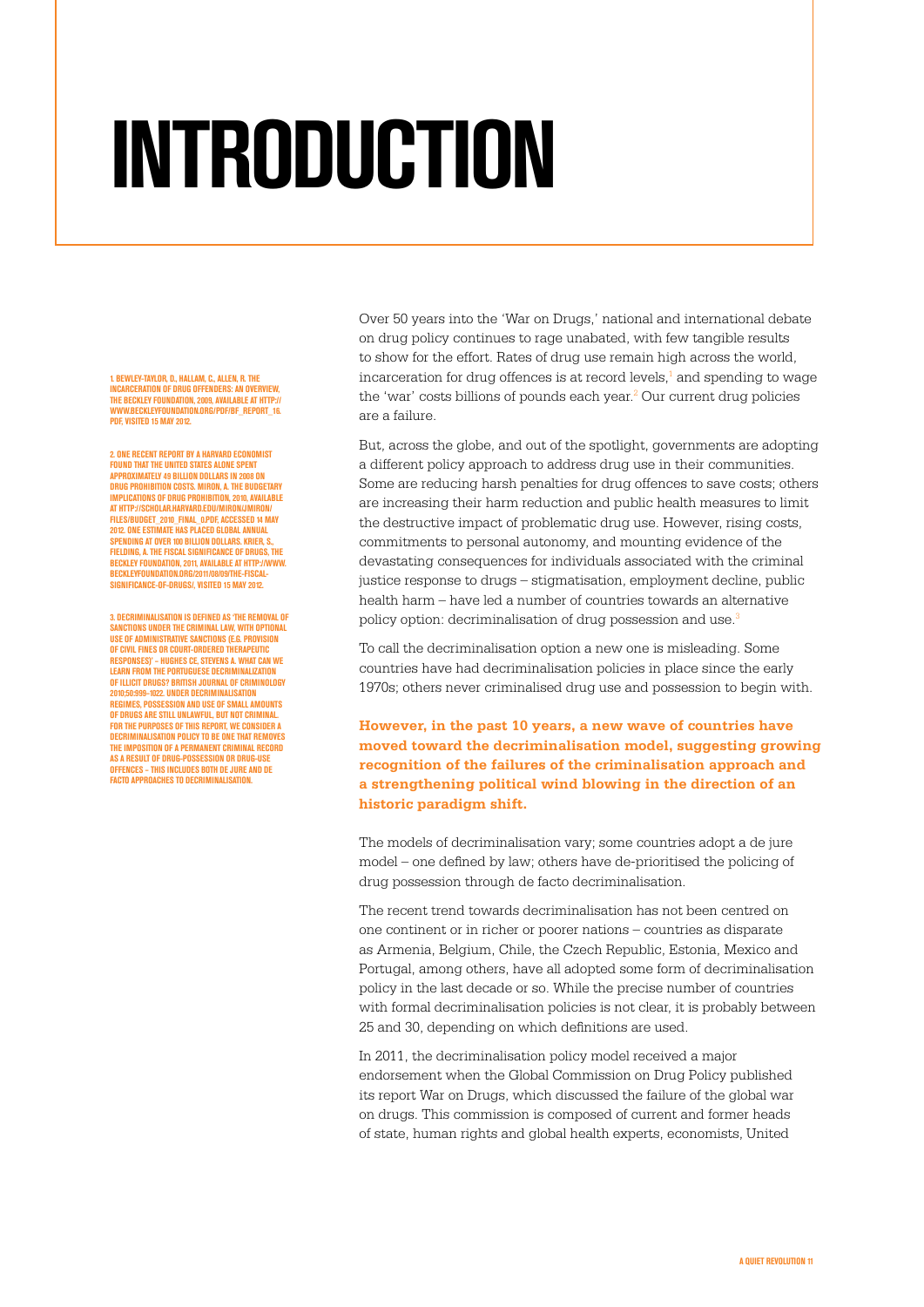# INTRODUCTION

Over 50 years into the 'War on Drugs,' national and international debate on drug policy continues to rage unabated, with few tangible results to show for the effort. Rates of drug use remain high across the world, incarceration for drug offences is at record levels,[1] and spending to wage the 'war' costs billions of pounds each year.[2] Our current drug policies are a failure.

But, across the globe, and out of the spotlight, governments are adopting a different policy approach to address drug use in their communities. Some are reducing harsh penalties for drug offences to save costs; others are increasing their harm reduction and public health measures to limit the destructive impact of problematic drug use. However, rising costs, commitments to personal autonomy, and mounting evidence of the devastating consequences for individuals associated with the criminal justice response to drugs – stigmatisation, employment decline, public health harm – have led a number of countries towards an alternative policy option: decriminalisation of drug possession and use.[3]

To call the decriminalisation option a new one is misleading. Some countries have had decriminalisation policies in place since the early 1970s; others never criminalised drug use and possession to begin with.

**However, in the past 10 years, a new wave of countries have moved toward the decriminalisation model, suggesting growing recognition of the failures of the criminalisation approach and a strengthening political wind blowing in the direction of an historic paradigm shift.**

The models of decriminalisation vary; some countries adopt a de jure model – one defined by law; others have de-prioritised the policing of drug possession through de facto decriminalisation.

The recent trend towards decriminalisation has not been centred on one continent or in richer or poorer nations – countries as disparate as Armenia, Belgium, Chile, the Czech Republic, Estonia, Mexico and Portugal, among others, have all adopted some form of decriminalisation policy in the last decade or so. While the precise number of countries with formal decriminalisation policies is not clear, it is probably between 25 and 30, depending on which definitions are used.

In 2011, the decriminalisation policy model received a major endorsement when the Global Commission on Drug Policy published its report War on Drugs, which discussed the failure of the global war on drugs. This commission is composed of current and former heads of state, human rights and global health experts, economists, United

1. BEWLEY-TAYLOR, D., HALLAM, C., ALLEN, R. THE INCARCERATION OF DRUG OFFENDERS: AN OVERVIEW. THE BECKLEY FOUNDATION, 2009, AVAILABLE AT HTTP://WWW.BECKLEYFOUNDATION.ORG/PDF/BF_REPORT_16.PDF, VISITED 15 MAY 2012.

2. ONE RECENT REPORT BY A HARVARD ECONOMIST FOUND THAT THE UNITED STATES ALONE SPENT APPROXIMATELY 49 BILLION DOLLARS IN 2008 ON DRUG PROHIBITION COSTS. MIRON, A. THE BUDGETARY IMPLICATIONS OF DRUG PROHIBITION, 2010, AVAILABLE AT HTTP://SCHOLAR.HARVARD.EDU/MIRON/JMIRON/FILES/BUDGET_2010_FINAL_0.PDF, ACCESSED 14 MAY 2012. ONE ESTIMATE HAS PLACED GLOBAL ANNUAL SPENDING AT OVER 100 BILLION DOLLARS. KRIER, S., FIELDING, A. THE FISCAL SIGNIFICANCE OF DRUGS, THE BECKLEY FOUNDATION, 2011, AVAILABLE AT HTTP://WWW.BECKLEYFOUNDATION.ORG/2011/08/09/THE-FISCAL-SIGNIFICANCE-OF-DRUGS/, VISITED 15 MAY 2012.

3. DECRIMINALISATION IS DEFINED AS 'THE REMOVAL OF SANCTIONS UNDER THE CRIMINAL LAW, WITH OPTIONAL USE OF ADMINISTRATIVE SANCTIONS (E.G. PROVISION OF CIVIL FINES OR COURT-ORDERED THERAPEUTIC RESPONSES)' – HUGHES CE, STEVENS A. WHAT CAN WE LEARN FROM THE PORTUGUESE DECRIMINALIZATION OF ILLICIT DRUGS? BRITISH JOURNAL OF CRIMINOLOGY 2010;50:999–1022. UNDER DECRIMINALISATION REGIMES, POSSESSION AND USE OF SMALL AMOUNTS OF DRUGS ARE STILL UNLAWFUL, BUT NOT CRIMINAL. FOR THE PURPOSES OF THIS REPORT, WE CONSIDER A DECRIMINALISATION POLICY TO BE ONE THAT REMOVES THE IMPOSITION OF A PERMANENT CRIMINAL RECORD AS A RESULT OF DRUG-POSSESSION OR DRUG-USE OFFENCES – THIS INCLUDES BOTH DE JURE AND DE FACTO APPROACHES TO DECRIMINALISATION.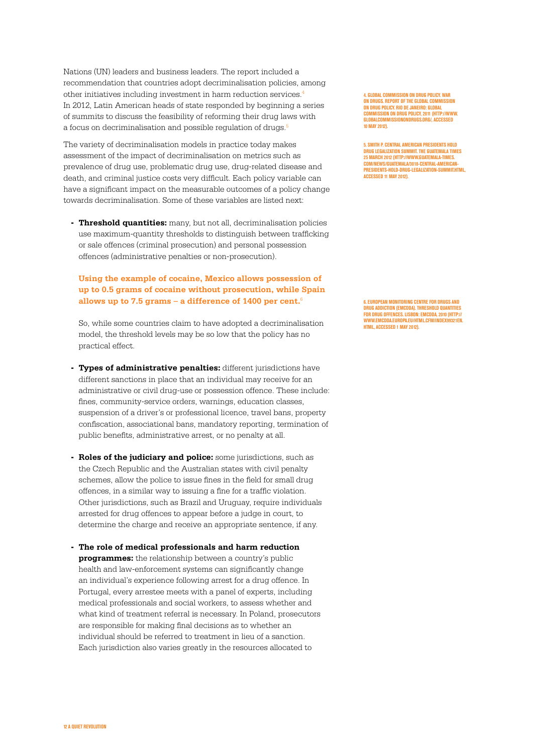Nations (UN) leaders and business leaders. The report included a recommendation that countries adopt decriminalisation policies, among other initiatives including investment in harm reduction services.[4] In 2012, Latin American heads of state responded by beginning a series of summits to discuss the feasibility of reforming their drug laws with a focus on decriminalisation and possible regulation of drugs.[5]

The variety of decriminalisation models in practice today makes assessment of the impact of decriminalisation on metrics such as prevalence of drug use, problematic drug use, drug-related disease and death, and criminal justice costs very difficult. Each policy variable can have a significant impact on the measurable outcomes of a policy change towards decriminalisation. Some of these variables are listed next:

- **Threshold quantities:** many, but not all, decriminalisation policies use maximum-quantity thresholds to distinguish between trafficking or sale offences (criminal prosecution) and personal possession offences (administrative penalties or non-prosecution).

  **Using the example of cocaine, Mexico allows possession of up to 0.5 grams of cocaine without prosecution, while Spain allows up to 7.5 grams – a difference of 1400 per cent.**[6]

  So, while some countries claim to have adopted a decriminalisation model, the threshold levels may be so low that the policy has no practical effect.

- **Types of administrative penalties:** different jurisdictions have different sanctions in place that an individual may receive for an administrative or civil drug-use or possession offence. These include: fines, community-service orders, warnings, education classes, suspension of a driver's or professional licence, travel bans, property confiscation, associational bans, mandatory reporting, termination of public benefits, administrative arrest, or no penalty at all.

- **Roles of the judiciary and police:** some jurisdictions, such as the Czech Republic and the Australian states with civil penalty schemes, allow the police to issue fines in the field for small drug offences, in a similar way to issuing a fine for a traffic violation. Other jurisdictions, such as Brazil and Uruguay, require individuals arrested for drug offences to appear before a judge in court, to determine the charge and receive an appropriate sentence, if any.

- **The role of medical professionals and harm reduction programmes:** the relationship between a country's public health and law-enforcement systems can significantly change an individual's experience following arrest for a drug offence. In Portugal, every arrestee meets with a panel of experts, including medical professionals and social workers, to assess whether and what kind of treatment referral is necessary. In Poland, prosecutors are responsible for making final decisions as to whether an individual should be referred to treatment in lieu of a sanction. Each jurisdiction also varies greatly in the resources allocated to

4. GLOBAL COMMISSION ON DRUG POLICY. WAR ON DRUGS. REPORT OF THE GLOBAL COMMISSION ON DRUG POLICY. RIO DE JANEIRO: GLOBAL COMMISSION ON DRUG POLICY, 2011 (HTTP://WWW.GLOBALCOMMISSIONONDRUGS.ORG/, ACCESSED 10 MAY 2012).

5. SMITH P. CENTRAL AMERICAN PRESIDENTS HOLD DRUG LEGALIZATION SUMMIT. THE GUATEMALA TIMES 25 MARCH 2012 (HTTP://WWW.GUATEMALA-TIMES.COM/NEWS/GUATEMALA/3018-CENTRAL-AMERICAN-PRESIDENTS-HOLD-DRUG-LEGALIZATION-SUMMIT.HTML, ACCESSED 11 MAY 2012).

6. EUROPEAN MONITORING CENTRE FOR DRUGS AND DRUG ADDICTION (EMCDDA). THRESHOLD QUANTITIES FOR DRUG OFFENCES. LISBON: EMCDDA, 2010 (HTTP://WWW.EMCDDA.EUROPA.EU/HTML.CFM/INDEX99321EN.HTML, ACCESSED 1 MAY 2012).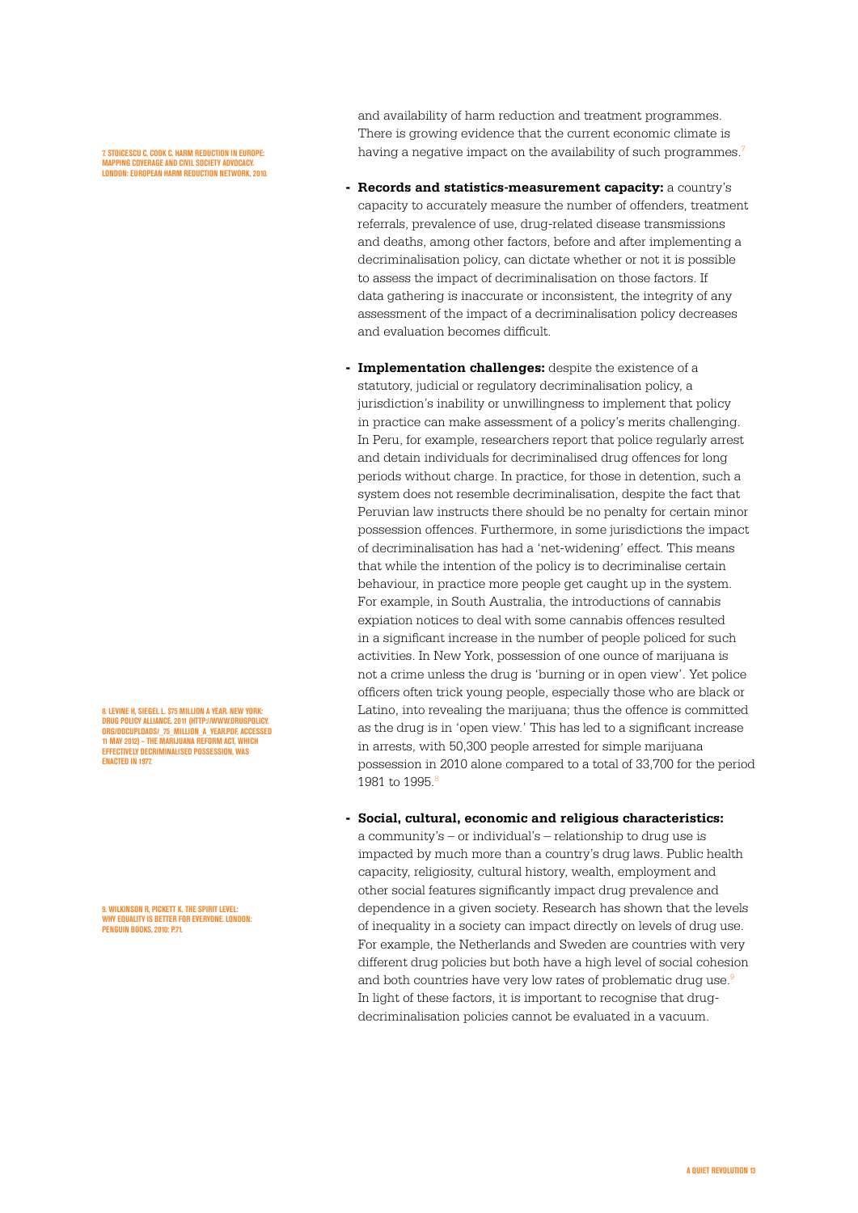and availability of harm reduction and treatment programmes. There is growing evidence that the current economic climate is having a negative impact on the availability of such programmes.[7]

- **Records and statistics-measurement capacity:** a country's capacity to accurately measure the number of offenders, treatment referrals, prevalence of use, drug-related disease transmissions and deaths, among other factors, before and after implementing a decriminalisation policy, can dictate whether or not it is possible to assess the impact of decriminalisation on those factors. If data gathering is inaccurate or inconsistent, the integrity of any assessment of the impact of a decriminalisation policy decreases and evaluation becomes difficult.

- **Implementation challenges:** despite the existence of a statutory, judicial or regulatory decriminalisation policy, a jurisdiction's inability or unwillingness to implement that policy in practice can make assessment of a policy's merits challenging. In Peru, for example, researchers report that police regularly arrest and detain individuals for decriminalised drug offences for long periods without charge. In practice, for those in detention, such a system does not resemble decriminalisation, despite the fact that Peruvian law instructs there should be no penalty for certain minor possession offences. Furthermore, in some jurisdictions the impact of decriminalisation has had a 'net-widening' effect. This means that while the intention of the policy is to decriminalise certain behaviour, in practice more people get caught up in the system. For example, in South Australia, the introductions of cannabis expiation notices to deal with some cannabis offences resulted in a significant increase in the number of people policed for such activities. In New York, possession of one ounce of marijuana is not a crime unless the drug is 'burning or in open view'. Yet police officers often trick young people, especially those who are black or Latino, into revealing the marijuana; thus the offence is committed as the drug is in 'open view.' This has led to a significant increase in arrests, with 50,300 people arrested for simple marijuana possession in 2010 alone compared to a total of 33,700 for the period 1981 to 1995.[8]

- **Social, cultural, economic and religious characteristics:** a community's – or individual's – relationship to drug use is impacted by much more than a country's drug laws. Public health capacity, religiosity, cultural history, wealth, employment and other social features significantly impact drug prevalence and dependence in a given society. Research has shown that the levels of inequality in a society can impact directly on levels of drug use. For example, the Netherlands and Sweden are countries with very different drug policies but both have a high level of social cohesion and both countries have very low rates of problematic drug use.[9] In light of these factors, it is important to recognise that drug-decriminalisation policies cannot be evaluated in a vacuum.

7. STOICESCU C, COOK C. HARM REDUCTION IN EUROPE; MAPPING COVERAGE AND CIVIL SOCIETY ADVOCACY. LONDON: EUROPEAN HARM REDUCTION NETWORK, 2010.

8. LEVINE H, SIEGEL L. $75 MILLION A YEAR. NEW YORK: DRUG POLICY ALLIANCE, 2011 (HTTP://WWW.DRUGPOLICY.ORG/DOCUPLOADS/_75_MILLION_A_YEAR.PDF, ACCESSED 11 MAY 2012) – THE MARIJUANA REFORM ACT, WHICH EFFECTIVELY DECRIMINALISED POSSESSION, WAS ENACTED IN 1977.

9. WILKINSON R, PICKETT K. THE SPIRIT LEVEL: WHY EQUALITY IS BETTER FOR EVERYONE. LONDON: PENGUIN BOOKS, 2010: P.71.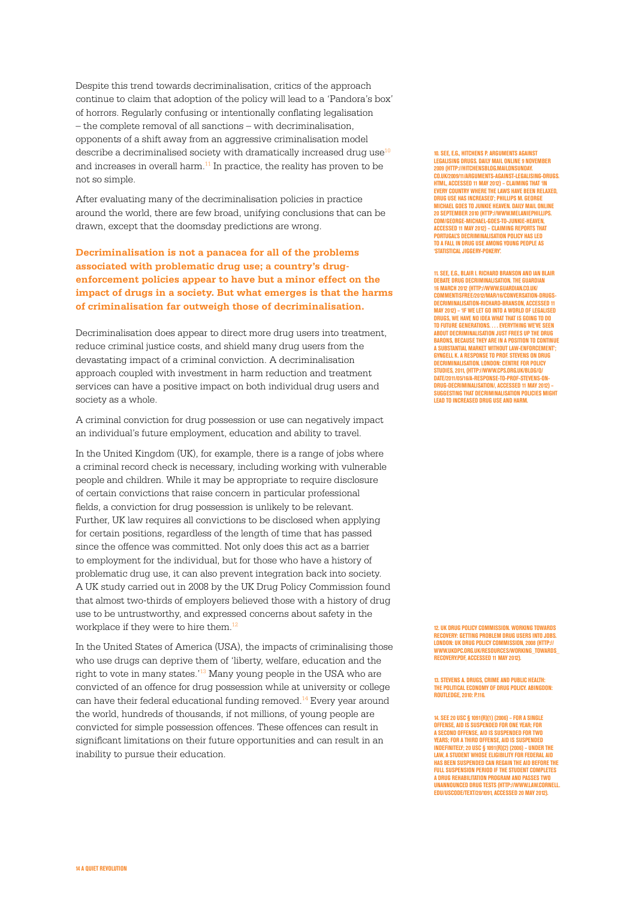Despite this trend towards decriminalisation, critics of the approach continue to claim that adoption of the policy will lead to a 'Pandora's box' of horrors. Regularly confusing or intentionally conflating legalisation – the complete removal of all sanctions – with decriminalisation, opponents of a shift away from an aggressive criminalisation model describe a decriminalised society with dramatically increased drug use[10] and increases in overall harm.[11] In practice, the reality has proven to be not so simple.

After evaluating many of the decriminalisation policies in practice around the world, there are few broad, unifying conclusions that can be drawn, except that the doomsday predictions are wrong.

**Decriminalisation is not a panacea for all of the problems associated with problematic drug use; a country's drug-enforcement policies appear to have but a minor effect on the impact of drugs in a society. But what emerges is that the harms of criminalisation far outweigh those of decriminalisation.**

Decriminalisation does appear to direct more drug users into treatment, reduce criminal justice costs, and shield many drug users from the devastating impact of a criminal conviction. A decriminalisation approach coupled with investment in harm reduction and treatment services can have a positive impact on both individual drug users and society as a whole.

A criminal conviction for drug possession or use can negatively impact an individual's future employment, education and ability to travel.

In the United Kingdom (UK), for example, there is a range of jobs where a criminal record check is necessary, including working with vulnerable people and children. While it may be appropriate to require disclosure of certain convictions that raise concern in particular professional fields, a conviction for drug possession is unlikely to be relevant. Further, UK law requires all convictions to be disclosed when applying for certain positions, regardless of the length of time that has passed since the offence was committed. Not only does this act as a barrier to employment for the individual, but for those who have a history of problematic drug use, it can also prevent integration back into society. A UK study carried out in 2008 by the UK Drug Policy Commission found that almost two-thirds of employers believed those with a history of drug use to be untrustworthy, and expressed concerns about safety in the workplace if they were to hire them.[12]

In the United States of America (USA), the impacts of criminalising those who use drugs can deprive them of 'liberty, welfare, education and the right to vote in many states.'[13] Many young people in the USA who are convicted of an offence for drug possession while at university or college can have their federal educational funding removed.[14] Every year around the world, hundreds of thousands, if not millions, of young people are convicted for simple possession offences. These offences can result in significant limitations on their future opportunities and can result in an inability to pursue their education.

10. SEE, E.G., HITCHENS P. ARGUMENTS AGAINST LEGALISING DRUGS. DAILY MAIL ONLINE 9 NOVEMBER 2009 (HTTP://HITCHENSBLOG.MAILONSUNDAY.CO.UK/2009/11/ARGUMENTS-AGAINST-LEGALISING-DRUGS.HTML, ACCESSED 11 MAY 2012) – CLAIMING THAT 'IN EVERY COUNTRY WHERE THE LAWS HAVE BEEN RELAXED, DRUG USE HAS INCREASED'; PHILLIPS M. GEORGE MICHAEL GOES TO JUNKIE HEAVEN. DAILY MAIL ONLINE 20 SEPTEMBER 2010 (HTTP://WWW.MELANIEPHILLIPS.COM/GEORGE-MICHAEL-GOES-TO-JUNKIE-HEAVEN, ACCESSED 11 MAY 2012) – CLAIMING REPORTS THAT PORTUGAL'S DECRIMINALISATION POLICY HAS LED TO A FALL IN DRUG USE AMONG YOUNG PEOPLE AS 'STATISTICAL JIGGERY-POKERY'.

11. SEE, E.G., BLAIR I. RICHARD BRANSON AND IAN BLAIR DEBATE DRUG DECRIMINALISATION. THE GUARDIAN 16 MARCH 2012 (HTTP://WWW.GUARDIAN.CO.UK/COMMENTISFREE/2012/MAR/16/CONVERSATION-DRUGS-DECRIMINALISATION-RICHARD-BRANSON, ACCESSED 11 MAY 2012) – 'IF WE LET GO INTO A WORLD OF LEGALISED DRUGS, WE HAVE NO IDEA WHAT THAT IS GOING TO DO TO FUTURE GENERATIONS. . . . EVERYTHING WE'VE SEEN ABOUT DECRIMINALISATION JUST FREES UP THE DRUG BARONS, BECAUSE THEY ARE IN A POSITION TO CONTINUE A SUBSTANTIAL MARKET WITHOUT LAW-ENFORCEMENT'; GYNGELL K. A RESPONSE TO PROF. STEVENS ON DRUG DECRIMINALISATION. LONDON: CENTRE FOR POLICY STUDIES, 2011, (HTTP://WWW.CPS.ORG.UK/BLOG/Q/DATE/2011/05/16/A-RESPONSE-TO-PROF-STEVENS-ON-DRUG-DECRIMINALISATION/, ACCESSED 11 MAY 2012) – SUGGESTING THAT DECRIMINALISATION POLICIES MIGHT LEAD TO INCREASED DRUG USE AND HARM.

12. UK DRUG POLICY COMMISSION. WORKING TOWARDS RECOVERY: GETTING PROBLEM DRUG USERS INTO JOBS. LONDON: UK DRUG POLICY COMMISSION, 2008 (HTTP://WWW.UKDPC.ORG.UK/RESOURCES/WORKING_TOWARDS_RECOVERY.PDF, ACCESSED 11 MAY 2012).

13. STEVENS A. DRUGS, CRIME AND PUBLIC HEALTH: THE POLITICAL ECONOMY OF DRUG POLICY. ABINGDON: ROUTLEDGE, 2010: P.116.

14. SEE 20 USC § 1091(R)(1) (2006) – FOR A SINGLE OFFENSE, AID IS SUSPENDED FOR ONE YEAR; FOR A SECOND OFFENSE, AID IS SUSPENDED FOR TWO YEARS; FOR A THIRD OFFENSE, AID IS SUSPENDED INDEFINITELY; 20 USC § 1091(R)(2) (2006) – UNDER THE LAW, A STUDENT WHOSE ELIGIBILITY FOR FEDERAL AID HAS BEEN SUSPENDED CAN REGAIN THE AID BEFORE THE FULL SUSPENSION PERIOD IF THE STUDENT COMPLETES A DRUG REHABILITATION PROGRAM AND PASSES TWO UNANNOUNCED DRUG TESTS (HTTP://WWW.LAW.CORNELL.EDU/USCODE/TEXT/20/1091, ACCESSED 20 MAY 2012).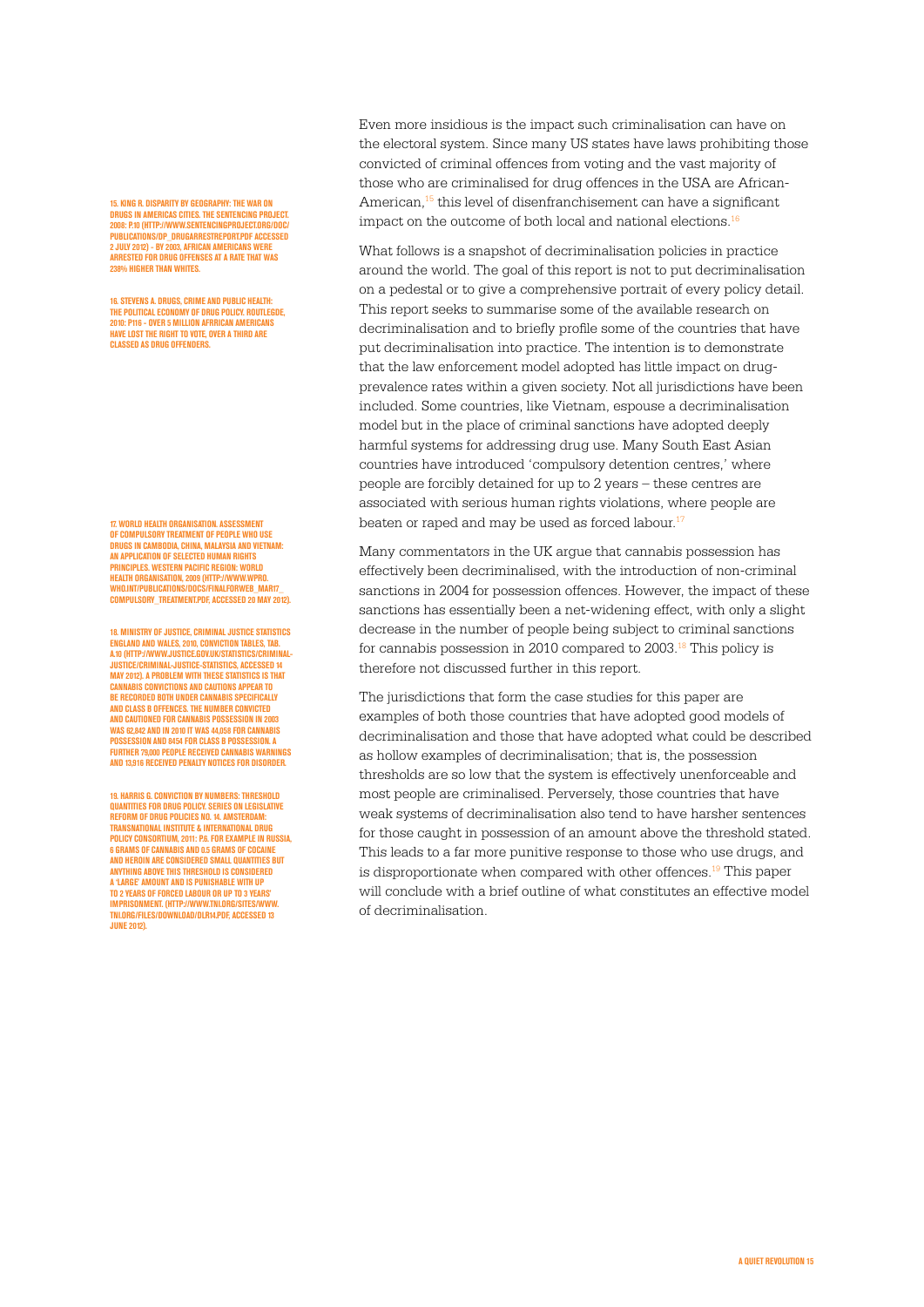Even more insidious is the impact such criminalisation can have on the electoral system. Since many US states have laws prohibiting those convicted of criminal offences from voting and the vast majority of those who are criminalised for drug offences in the USA are African-American,[15] this level of disenfranchisement can have a significant impact on the outcome of both local and national elections.[16]

What follows is a snapshot of decriminalisation policies in practice around the world. The goal of this report is not to put decriminalisation on a pedestal or to give a comprehensive portrait of every policy detail. This report seeks to summarise some of the available research on decriminalisation and to briefly profile some of the countries that have put decriminalisation into practice. The intention is to demonstrate that the law enforcement model adopted has little impact on drug-prevalence rates within a given society. Not all jurisdictions have been included. Some countries, like Vietnam, espouse a decriminalisation model but in the place of criminal sanctions have adopted deeply harmful systems for addressing drug use. Many South East Asian countries have introduced 'compulsory detention centres,' where people are forcibly detained for up to 2 years – these centres are associated with serious human rights violations, where people are beaten or raped and may be used as forced labour.[17]

Many commentators in the UK argue that cannabis possession has effectively been decriminalised, with the introduction of non-criminal sanctions in 2004 for possession offences. However, the impact of these sanctions has essentially been a net-widening effect, with only a slight decrease in the number of people being subject to criminal sanctions for cannabis possession in 2010 compared to 2003.[18] This policy is therefore not discussed further in this report.

The jurisdictions that form the case studies for this paper are examples of both those countries that have adopted good models of decriminalisation and those that have adopted what could be described as hollow examples of decriminalisation; that is, the possession thresholds are so low that the system is effectively unenforceable and most people are criminalised. Perversely, those countries that have weak systems of decriminalisation also tend to have harsher sentences for those caught in possession of an amount above the threshold stated. This leads to a far more punitive response to those who use drugs, and is disproportionate when compared with other offences.[19] This paper will conclude with a brief outline of what constitutes an effective model of decriminalisation.

15. King R. Disparity by geography: The war on drugs in Americas cities. The Sentencing Project. 2008: p.10 (http://www.sentencingproject.org/doc/publications/dp_drugarrestreport.pdf accessed 2 July 2012) – By 2003, African Americans were arrested for drug offenses at a rate that was 238% higher than whites.

16. Stevens A. Drugs, crime and public health: the political economy of drug policy. Routlegde, 2010: p116 – over 5 million Afrrican Americans have lost the right to vote, over a third are classed as drug offenders.

17. World Health Organisation. Assessment of compulsory treatment of people who use drugs in Cambodia, China, Malaysia and Vietnam: an application of selected human rights principles. Western Pacific Region: World Health Organisation, 2009 (http://www.wpro.who.int/publications/docs/FINALforWeb_Mar17_Compulsory_Treatment.pdf, accessed 20 May 2012).

18. Ministry of Justice, Criminal justice statistics England and Wales, 2010, conviction tables, Tab. A.10 (http://www.justice.gov.uk/statistics/criminal-justice/criminal-justice-statistics, accessed 14 May 2012). A problem with these statistics is that cannabis convictions and cautions appear to be recorded both under cannabis specifically and class B offences. The number convicted and cautioned for cannabis possession in 2003 was 62,842 and in 2010 it was 44,058 for cannabis possession and 8454 for class B possession. A further 79,000 people received cannabis warnings and 13,916 received penalty notices for disorder.

19. Harris G. Conviction by numbers: threshold quantities for drug policy. Series on Legislative Reform of Drug Policies No. 14. Amsterdam: Transnational Institute & International Drug Policy Consortium, 2011: p.6. For example in Russia, 6 grams of cannabis and 0.5 grams of cocaine and heroin are considered small quantities but anything above this threshold is considered a 'large' amount and is punishable with up to 2 years of forced labour or up to 3 years' imprisonment. (http://www.tni.org/sites/www.tni.org/files/download/dlr14.pdf, accessed 13 June 2012).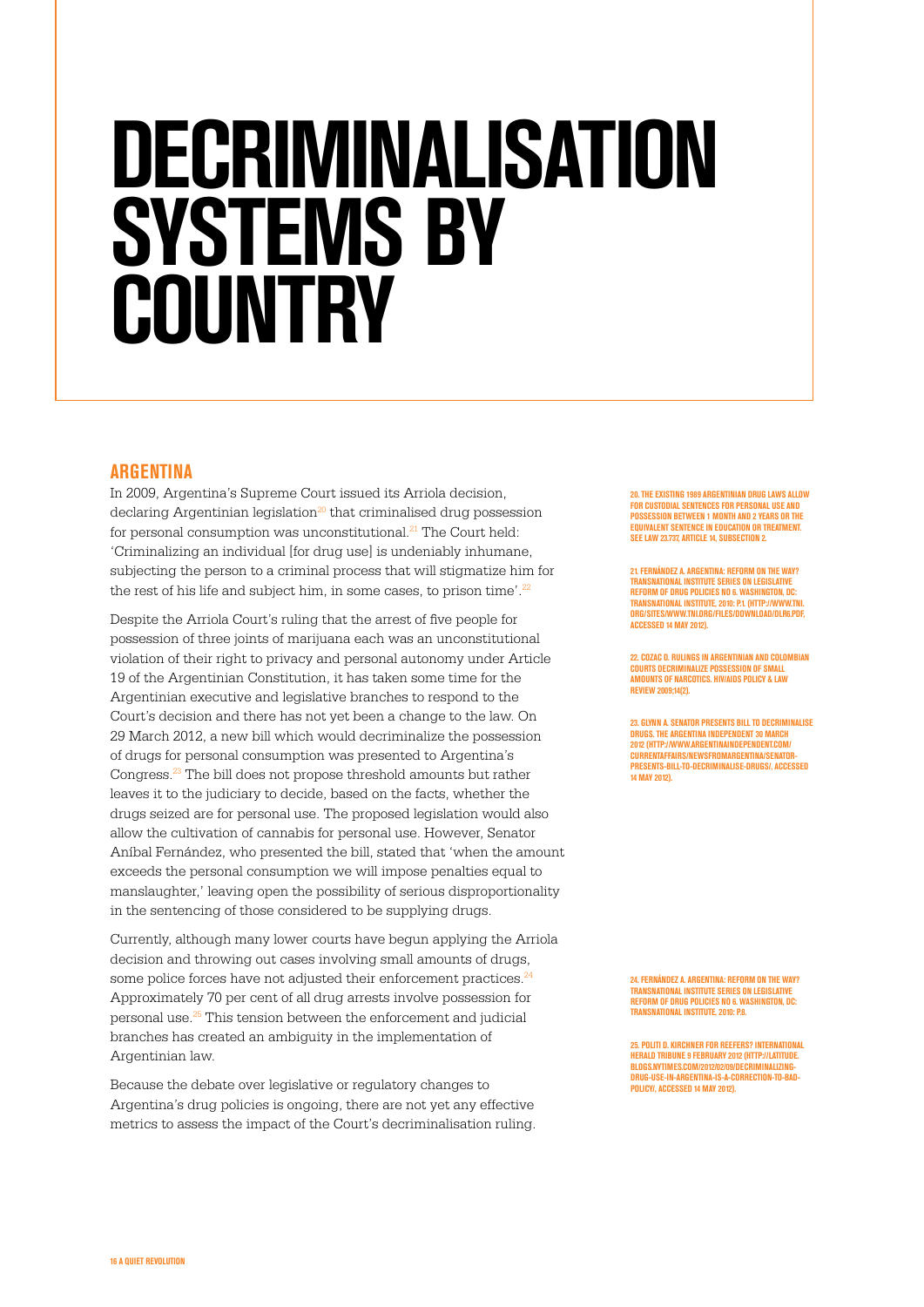# DECRIMINALISATION SYSTEMS BY COUNTRY

## ARGENTINA

In 2009, Argentina's Supreme Court issued its Arriola decision, declaring Argentinian legislation[20] that criminalised drug possession for personal consumption was unconstitutional.[21] The Court held: 'Criminalizing an individual [for drug use] is undeniably inhumane, subjecting the person to a criminal process that will stigmatize him for the rest of his life and subject him, in some cases, to prison time'.[22]

Despite the Arriola Court's ruling that the arrest of five people for possession of three joints of marijuana each was an unconstitutional violation of their right to privacy and personal autonomy under Article 19 of the Argentinian Constitution, it has taken some time for the Argentinian executive and legislative branches to respond to the Court's decision and there has not yet been a change to the law. On 29 March 2012, a new bill which would decriminalize the possession of drugs for personal consumption was presented to Argentina's Congress.[23] The bill does not propose threshold amounts but rather leaves it to the judiciary to decide, based on the facts, whether the drugs seized are for personal use. The proposed legislation would also allow the cultivation of cannabis for personal use. However, Senator Aníbal Fernández, who presented the bill, stated that 'when the amount exceeds the personal consumption we will impose penalties equal to manslaughter,' leaving open the possibility of serious disproportionality in the sentencing of those considered to be supplying drugs.

Currently, although many lower courts have begun applying the Arriola decision and throwing out cases involving small amounts of drugs, some police forces have not adjusted their enforcement practices.[24] Approximately 70 per cent of all drug arrests involve possession for personal use.[25] This tension between the enforcement and judicial branches has created an ambiguity in the implementation of Argentinian law.

Because the debate over legislative or regulatory changes to Argentina's drug policies is ongoing, there are not yet any effective metrics to assess the impact of the Court's decriminalisation ruling.

20. THE EXISTING 1989 ARGENTINIAN DRUG LAWS ALLOW FOR CUSTODIAL SENTENCES FOR PERSONAL USE AND POSSESSION BETWEEN 1 MONTH AND 2 YEARS OR THE EQUIVALENT SENTENCE IN EDUCATION OR TREATMENT. SEE LAW 23.737, ARTICLE 14, SUBSECTION 2.

21. FERNÁNDEZ A. ARGENTINA: REFORM ON THE WAY? TRANSNATIONAL INSTITUTE SERIES ON LEGISLATIVE REFORM OF DRUG POLICIES NO 6. WASHINGTON, DC: TRANSNATIONAL INSTITUTE, 2010: P.1. (HTTP://WWW.TNI.ORG/SITES/WWW.TNI.ORG/FILES/DOWNLOAD/DLR6.PDF, ACCESSED 14 MAY 2012).

22. COZAC D. RULINGS IN ARGENTINIAN AND COLOMBIAN COURTS DECRIMINALIZE POSSESSION OF SMALL AMOUNTS OF NARCOTICS. HIV/AIDS POLICY & LAW REVIEW 2009;14(2).

23. GLYNN A. SENATOR PRESENTS BILL TO DECRIMINALISE DRUGS. THE ARGENTINA INDEPENDENT 30 MARCH 2012 (HTTP://WWW.ARGENTINAINDEPENDENT.COM/CURRENTAFFAIRS/NEWSFROMARGENTINA/SENATOR-PRESENTS-BILL-TO-DECRIMINALISE-DRUGS/, ACCESSED 14 MAY 2012).

24. FERNÁNDEZ A. ARGENTINA: REFORM ON THE WAY? TRANSNATIONAL INSTITUTE SERIES ON LEGISLATIVE REFORM OF DRUG POLICIES NO 6. WASHINGTON, DC: TRANSNATIONAL INSTITUTE, 2010: P.8.

25. POLITI D. KIRCHNER FOR REEFERS? INTERNATIONAL HERALD TRIBUNE 9 FEBRUARY 2012 (HTTP://LATITUDE.BLOGS.NYTIMES.COM/2012/02/09/DECRIMINALIZING-DRUG-USE-IN-ARGENTINA-IS-A-CORRECTION-TO-BAD-POLICY/, ACCESSED 14 MAY 2012).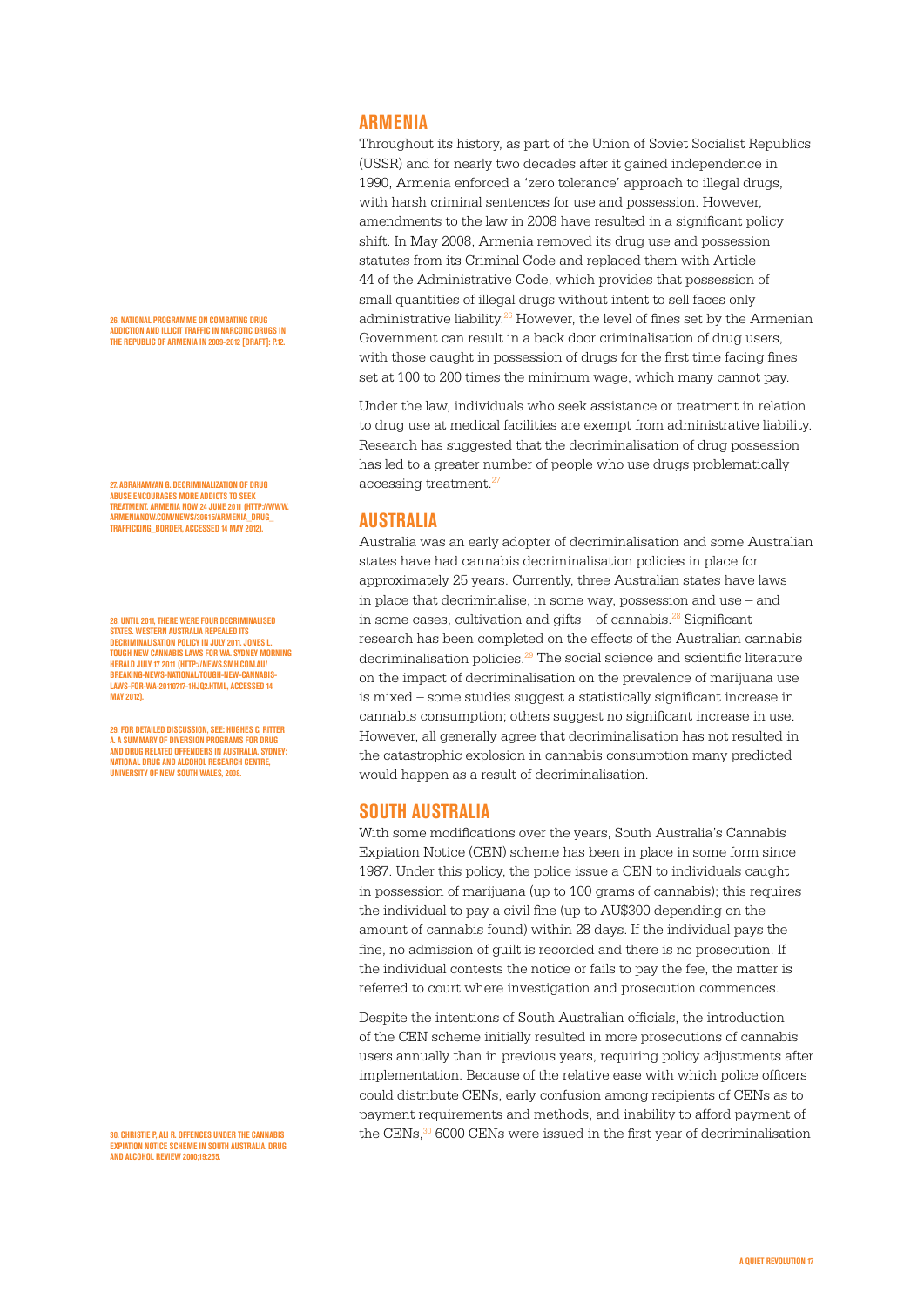## ARMENIA

Throughout its history, as part of the Union of Soviet Socialist Republics (USSR) and for nearly two decades after it gained independence in 1990, Armenia enforced a 'zero tolerance' approach to illegal drugs, with harsh criminal sentences for use and possession. However, amendments to the law in 2008 have resulted in a significant policy shift. In May 2008, Armenia removed its drug use and possession statutes from its Criminal Code and replaced them with Article 44 of the Administrative Code, which provides that possession of small quantities of illegal drugs without intent to sell faces only administrative liability.[26] However, the level of fines set by the Armenian Government can result in a back door criminalisation of drug users, with those caught in possession of drugs for the first time facing fines set at 100 to 200 times the minimum wage, which many cannot pay.

Under the law, individuals who seek assistance or treatment in relation to drug use at medical facilities are exempt from administrative liability. Research has suggested that the decriminalisation of drug possession has led to a greater number of people who use drugs problematically accessing treatment.[27]

## AUSTRALIA

Australia was an early adopter of decriminalisation and some Australian states have had cannabis decriminalisation policies in place for approximately 25 years. Currently, three Australian states have laws in place that decriminalise, in some way, possession and use – and in some cases, cultivation and gifts – of cannabis.[28] Significant research has been completed on the effects of the Australian cannabis decriminalisation policies.[29] The social science and scientific literature on the impact of decriminalisation on the prevalence of marijuana use is mixed – some studies suggest a statistically significant increase in cannabis consumption; others suggest no significant increase in use. However, all generally agree that decriminalisation has not resulted in the catastrophic explosion in cannabis consumption many predicted would happen as a result of decriminalisation.

## SOUTH AUSTRALIA

With some modifications over the years, South Australia's Cannabis Expiation Notice (CEN) scheme has been in place in some form since 1987. Under this policy, the police issue a CEN to individuals caught in possession of marijuana (up to 100 grams of cannabis); this requires the individual to pay a civil fine (up to AU$300 depending on the amount of cannabis found) within 28 days. If the individual pays the fine, no admission of guilt is recorded and there is no prosecution. If the individual contests the notice or fails to pay the fee, the matter is referred to court where investigation and prosecution commences.

Despite the intentions of South Australian officials, the introduction of the CEN scheme initially resulted in more prosecutions of cannabis users annually than in previous years, requiring policy adjustments after implementation. Because of the relative ease with which police officers could distribute CENs, early confusion among recipients of CENs as to payment requirements and methods, and inability to afford payment of the CENs,[30] 6000 CENs were issued in the first year of decriminalisation

26. National Programme on Combating Drug Addiction and Illicit Traffic in Narcotic Drugs in the Republic of Armenia in 2009–2012 [Draft]: p.12.

27. Abrahamyan G. Decriminalization of drug abuse encourages more addicts to seek treatment. Armenia Now 24 June 2011 (http://www.armenianow.com/news/30615/armenia_drug_trafficking_border, accessed 14 May 2012).

28. Until 2011, there were four decriminalised states. Western Australia repealed its decriminalisation policy in July 2011. Jones L. Tough new cannabis laws for WA. Sydney Morning Herald July 17 2011 (http://news.smh.com.au/breaking-news-national/tough-new-cannabis-laws-for-wa-20110717-1hjq2.html, accessed 14 May 2012).

29. For detailed discussion, see: Hughes C, Ritter A. A summary of diversion programs for drug and drug related offenders in Australia. Sydney: National Drug and Alcohol Research Centre, University of New South Wales, 2008.

30. Christie P, Ali R. Offences under the Cannabis Expiation Notice Scheme in South Australia. Drug and Alcohol Review 2000;19:255.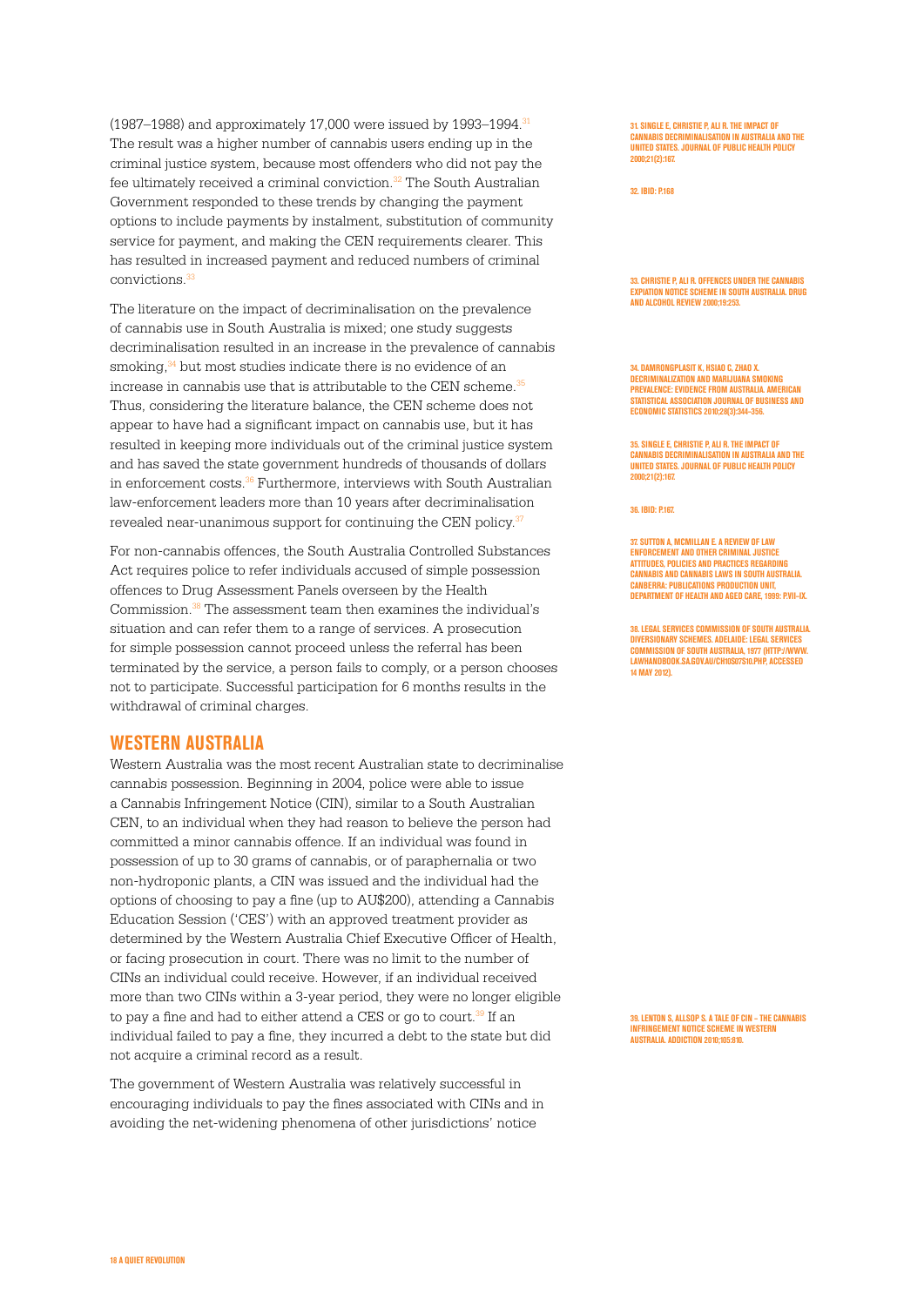(1987–1988) and approximately 17,000 were issued by 1993–1994.[31] The result was a higher number of cannabis users ending up in the criminal justice system, because most offenders who did not pay the fee ultimately received a criminal conviction.[32] The South Australian Government responded to these trends by changing the payment options to include payments by instalment, substitution of community service for payment, and making the CEN requirements clearer. This has resulted in increased payment and reduced numbers of criminal convictions.[33]

The literature on the impact of decriminalisation on the prevalence of cannabis use in South Australia is mixed; one study suggests decriminalisation resulted in an increase in the prevalence of cannabis smoking,[34] but most studies indicate there is no evidence of an increase in cannabis use that is attributable to the CEN scheme.[35] Thus, considering the literature balance, the CEN scheme does not appear to have had a significant impact on cannabis use, but it has resulted in keeping more individuals out of the criminal justice system and has saved the state government hundreds of thousands of dollars in enforcement costs.[36] Furthermore, interviews with South Australian law-enforcement leaders more than 10 years after decriminalisation revealed near-unanimous support for continuing the CEN policy.[37]

For non-cannabis offences, the South Australia Controlled Substances Act requires police to refer individuals accused of simple possession offences to Drug Assessment Panels overseen by the Health Commission.[38] The assessment team then examines the individual's situation and can refer them to a range of services. A prosecution for simple possession cannot proceed unless the referral has been terminated by the service, a person fails to comply, or a person chooses not to participate. Successful participation for 6 months results in the withdrawal of criminal charges.

## WESTERN AUSTRALIA

Western Australia was the most recent Australian state to decriminalise cannabis possession. Beginning in 2004, police were able to issue a Cannabis Infringement Notice (CIN), similar to a South Australian CEN, to an individual when they had reason to believe the person had committed a minor cannabis offence. If an individual was found in possession of up to 30 grams of cannabis, or of paraphernalia or two non-hydroponic plants, a CIN was issued and the individual had the options of choosing to pay a fine (up to AU$200), attending a Cannabis Education Session ('CES') with an approved treatment provider as determined by the Western Australia Chief Executive Officer of Health, or facing prosecution in court. There was no limit to the number of CINs an individual could receive. However, if an individual received more than two CINs within a 3-year period, they were no longer eligible to pay a fine and had to either attend a CES or go to court.[39] If an individual failed to pay a fine, they incurred a debt to the state but did not acquire a criminal record as a result.

The government of Western Australia was relatively successful in encouraging individuals to pay the fines associated with CINs and in avoiding the net-widening phenomena of other jurisdictions' notice

---

31. SINGLE E, CHRISTIE P, ALI R. THE IMPACT OF CANNABIS DECRIMINALISATION IN AUSTRALIA AND THE UNITED STATES. JOURNAL OF PUBLIC HEALTH POLICY 2000;21(2):167.

32. IBID: P.168

33. CHRISTIE P, ALI R. OFFENCES UNDER THE CANNABIS EXPIATION NOTICE SCHEME IN SOUTH AUSTRALIA. DRUG AND ALCOHOL REVIEW 2000;19:253.

34. DAMRONGPLASIT K, HSIAO C, ZHAO X. DECRIMINALIZATION AND MARIJUANA SMOKING PREVALENCE: EVIDENCE FROM AUSTRALIA. AMERICAN STATISTICAL ASSOCIATION JOURNAL OF BUSINESS AND ECONOMIC STATISTICS 2010;28(3):344–356.

35. SINGLE E, CHRISTIE P, ALI R. THE IMPACT OF CANNABIS DECRIMINALISATION IN AUSTRALIA AND THE UNITED STATES. JOURNAL OF PUBLIC HEALTH POLICY 2000;21(2):167.

36. IBID: P.167.

37. SUTTON A, MCMILLAN E. A REVIEW OF LAW ENFORCEMENT AND OTHER CRIMINAL JUSTICE ATTITUDES, POLICIES AND PRACTICES REGARDING CANNABIS AND CANNABIS LAWS IN SOUTH AUSTRALIA. CANBERRA: PUBLICATIONS PRODUCTION UNIT, DEPARTMENT OF HEALTH AND AGED CARE, 1999: P.VII–IX.

38. LEGAL SERVICES COMMISSION OF SOUTH AUSTRALIA. DIVERSIONARY SCHEMES. ADELAIDE: LEGAL SERVICES COMMISSION OF SOUTH AUSTRALIA, 1977 (HTTP://WWW.LAWHANDBOOK.SA.GOV.AU/CH10S07S10.PHP, ACCESSED 14 MAY 2012).

39. LENTON S, ALLSOP S. A TALE OF CIN – THE CANNABIS INFRINGEMENT NOTICE SCHEME IN WESTERN AUSTRALIA. ADDICTION 2010;105:810.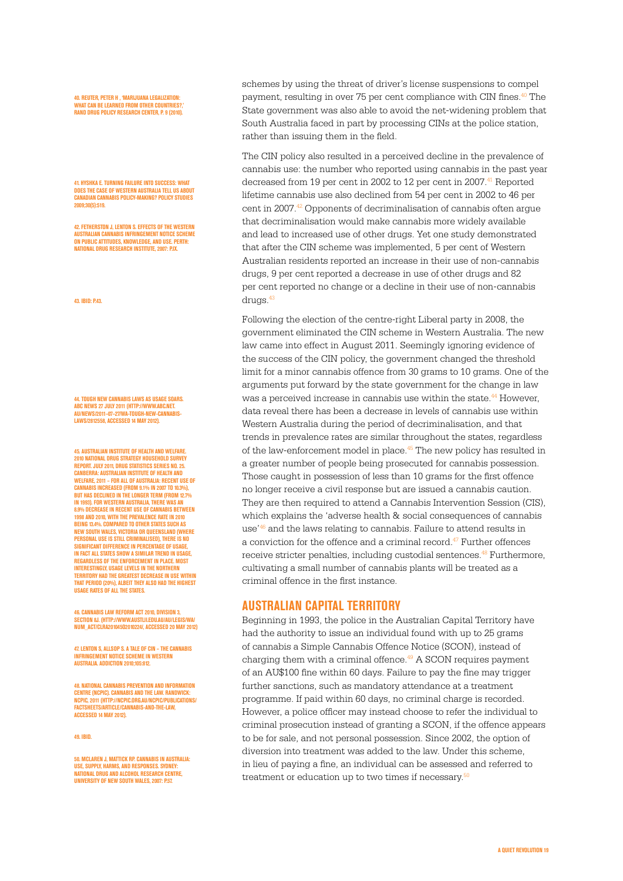schemes by using the threat of driver's license suspensions to compel payment, resulting in over 75 per cent compliance with CIN fines.[40] The State government was also able to avoid the net-widening problem that South Australia faced in part by processing CINs at the police station, rather than issuing them in the field.

The CIN policy also resulted in a perceived decline in the prevalence of cannabis use: the number who reported using cannabis in the past year decreased from 19 per cent in 2002 to 12 per cent in 2007.[41] Reported lifetime cannabis use also declined from 54 per cent in 2002 to 46 per cent in 2007.[42] Opponents of decriminalisation of cannabis often argue that decriminalisation would make cannabis more widely available and lead to increased use of other drugs. Yet one study demonstrated that after the CIN scheme was implemented, 5 per cent of Western Australian residents reported an increase in their use of non-cannabis drugs, 9 per cent reported a decrease in use of other drugs and 82 per cent reported no change or a decline in their use of non-cannabis drugs.[43]

Following the election of the centre-right Liberal party in 2008, the government eliminated the CIN scheme in Western Australia. The new law came into effect in August 2011. Seemingly ignoring evidence of the success of the CIN policy, the government changed the threshold limit for a minor cannabis offence from 30 grams to 10 grams. One of the arguments put forward by the state government for the change in law was a perceived increase in cannabis use within the state.[44] However, data reveal there has been a decrease in levels of cannabis use within Western Australia during the period of decriminalisation, and that trends in prevalence rates are similar throughout the states, regardless of the law-enforcement model in place.[45] The new policy has resulted in a greater number of people being prosecuted for cannabis possession. Those caught in possession of less than 10 grams for the first offence no longer receive a civil response but are issued a cannabis caution. They are then required to attend a Cannabis Intervention Session (CIS), which explains the 'adverse health & social consequences of cannabis use'[46] and the laws relating to cannabis. Failure to attend results in a conviction for the offence and a criminal record.[47] Further offences receive stricter penalties, including custodial sentences.[48] Furthermore, cultivating a small number of cannabis plants will be treated as a criminal offence in the first instance.

## AUSTRALIAN CAPITAL TERRITORY

Beginning in 1993, the police in the Australian Capital Territory have had the authority to issue an individual found with up to 25 grams of cannabis a Simple Cannabis Offence Notice (SCON), instead of charging them with a criminal offence.[49] A SCON requires payment of an AU$100 fine within 60 days. Failure to pay the fine may trigger further sanctions, such as mandatory attendance at a treatment programme. If paid within 60 days, no criminal charge is recorded. However, a police officer may instead choose to refer the individual to criminal prosecution instead of granting a SCON, if the offence appears to be for sale, and not personal possession. Since 2002, the option of diversion into treatment was added to the law. Under this scheme, in lieu of paying a fine, an individual can be assessed and referred to treatment or education up to two times if necessary.[50]

---

40. REUTER, PETER H., 'MARIJUANA LEGALIZATION: WHAT CAN BE LEARNED FROM OTHER COUNTRIES?,' RAND DRUG POLICY RESEARCH CENTER, P. 9 (2010).

41. HYSHKA E. TURNING FAILURE INTO SUCCESS: WHAT DOES THE CASE OF WESTERN AUSTRALIA TELL US ABOUT CANADIAN CANNABIS POLICY-MAKING? POLICY STUDIES 2009;30(5):519.

42. FETHERSTON J, LENTON S. EFFECTS OF THE WESTERN AUSTRALIAN CANNABIS INFRINGEMENT NOTICE SCHEME ON PUBLIC ATTITUDES, KNOWLEDGE, AND USE. PERTH: NATIONAL DRUG RESEARCH INSTITUTE, 2007: P.IX.

43. IBID: P.43.

44. TOUGH NEW CANNABIS LAWS AS USAGE SOARS. ABC NEWS 27 JULY 2011 (HTTP://WWW.ABC.NET.AU/NEWS/2011-07-27/WA-TOUGH-NEW-CANNABIS-LAWS/2812658, ACCESSED 14 MAY 2012).

45. AUSTRALIAN INSTITUTE OF HEALTH AND WELFARE. 2010 NATIONAL DRUG STRATEGY HOUSEHOLD SURVEY REPORT. JULY 2011, DRUG STATISTICS SERIES NO. 25. CANBERRA: AUSTRALIAN INSTITUTE OF HEALTH AND WELFARE, 2011 – FOR ALL OF AUSTRALIA: RECENT USE OF CANNABIS INCREASED (FROM 9.1% IN 2007 TO 10.3%), BUT HAS DECLINED IN THE LONGER TERM (FROM 12.7% IN 1993). FOR WESTERN AUSTRALIA, THERE WAS AN 8.9% DECREASE IN RECENT USE OF CANNABIS BETWEEN 1998 AND 2010, WITH THE PREVALENCE RATE IN 2010 BEING 13.4%. COMPARED TO OTHER STATES SUCH AS NEW SOUTH WALES, VICTORIA OR QUEENSLAND (WHERE PERSONAL USE IS STILL CRIMINALISED), THERE IS NO SIGNIFICANT DIFFERENCE IN PERCENTAGE OF USAGE, IN FACT ALL STATES SHOW A SIMILAR TREND IN USAGE, REGARDLESS OF THE ENFORCEMENT IN PLACE. MOST INTERESTINGLY, USAGE LEVELS IN THE NORTHERN TERRITORY HAD THE GREATEST DECREASE IN USE WITHIN THAT PERIOD (20%), ALBEIT THEY ALSO HAD THE HIGHEST USAGE RATES OF ALL THE STATES.

46. CANNABIS LAW REFORM ACT 2010, DIVISION 3, SECTION 8J. (HTTP://WWW.AUSTLII.EDU.AU/AU/LEGIS/WA/NUM_ACT/CLRA201045O2010224/, ACCESSED 20 MAY 2012)

47. LENTON S, ALLSOP S. A TALE OF CIN – THE CANNABIS INFRINGEMENT NOTICE SCHEME IN WESTERN AUSTRALIA. ADDICTION 2010;105:812.

48. NATIONAL CANNABIS PREVENTION AND INFORMATION CENTRE (NCPIC). CANNABIS AND THE LAW. RANDWICK: NCPIC, 2011 (HTTP://NCPIC.ORG.AU/NCPIC/PUBLICATIONS/FACTSHEETS/ARTICLE/CANNABIS-AND-THE-LAW, ACCESSED 14 MAY 2012).

49. IBID.

50. MCLAREN J, MATTICK RP. CANNABIS IN AUSTRALIA: USE, SUPPLY, HARMS, AND RESPONSES. SYDNEY: NATIONAL DRUG AND ALCOHOL RESEARCH CENTRE, UNIVERSITY OF NEW SOUTH WALES, 2007: P.57.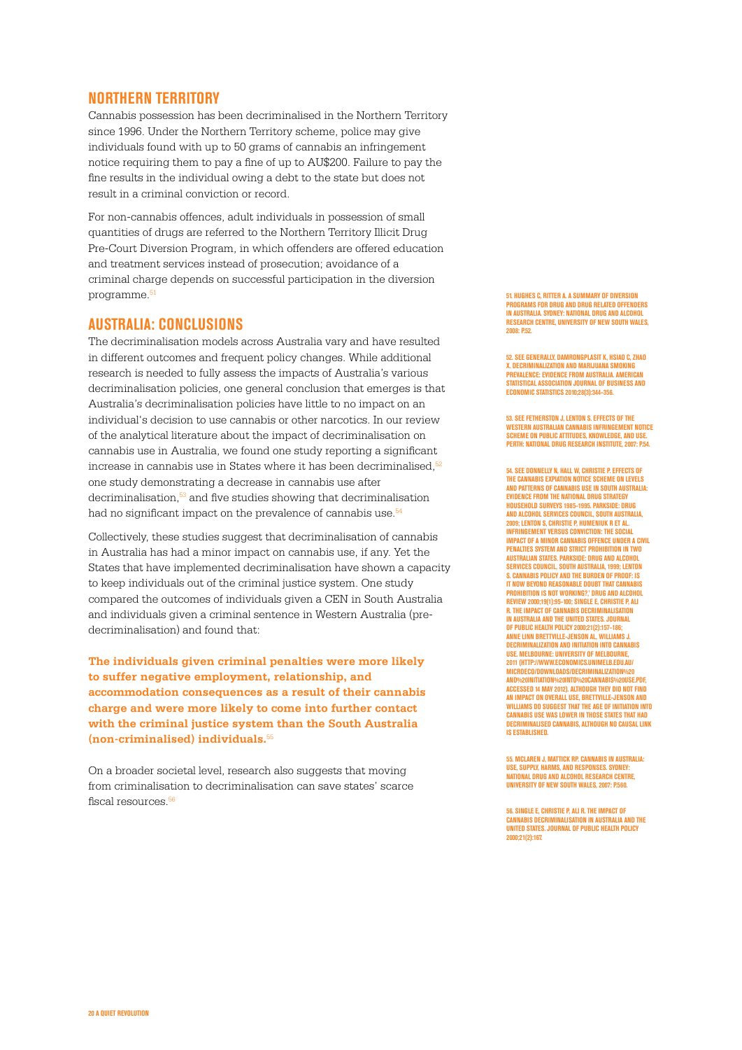## NORTHERN TERRITORY

Cannabis possession has been decriminalised in the Northern Territory since 1996. Under the Northern Territory scheme, police may give individuals found with up to 50 grams of cannabis an infringement notice requiring them to pay a fine of up to AU$200. Failure to pay the fine results in the individual owing a debt to the state but does not result in a criminal conviction or record.

For non-cannabis offences, adult individuals in possession of small quantities of drugs are referred to the Northern Territory Illicit Drug Pre-Court Diversion Program, in which offenders are offered education and treatment services instead of prosecution; avoidance of a criminal charge depends on successful participation in the diversion programme.[51]

## AUSTRALIA: CONCLUSIONS

The decriminalisation models across Australia vary and have resulted in different outcomes and frequent policy changes. While additional research is needed to fully assess the impacts of Australia's various decriminalisation policies, one general conclusion that emerges is that Australia's decriminalisation policies have little to no impact on an individual's decision to use cannabis or other narcotics. In our review of the analytical literature about the impact of decriminalisation on cannabis use in Australia, we found one study reporting a significant increase in cannabis use in States where it has been decriminalised,[52] one study demonstrating a decrease in cannabis use after decriminalisation,[53] and five studies showing that decriminalisation had no significant impact on the prevalence of cannabis use.[54]

Collectively, these studies suggest that decriminalisation of cannabis in Australia has had a minor impact on cannabis use, if any. Yet the States that have implemented decriminalisation have shown a capacity to keep individuals out of the criminal justice system. One study compared the outcomes of individuals given a CEN in South Australia and individuals given a criminal sentence in Western Australia (pre-decriminalisation) and found that:

**The individuals given criminal penalties were more likely to suffer negative employment, relationship, and accommodation consequences as a result of their cannabis charge and were more likely to come into further contact with the criminal justice system than the South Australia (non-criminalised) individuals.**[55]

On a broader societal level, research also suggests that moving from criminalisation to decriminalisation can save states' scarce fiscal resources.[56]

51. HUGHES C, RITTER A. A SUMMARY OF DIVERSION PROGRAMS FOR DRUG AND DRUG RELATED OFFENDERS IN AUSTRALIA. SYDNEY: NATIONAL DRUG AND ALCOHOL RESEARCH CENTRE, UNIVERSITY OF NEW SOUTH WALES, 2008: P.52.

52. SEE GENERALLY, DAMRONGPLASIT K, HSIAO C, ZHAO X. DECRIMINALIZATION AND MARIJUANA SMOKING PREVALENCE: EVIDENCE FROM AUSTRALIA. AMERICAN STATISTICAL ASSOCIATION JOURNAL OF BUSINESS AND ECONOMIC STATISTICS 2010;28(3):344–356.

53. SEE FETHERSTON J, LENTON S. EFFECTS OF THE WESTERN AUSTRALIAN CANNABIS INFRINGEMENT NOTICE SCHEME ON PUBLIC ATTITUDES, KNOWLEDGE, AND USE. PERTH: NATIONAL DRUG RESEARCH INSTITUTE, 2007: P.54.

54. SEE DONNELLY N, HALL W, CHRISTIE P. EFFECTS OF THE CANNABIS EXPIATION NOTICE SCHEME ON LEVELS AND PATTERNS OF CANNABIS USE IN SOUTH AUSTRALIA: EVIDENCE FROM THE NATIONAL DRUG STRATEGY HOUSEHOLD SURVEYS 1985–1995. PARKSIDE: DRUG AND ALCOHOL SERVICES COUNCIL, SOUTH AUSTRALIA, 2009; LENTON S, CHRISTIE P, HUMENIUK R ET AL. INFRINGEMENT VERSUS CONVICTION: THE SOCIAL IMPACT OF A MINOR CANNABIS OFFENCE UNDER A CIVIL PENALTIES SYSTEM AND STRICT PROHIBITION IN TWO AUSTRALIAN STATES. PARKSIDE: DRUG AND ALCOHOL SERVICES COUNCIL, SOUTH AUSTRALIA, 1999; LENTON S. CANNABIS POLICY AND THE BURDEN OF PROOF: IS IT NOW BEYOND REASONABLE DOUBT THAT CANNABIS PROHIBITION IS NOT WORKING?,' DRUG AND ALCOHOL REVIEW 2000;19(1):95–100; SINGLE E, CHRISTIE P, ALI R. THE IMPACT OF CANNABIS DECRIMINALISATION IN AUSTRALIA AND THE UNITED STATES. JOURNAL OF PUBLIC HEALTH POLICY 2000;21(2):157–186; ANNE LINN BRETTVILLE-JENSON AL, WILLIAMS J. DECRIMINALIZATION AND INITIATION INTO CANNABIS USE. MELBOURNE: UNIVERSITY OF MELBOURNE, 2011 (HTTP://WWW.ECONOMICS.UNIMELB.EDU.AU/MICROECO/DOWNLOADS/DECRIMINALIZATION%20AND%20INITIATION%20INTO%20CANNABIS%20USE.PDF, ACCESSED 14 MAY 2012). ALTHOUGH THEY DID NOT FIND AN IMPACT ON OVERALL USE, BRETTVILLE-JENSON AND WILLIAMS DO SUGGEST THAT THE AGE OF INITIATION INTO CANNABIS USE WAS LOWER IN THOSE STATES THAT HAD DECRIMINALISED CANNABIS, ALTHOUGH NO CAUSAL LINK IS ESTABLISHED.

55. MCLAREN J, MATTICK RP. CANNABIS IN AUSTRALIA: USE, SUPPLY, HARMS, AND RESPONSES. SYDNEY: NATIONAL DRUG AND ALCOHOL RESEARCH CENTRE, UNIVERSITY OF NEW SOUTH WALES, 2007: P.560.

56. SINGLE E, CHRISTIE P, ALI R. THE IMPACT OF CANNABIS DECRIMINALISATION IN AUSTRALIA AND THE UNITED STATES. JOURNAL OF PUBLIC HEALTH POLICY 2000;21(2):167.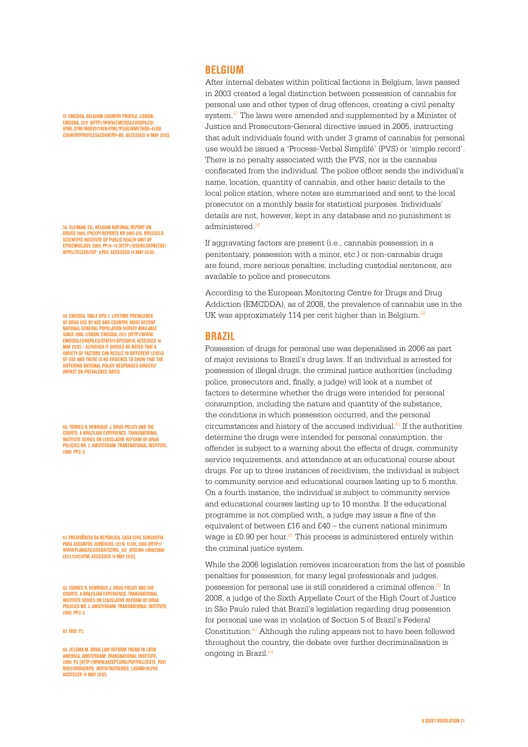## BELGIUM

After internal debates within political factions in Belgium, laws passed in 2003 created a legal distinction between possession of cannabis for personal use and other types of drug offences, creating a civil penalty system.[57] The laws were amended and supplemented by a Minister of Justice and Prosecutors-General directive issued in 2005, instructing that adult individuals found with under 3 grams of cannabis for personal use would be issued a 'Process-Verbal Simplifé' (PVS) or 'simple record'. There is no penalty associated with the PVS, nor is the cannabis confiscated from the individual. The police officer sends the individual's name, location, quantity of cannabis, and other basic details to the local police station, where notes are summarised and sent to the local prosecutor on a monthly basis for statistical purposes. Individuals' details are not, however, kept in any database and no punishment is administered.[58]

If aggravating factors are present (i.e., cannabis possession in a penitentiary, possession with a minor, etc.) or non-cannabis drugs are found, more serious penalties, including custodial sentences, are available to police and prosecutors.

According to the European Monitoring Centre for Drugs and Drug Addiction (EMCDDA), as of 2008, the prevalence of cannabis use in the UK was approximately 114 per cent higher than in Belgium.[59]

## BRAZIL

Possession of drugs for personal use was depenalised in 2006 as part of major revisions to Brazil's drug laws. If an individual is arrested for possession of illegal drugs, the criminal justice authorities (including police, prosecutors and, finally, a judge) will look at a number of factors to determine whether the drugs were intended for personal consumption, including the nature and quantity of the substance, the conditions in which possession occurred, and the personal circumstances and history of the accused individual.[60] If the authorities determine the drugs were intended for personal consumption, the offender is subject to a warning about the effects of drugs, community service requirements, and attendance at an educational course about drugs. For up to three instances of recidivism, the individual is subject to community service and educational courses lasting up to 5 months. On a fourth instance, the individual is subject to community service and educational courses lasting up to 10 months. If the educational programme is not complied with, a judge may issue a fine of the equivalent of between £16 and £40 – the current national minimum wage is £0.90 per hour.[61] This process is administered entirely within the criminal justice system.

While the 2006 legislation removes incarceration from the list of possible penalties for possession, for many legal professionals and judges, possession for personal use is still considered a criminal offence.[62] In 2008, a judge of the Sixth Appellate Court of the High Court of Justice in São Paulo ruled that Brazil's legislation regarding drug possession for personal use was in violation of Section 5 of Brazil's Federal Constitution.[63] Although the ruling appears not to have been followed throughout the country, the debate over further decriminalisation is ongoing in Brazil.[64]

57. EMCDDA. BELGIUM COUNTRY PROFILE. LISBON: EMCDDA, 2011 (HTTP://WWW.EMCDDA.EUROPA.EU/HTML.CFM/INDEX5174EN.HTML?PLUGINMETHOD=ELDD.COUNTRYPROFILES&COUNTRY=BE, ACCESSED 14 MAY 2012).

58. SLEIMAN, ED., BELGIAN NATIONAL REPORT ON DRUGS 2005. IPH/EPI REPORTS NR 2005-012. BRUSSELS: SCIENTIFIC INSTITUTE OF PUBLIC HEALTH UNIT OF EPIDEMIOLOGY, 2005: PP.14–15 (HTTP://USERS.SKYNET.BE/APPEL/TELECH/ISP_4.PDF, ACCESSED 14 MAY 2012).

59. EMCDDA. TABLE GPS-1: LIFETIME PREVALENCE OF DRUG USE BY AGE AND COUNTRY, MOST RECENT NATIONAL GENERAL POPULATION SURVEY AVAILABLE SINCE 2000. LISBON: EMCDDA, 2011 (HTTP://WWW.EMCDDA.EUROPA.EU/STATS11/GPSTAB1B, ACCESSED 14 MAY 2012) – ALTHOUGH IT SHOULD BE NOTED THAT A VARIETY OF FACTORS CAN RESULT IN DIFFERENT LEVELS OF USE AND THERE IS NO EVIDENCE TO SHOW THAT THE DIFFERING NATIONAL POLICY RESPONSES DIRECTLY IMPACT ON PREVALENCE RATES.

60. TORRES R, HENRIQUE J. DRUG POLICY AND THE COURTS: A BRAZILIAN EXPERIENCE. TRANSNATIONAL INSTITUTE SERIES ON LEGISLATIVE REFORM OF DRUG POLICIES NR. 2. AMSTERDAM: TRANSNATIONAL INSTITUTE, 2009: PP.2–3.

61. PRESIDÊNCIA DA REPÚBLICA. CASA CIVIL SUBCHEFIA PARA ASSUNTOS JURÍDICOS. LEI N. 11.343, 2006 (HTTP://WWW.PLANALTO.GOV.BR/CCIVIL_03/_ATO2004-2006/2006/LEI/L11343.HTM, ACCESSED 14 MAY 2012).

62. TORRES R, HENRIQUE J. DRUG POLICY AND THE COURTS: A BRAZILIAN EXPERIENCE. TRANSNATIONAL INSTITUTE SERIES ON LEGISLATIVE REFORM OF DRUG POLICIES NR. 2. AMSTERDAM: TRANSNATIONAL INSTITUTE, 2009: PP.2–3.

63. IBID: P.1.

64. JELSMA M. DRUG LAW REFORM TREND IN LATIN AMERICA. AMSTERDAM: TRANSNATIONAL INSTITUTE, 2009: P.3 (HTTP://WWW.AKZEPT.ORG/PDF/VOLLTEXTE_PDF/NR23/DROGENPO_INTER/TNITRENDS_LATAM0110.PDF, ACCESSED 14 MAY 2012).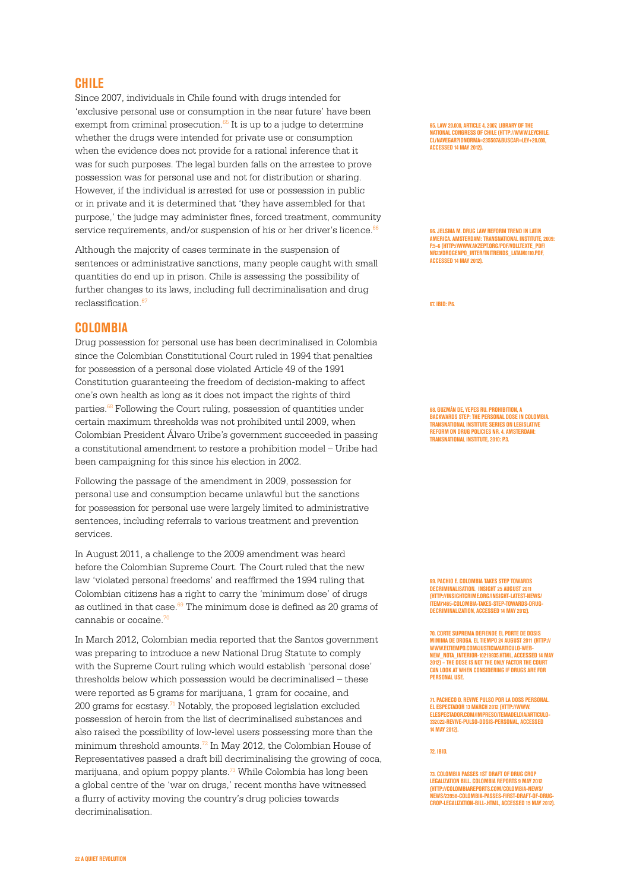## CHILE

Since 2007, individuals in Chile found with drugs intended for 'exclusive personal use or consumption in the near future' have been exempt from criminal prosecution.[65] It is up to a judge to determine whether the drugs were intended for private use or consumption when the evidence does not provide for a rational inference that it was for such purposes. The legal burden falls on the arrestee to prove possession was for personal use and not for distribution or sharing. However, if the individual is arrested for use or possession in public or in private and it is determined that 'they have assembled for that purpose,' the judge may administer fines, forced treatment, community service requirements, and/or suspension of his or her driver's licence.[66]

Although the majority of cases terminate in the suspension of sentences or administrative sanctions, many people caught with small quantities do end up in prison. Chile is assessing the possibility of further changes to its laws, including full decriminalisation and drug reclassification.[67]

## COLOMBIA

Drug possession for personal use has been decriminalised in Colombia since the Colombian Constitutional Court ruled in 1994 that penalties for possession of a personal dose violated Article 49 of the 1991 Constitution guaranteeing the freedom of decision-making to affect one's own health as long as it does not impact the rights of third parties.[68] Following the Court ruling, possession of quantities under certain maximum thresholds was not prohibited until 2009, when Colombian President Álvaro Uribe's government succeeded in passing a constitutional amendment to restore a prohibition model – Uribe had been campaigning for this since his election in 2002.

Following the passage of the amendment in 2009, possession for personal use and consumption became unlawful but the sanctions for possession for personal use were largely limited to administrative sentences, including referrals to various treatment and prevention services.

In August 2011, a challenge to the 2009 amendment was heard before the Colombian Supreme Court. The Court ruled that the new law 'violated personal freedoms' and reaffirmed the 1994 ruling that Colombian citizens has a right to carry the 'minimum dose' of drugs as outlined in that case.[69] The minimum dose is defined as 20 grams of cannabis or cocaine.[70]

In March 2012, Colombian media reported that the Santos government was preparing to introduce a new National Drug Statute to comply with the Supreme Court ruling which would establish 'personal dose' thresholds below which possession would be decriminalised – these were reported as 5 grams for marijuana, 1 gram for cocaine, and 200 grams for ecstasy.[71] Notably, the proposed legislation excluded possession of heroin from the list of decriminalised substances and also raised the possibility of low-level users possessing more than the minimum threshold amounts.[72] In May 2012, the Colombian House of Representatives passed a draft bill decriminalising the growing of coca, marijuana, and opium poppy plants.[73] While Colombia has long been a global centre of the 'war on drugs,' recent months have witnessed a flurry of activity moving the country's drug policies towards decriminalisation.

65. LAW 20.000, ARTICLE 4, 2007, LIBRARY OF THE NATIONAL CONGRESS OF CHILE (HTTP://WWW.LEYCHILE.CL/NAVEGAR?IDNORMA=235507&BUSCAR=LEY+20.000, ACCESSED 14 MAY 2012).

66. JELSMA M. DRUG LAW REFORM TREND IN LATIN AMERICA. AMSTERDAM: TRANSNATIONAL INSTITUTE, 2009: P.5-6 (HTTP://WWW.AKZEPT.ORG/PDF/VOLLTEXTE_PDF/NR23/DROGENPO_INTER/TNITRENDS_LATAM0110.PDF, ACCESSED 14 MAY 2012).

67. IBID: P.6.

68. GUZMÁN DE, YEPES RU. PROHIBITION, A BACKWARDS STEP: THE PERSONAL DOSE IN COLOMBIA. TRANSNATIONAL INSTITUTE SERIES ON LEGISLATIVE REFORM ON DRUG POLICIES NR. 4. AMSTERDAM: TRANSNATIONAL INSTITUTE, 2010: P.3.

69. PACHICO E. COLOMBIA TAKES STEP TOWARDS DECRIMINALISATION. INSIGHT 25 AUGUST 2011 (HTTP://INSIGHTCRIME.ORG/INSIGHT-LATEST-NEWS/ITEM/1465-COLOMBIA-TAKES-STEP-TOWARDS-DRUG-DECRIMINALIZATION, ACCESSED 14 MAY 2012).

70. CORTE SUPREMA DEFIENDE EL PORTE DE DOSIS MINIMA DE DROGA. EL TIEMPO 24 AUGUST 2011 (HTTP://WWW.ELTIEMPO.COM/JUSTICIA/ARTICULO-WEB-NEW_NOTA_INTERIOR-10219935.HTML, ACCESSED 14 MAY 2012) – THE DOSE IS NOT THE ONLY FACTOR THE COURT CAN LOOK AT WHEN CONSIDERING IF DRUGS ARE FOR PERSONAL USE.

71. PACHECO D. REVIVE PULSO POR LA DOSS PERSONAL. EL ESPECTADOR 13 MARCH 2012 (HTTP://WWW.ELESPECTADOR.COM/IMPRESO/TEMADELDIA/ARTICULO-332022-REVIVE-PULSO-DOSIS-PERSONAL, ACCESSED 14 MAY 2012).

72. IBID.

73. COLOMBIA PASSES 1ST DRAFT OF DRUG CROP LEGALIZATION BILL. COLOMBIA REPORTS 9 MAY 2012 (HTTP://COLOMBIAREPORTS.COM/COLOMBIA-NEWS/NEWS/23958-COLOMBIA-PASSES-FIRST-DRAFT-OF-DRUG-CROP-LEGALIZATION-BILL-.HTML, ACCESSED 15 MAY 2012).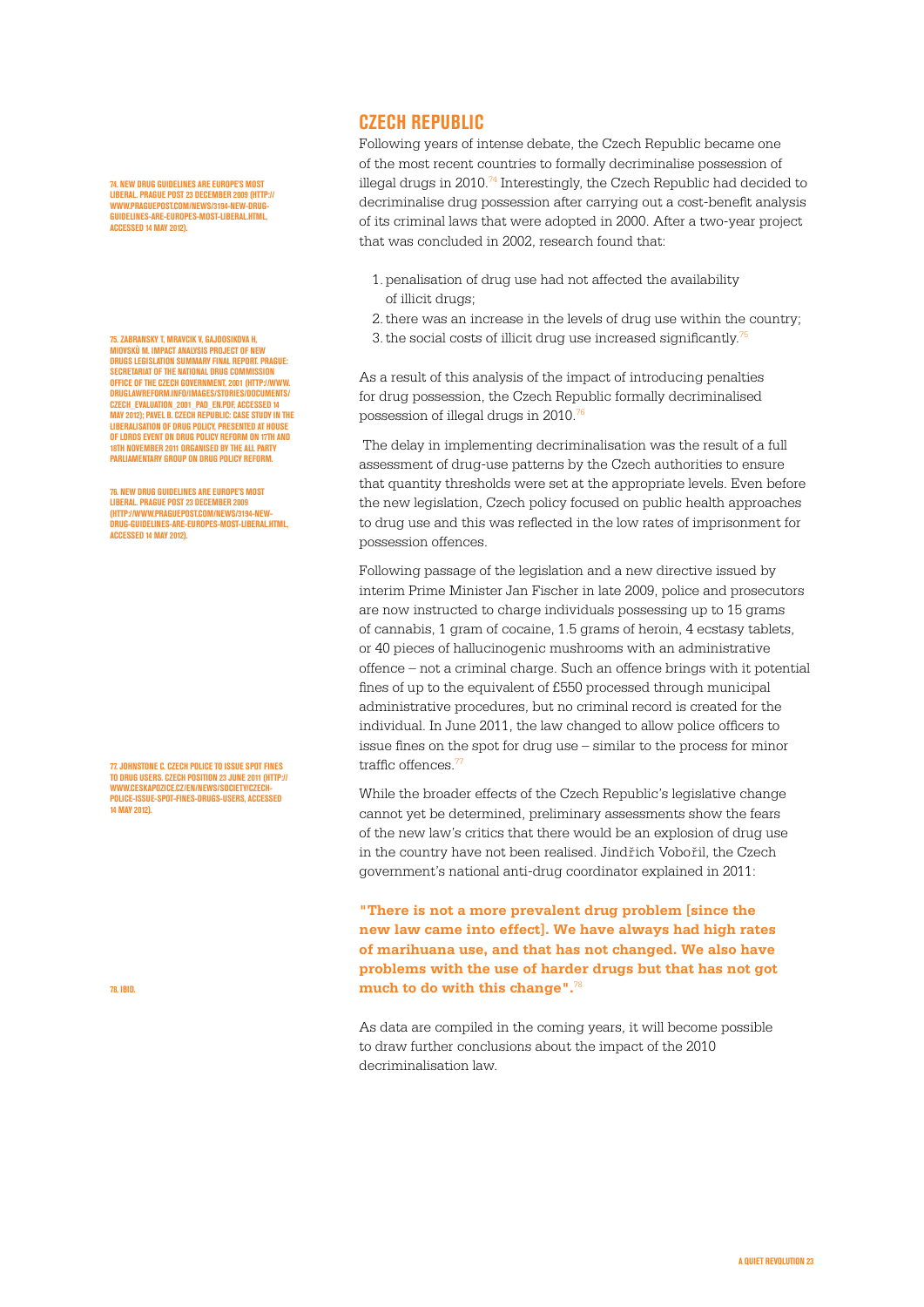## CZECH REPUBLIC

Following years of intense debate, the Czech Republic became one of the most recent countries to formally decriminalise possession of illegal drugs in 2010.[74] Interestingly, the Czech Republic had decided to decriminalise drug possession after carrying out a cost-benefit analysis of its criminal laws that were adopted in 2000. After a two-year project that was concluded in 2002, research found that:

1. penalisation of drug use had not affected the availability of illicit drugs;
2. there was an increase in the levels of drug use within the country;
3. the social costs of illicit drug use increased significantly.[75]

As a result of this analysis of the impact of introducing penalties for drug possession, the Czech Republic formally decriminalised possession of illegal drugs in 2010.[76]

The delay in implementing decriminalisation was the result of a full assessment of drug-use patterns by the Czech authorities to ensure that quantity thresholds were set at the appropriate levels. Even before the new legislation, Czech policy focused on public health approaches to drug use and this was reflected in the low rates of imprisonment for possession offences.

Following passage of the legislation and a new directive issued by interim Prime Minister Jan Fischer in late 2009, police and prosecutors are now instructed to charge individuals possessing up to 15 grams of cannabis, 1 gram of cocaine, 1.5 grams of heroin, 4 ecstasy tablets, or 40 pieces of hallucinogenic mushrooms with an administrative offence – not a criminal charge. Such an offence brings with it potential fines of up to the equivalent of £550 processed through municipal administrative procedures, but no criminal record is created for the individual. In June 2011, the law changed to allow police officers to issue fines on the spot for drug use – similar to the process for minor traffic offences.[77]

While the broader effects of the Czech Republic's legislative change cannot yet be determined, preliminary assessments show the fears of the new law's critics that there would be an explosion of drug use in the country have not been realised. Jindřich Vobořil, the Czech government's national anti-drug coordinator explained in 2011:

> **"There is not a more prevalent drug problem [since the new law came into effect]. We have always had high rates of marihuana use, and that has not changed. We also have problems with the use of harder drugs but that has not got much to do with this change".**[78]

As data are compiled in the coming years, it will become possible to draw further conclusions about the impact of the 2010 decriminalisation law.

---

74. NEW DRUG GUIDELINES ARE EUROPE'S MOST LIBERAL. PRAGUE POST 23 DECEMBER 2009 (HTTP://WWW.PRAGUEPOST.COM/NEWS/3194-NEW-DRUG-GUIDELINES-ARE-EUROPES-MOST-LIBERAL.HTML, ACCESSED 14 MAY 2012).

75. ZABRANSKY T, MRAVCIK V, GAJDOSIKOVA H, MIOVSKÚ M. IMPACT ANALYSIS PROJECT OF NEW DRUGS LEGISLATION SUMMARY FINAL REPORT. PRAGUE: SECRETARIAT OF THE NATIONAL DRUG COMMISSION OFFICE OF THE CZECH GOVERNMENT, 2001 (HTTP://WWW.DRUGLAWREFORM.INFO/IMAGES/STORIES/DOCUMENTS/CZECH_EVALUATION_2001_PAD_EN.PDF, ACCESSED 14 MAY 2012); PAVEL B. CZECH REPUBLIC: CASE STUDY IN THE LIBERALISATION OF DRUG POLICY. PRESENTED AT HOUSE OF LORDS EVENT ON DRUG POLICY REFORM ON 17TH AND 18TH NOVEMBER 2011 ORGANISED BY THE ALL PARTY PARLIAMENTARY GROUP ON DRUG POLICY REFORM.

76. NEW DRUG GUIDELINES ARE EUROPE'S MOST LIBERAL. PRAGUE POST 23 DECEMBER 2009 (HTTP://WWW.PRAGUEPOST.COM/NEWS/3194-NEW-DRUG-GUIDELINES-ARE-EUROPES-MOST-LIBERAL.HTML, ACCESSED 14 MAY 2012).

77. JOHNSTONE C. CZECH POLICE TO ISSUE SPOT FINES TO DRUG USERS. CZECH POSITION 23 JUNE 2011 (HTTP://WWW.CESKAPOZICE.CZ/EN/NEWS/SOCIETY/CZECH-POLICE-ISSUE-SPOT-FINES-DRUGS-USERS, ACCESSED 14 MAY 2012).

78. IBID.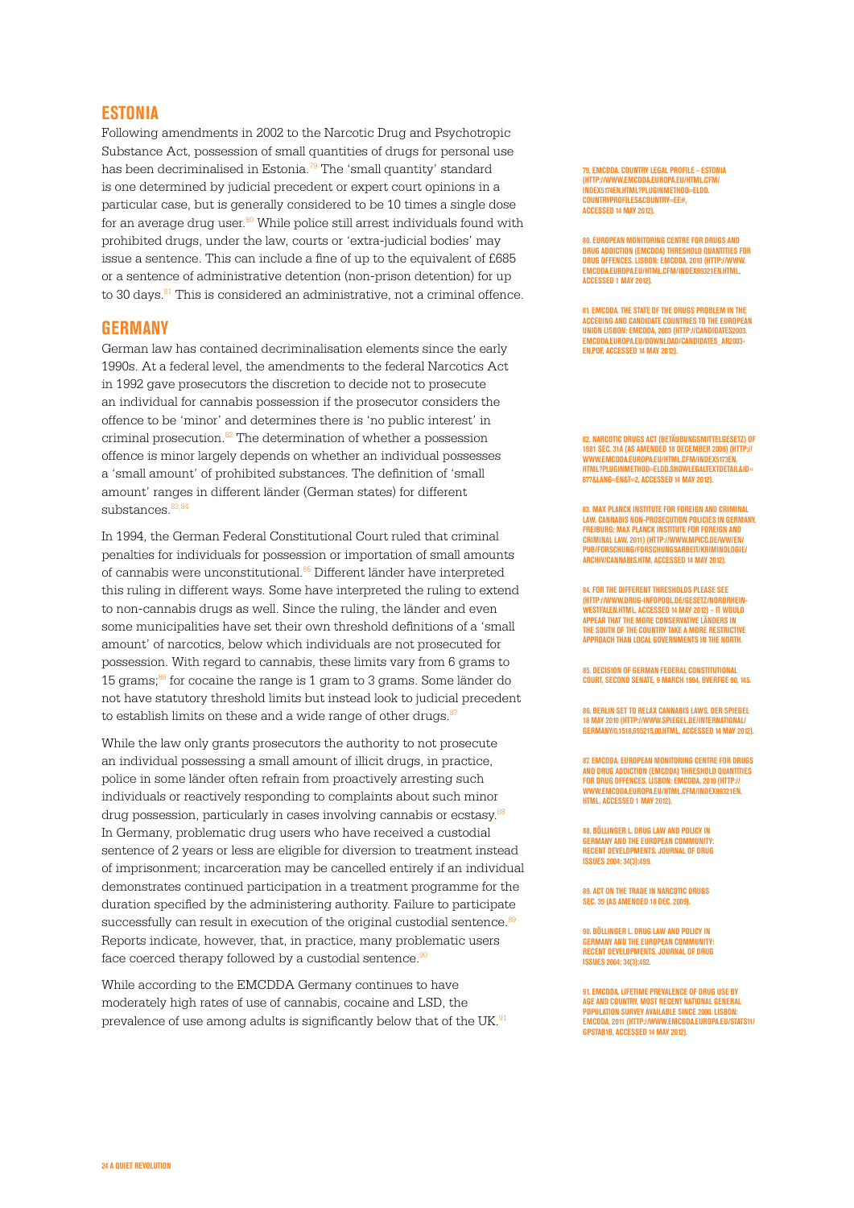## ESTONIA

Following amendments in 2002 to the Narcotic Drug and Psychotropic Substance Act, possession of small quantities of drugs for personal use has been decriminalised in Estonia.[79] The 'small quantity' standard is one determined by judicial precedent or expert court opinions in a particular case, but is generally considered to be 10 times a single dose for an average drug user.[80] While police still arrest individuals found with prohibited drugs, under the law, courts or 'extra-judicial bodies' may issue a sentence. This can include a fine of up to the equivalent of £685 or a sentence of administrative detention (non-prison detention) for up to 30 days.[81] This is considered an administrative, not a criminal offence.

## GERMANY

German law has contained decriminalisation elements since the early 1990s. At a federal level, the amendments to the federal Narcotics Act in 1992 gave prosecutors the discretion to decide not to prosecute an individual for cannabis possession if the prosecutor considers the offence to be 'minor' and determines there is 'no public interest' in criminal prosecution.[82] The determination of whether a possession offence is minor largely depends on whether an individual possesses a 'small amount' of prohibited substances. The definition of 'small amount' ranges in different länder (German states) for different substances.[83,84]

In 1994, the German Federal Constitutional Court ruled that criminal penalties for individuals for possession or importation of small amounts of cannabis were unconstitutional.[85] Different länder have interpreted this ruling in different ways. Some have interpreted the ruling to extend to non-cannabis drugs as well. Since the ruling, the länder and even some municipalities have set their own threshold definitions of a 'small amount' of narcotics, below which individuals are not prosecuted for possession. With regard to cannabis, these limits vary from 6 grams to 15 grams;[86] for cocaine the range is 1 gram to 3 grams. Some länder do not have statutory threshold limits but instead look to judicial precedent to establish limits on these and a wide range of other drugs.[87]

While the law only grants prosecutors the authority to not prosecute an individual possessing a small amount of illicit drugs, in practice, police in some länder often refrain from proactively arresting such individuals or reactively responding to complaints about such minor drug possession, particularly in cases involving cannabis or ecstasy.[88] In Germany, problematic drug users who have received a custodial sentence of 2 years or less are eligible for diversion to treatment instead of imprisonment; incarceration may be cancelled entirely if an individual demonstrates continued participation in a treatment programme for the duration specified by the administering authority. Failure to participate successfully can result in execution of the original custodial sentence.[89] Reports indicate, however, that, in practice, many problematic users face coerced therapy followed by a custodial sentence.[90]

While according to the EMCDDA Germany continues to have moderately high rates of use of cannabis, cocaine and LSD, the prevalence of use among adults is significantly below that of the UK.[91]

79. EMCDDA. Country legal profile – Estonia (http://www.emcdda.europa.eu/html.cfm/index5174EN.html?pluginMethod=eldd.countryprofiles&country=EE#, accessed 14 May 2012).

80. European Monitoring Centre for Drugs and Drug Addiction (EMCDDA) Threshold quantities for drug offences. Lisbon: EMCDDA, 2010 (http://www.emcdda.europa.eu/html.cfm/index99321EN.html, accessed 1 May 2012).

81. EMCDDA. The state of the drugs problem in the acceding and candidate countries to the European Union Lisbon: EMCDDA, 2003 (http://candidates2003.emcdda.europa.eu/download/candidates_ar2003-en.pdf, accessed 14 May 2012).

82. Narcotic Drugs Act (Betäubungsmittelgesetz) of 1981 Sec. 31a (as amended 18 December 2009) (http://www.emcdda.europa.eu/html.cfm/index5173EN.html?pluginMethod=eldd.showlegaltextdetail&id=677&lang=en&T=2, accessed 14 May 2012).

83. Max Planck Institute for Foreign and Criminal Law. Cannabis non-prosecution policies in Germany. Freiburg: Max Planck Institute for Foreign and Criminal Law, 2011) (http://www.mpicc.de/ww/en/pub/forschung/forschungsarbeit/kriminologie/archiv/cannabis.htm, accessed 14 May 2012).

84. For the different thresholds please see (http://www.drug-infopool.de/gesetz/nordrhein-westfalen.html, accessed 14 May 2012) – it would appear that the more conservative länders in the south of the country take a more restrictive approach than local governments in the north.

85. Decision of German Federal Constitutional Court, Second Senate, 9 March 1994, BverfGE 90, 145.

86. Berlin set to relax cannabis laws. Der Spiegel 18 May 2010 (http://www.spiegel.de/international/germany/0,1518,695215,00.html, accessed 14 May 2012).

87. EMCDDA. European Monitoring Centre for Drugs and Drug Addiction (EMCDDA) Threshold quantities for drug offences. Lisbon: EMCDDA, 2010 (http://www.emcdda.europa.eu/html.cfm/index99321EN.html, accessed 1 May 2012).

88. Böllinger L. Drug law and policy in Germany and the European community: recent developments. Journal of Drug Issues 2004; 34(3):499.

89. Act on the Trade in Narcotic Drugs Sec. 35 (as amended 18 Dec. 2009).

90. Böllinger L. Drug law and policy in Germany and the European community: recent developments. Journal of Drug Issues 2004; 34(3):492.

91. EMCDDA. Lifetime prevalence of drug use by age and country, most recent national general population survey available since 2000. Lisbon: EMCDDA, 2011 (http://www.emcdda.europa.eu/stats11/gpstab1b, accessed 14 May 2012).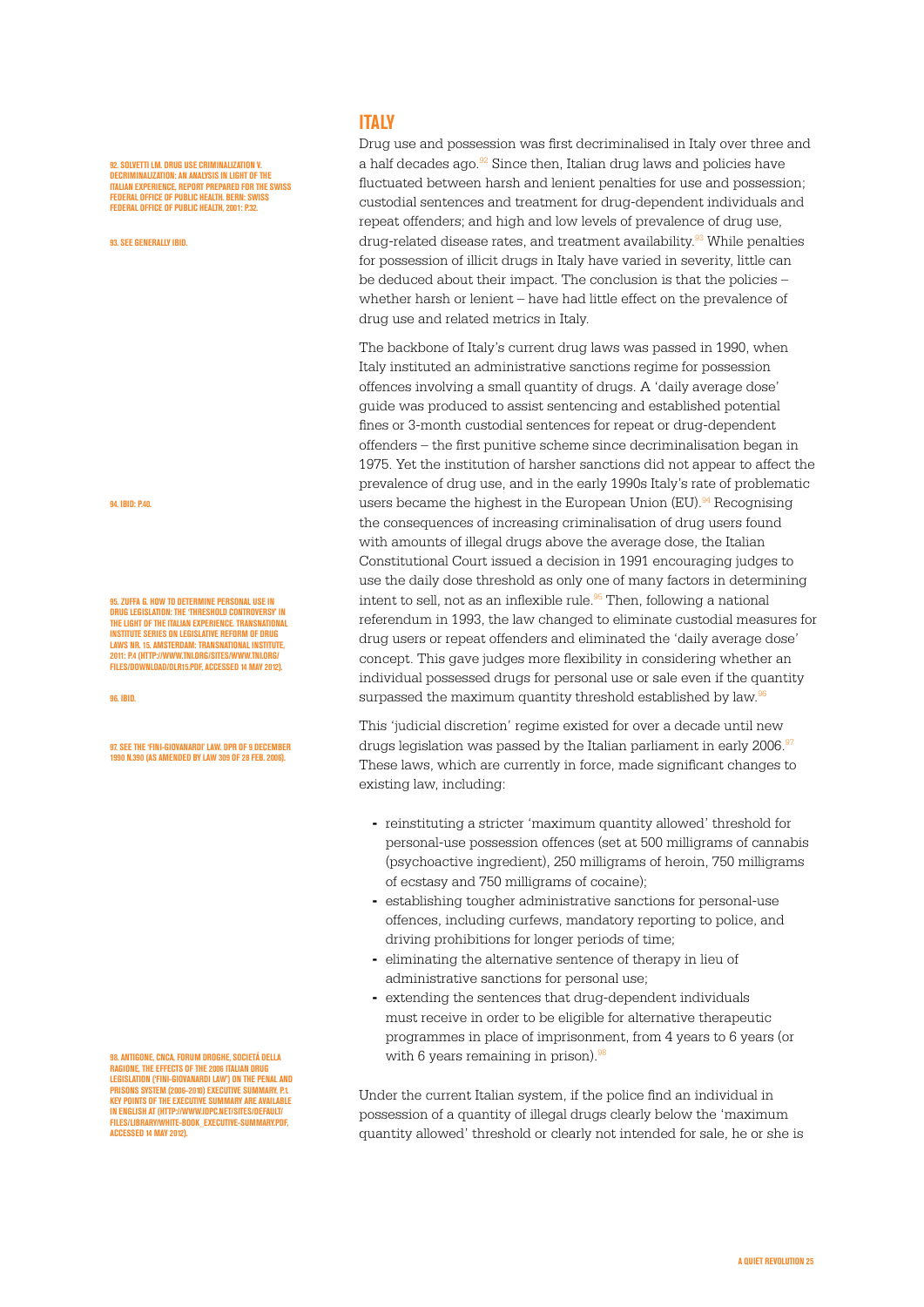## ITALY

Drug use and possession was first decriminalised in Italy over three and a half decades ago.[92] Since then, Italian drug laws and policies have fluctuated between harsh and lenient penalties for use and possession; custodial sentences and treatment for drug-dependent individuals and repeat offenders; and high and low levels of prevalence of drug use, drug-related disease rates, and treatment availability.[93] While penalties for possession of illicit drugs in Italy have varied in severity, little can be deduced about their impact. The conclusion is that the policies – whether harsh or lenient – have had little effect on the prevalence of drug use and related metrics in Italy.

The backbone of Italy's current drug laws was passed in 1990, when Italy instituted an administrative sanctions regime for possession offences involving a small quantity of drugs. A 'daily average dose' guide was produced to assist sentencing and established potential fines or 3-month custodial sentences for repeat or drug-dependent offenders – the first punitive scheme since decriminalisation began in 1975. Yet the institution of harsher sanctions did not appear to affect the prevalence of drug use, and in the early 1990s Italy's rate of problematic users became the highest in the European Union (EU).[94] Recognising the consequences of increasing criminalisation of drug users found with amounts of illegal drugs above the average dose, the Italian Constitutional Court issued a decision in 1991 encouraging judges to use the daily dose threshold as only one of many factors in determining intent to sell, not as an inflexible rule.[95] Then, following a national referendum in 1993, the law changed to eliminate custodial measures for drug users or repeat offenders and eliminated the 'daily average dose' concept. This gave judges more flexibility in considering whether an individual possessed drugs for personal use or sale even if the quantity surpassed the maximum quantity threshold established by law.[96]

This 'judicial discretion' regime existed for over a decade until new drugs legislation was passed by the Italian parliament in early 2006.[97] These laws, which are currently in force, made significant changes to existing law, including:

- reinstituting a stricter 'maximum quantity allowed' threshold for personal-use possession offences (set at 500 milligrams of cannabis (psychoactive ingredient), 250 milligrams of heroin, 750 milligrams of ecstasy and 750 milligrams of cocaine);
- establishing tougher administrative sanctions for personal-use offences, including curfews, mandatory reporting to police, and driving prohibitions for longer periods of time;
- eliminating the alternative sentence of therapy in lieu of administrative sanctions for personal use;
- extending the sentences that drug-dependent individuals must receive in order to be eligible for alternative therapeutic programmes in place of imprisonment, from 4 years to 6 years (or with 6 years remaining in prison).[98]

Under the current Italian system, if the police find an individual in possession of a quantity of illegal drugs clearly below the 'maximum quantity allowed' threshold or clearly not intended for sale, he or she is

---

92. Solvetti LM. Drug use criminalization v. decriminalization: an analysis in light of the Italian experience, report prepared for the Swiss Federal Office of Public Health. Bern: Swiss Federal Office of Public Health, 2001: p.32.

93. See generally ibid.

94. Ibid: p.40.

95. Zuffa G. How to determine personal use in drug legislation: the 'threshold controversy' in the light of the Italian experience. Transnational Institute Series on Legislative Reform of Drug Laws Nr. 15. Amsterdam: Transnational Institute, 2011: p.4 (http://www.tni.org/sites/www.tni.org/files/download/dlr15.pdf, accessed 14 May 2012).

96. Ibid.

97. See the 'Fini-Giovanardi' law. DPR of 9 December 1990 n.390 (as amended by Law 309 of 28 Feb. 2006).

98. Antigone, CNCA, Forum Droghe, Società della Ragione, The effects of the 2006 Italian drug legislation ('Fini-Giovanardi law') on the penal and prisons system (2006-2010) executive summary, p.1. Key points of the executive summary are available in English at (http://www.idpc.net/sites/default/files/library/white-book_executive-summary.pdf, accessed 14 May 2012).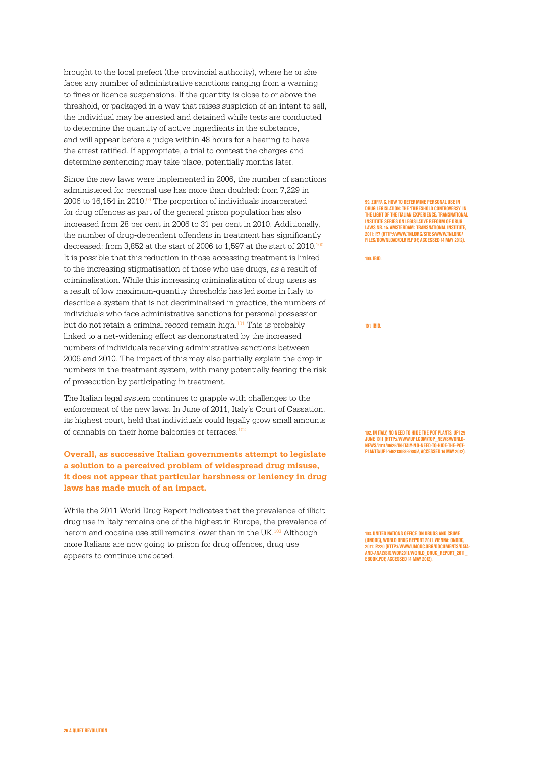brought to the local prefect (the provincial authority), where he or she faces any number of administrative sanctions ranging from a warning to fines or licence suspensions. If the quantity is close to or above the threshold, or packaged in a way that raises suspicion of an intent to sell, the individual may be arrested and detained while tests are conducted to determine the quantity of active ingredients in the substance, and will appear before a judge within 48 hours for a hearing to have the arrest ratified. If appropriate, a trial to contest the charges and determine sentencing may take place, potentially months later.

Since the new laws were implemented in 2006, the number of sanctions administered for personal use has more than doubled: from 7,229 in 2006 to 16,154 in 2010.[99] The proportion of individuals incarcerated for drug offences as part of the general prison population has also increased from 28 per cent in 2006 to 31 per cent in 2010. Additionally, the number of drug-dependent offenders in treatment has significantly decreased: from 3,852 at the start of 2006 to 1,597 at the start of 2010.[100] It is possible that this reduction in those accessing treatment is linked to the increasing stigmatisation of those who use drugs, as a result of criminalisation. While this increasing criminalisation of drug users as a result of low maximum-quantity thresholds has led some in Italy to describe a system that is not decriminalised in practice, the numbers of individuals who face administrative sanctions for personal possession but do not retain a criminal record remain high.[101] This is probably linked to a net-widening effect as demonstrated by the increased numbers of individuals receiving administrative sanctions between 2006 and 2010. The impact of this may also partially explain the drop in numbers in the treatment system, with many potentially fearing the risk of prosecution by participating in treatment.

The Italian legal system continues to grapple with challenges to the enforcement of the new laws. In June of 2011, Italy's Court of Cassation, its highest court, held that individuals could legally grow small amounts of cannabis on their home balconies or terraces.[102]

**Overall, as successive Italian governments attempt to legislate a solution to a perceived problem of widespread drug misuse, it does not appear that particular harshness or leniency in drug laws has made much of an impact.**

While the 2011 World Drug Report indicates that the prevalence of illicit drug use in Italy remains one of the highest in Europe, the prevalence of heroin and cocaine use still remains lower than in the UK.[103] Although more Italians are now going to prison for drug offences, drug use appears to continue unabated.

99. ZUFFA G. HOW TO DETERMINE PERSONAL USE IN DRUG LEGISLATION: THE 'THRESHOLD CONTROVERSY' IN THE LIGHT OF THE ITALIAN EXPERIENCE. TRANSNATIONAL INSTITUTE SERIES ON LEGISLATIVE REFORM OF DRUG LAWS NR. 15. AMSTERDAM: TRANSNATIONAL INSTITUTE, 2011: P.7 (HTTP://WWW.TNI.ORG/SITES/WWW.TNI.ORG/FILES/DOWNLOAD/DLR15.PDF, ACCESSED 14 MAY 2012).

100. IBID.

101. IBID.

102. IN ITALY, NO NEED TO HIDE THE POT PLANTS. UPI 29 JUNE 1011 (HTTP://WWW.UPI.COM/TOP_NEWS/WORLD-NEWS/2011/06/29/IN-ITALY-NO-NEED-TO-HIDE-THE-POT-PLANTS/UPI-74621309392885/, ACCESSED 14 MAY 2012).

103. UNITED NATIONS OFFICE ON DRUGS AND CRIME (UNODC), WORLD DRUG REPORT 2011. VIENNA: ONODC, 2011: P.220 (HTTP://WWW.UNODC.ORG/DOCUMENTS/DATA-AND-ANALYSIS/WDR2011/WORLD_DRUG_REPORT_2011_EBOOK.PDF, ACCESSED 14 MAY 2012).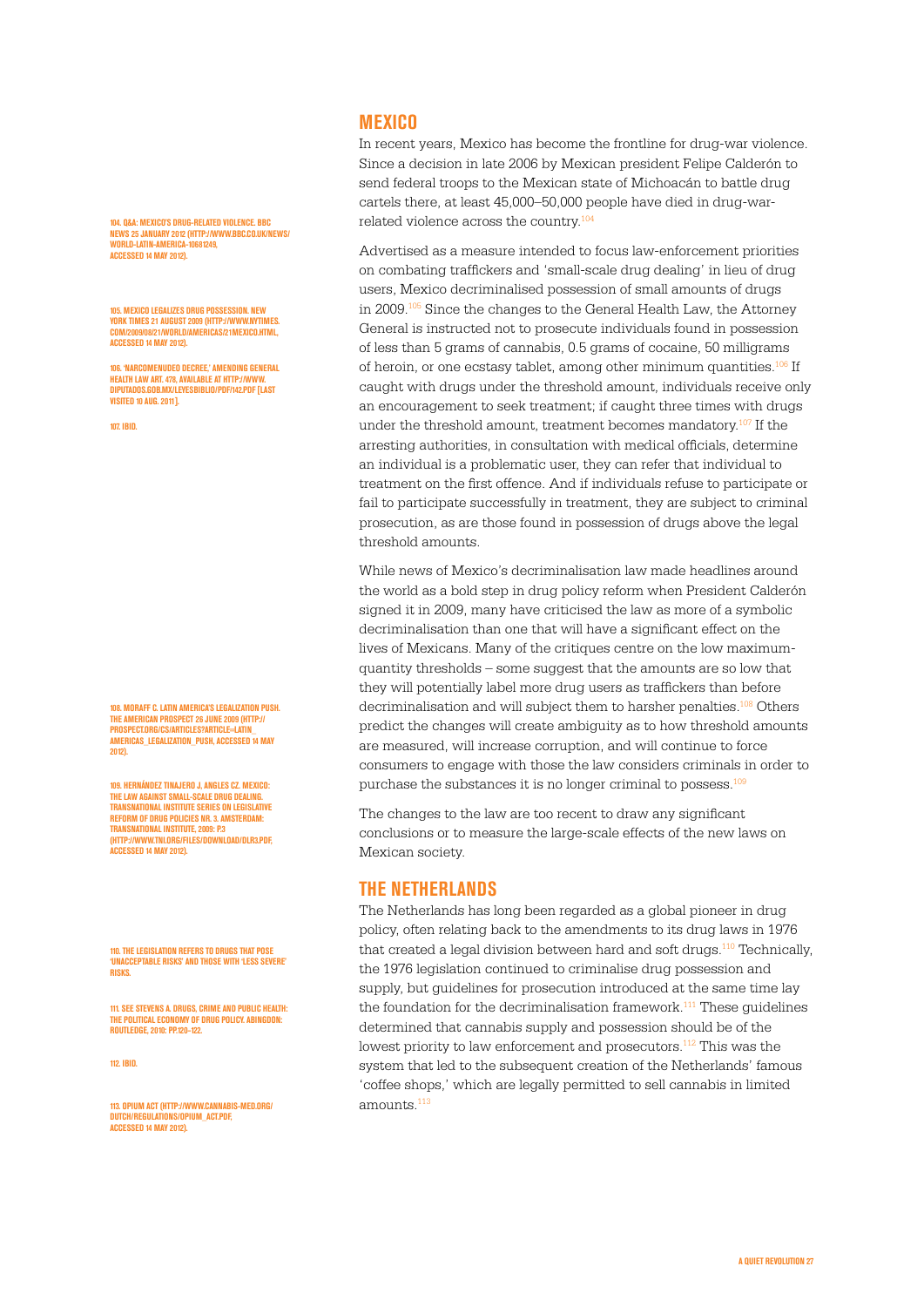## MEXICO

In recent years, Mexico has become the frontline for drug-war violence. Since a decision in late 2006 by Mexican president Felipe Calderón to send federal troops to the Mexican state of Michoacán to battle drug cartels there, at least 45,000–50,000 people have died in drug-war-related violence across the country.[104]

Advertised as a measure intended to focus law-enforcement priorities on combating traffickers and 'small-scale drug dealing' in lieu of drug users, Mexico decriminalised possession of small amounts of drugs in 2009.[105] Since the changes to the General Health Law, the Attorney General is instructed not to prosecute individuals found in possession of less than 5 grams of cannabis, 0.5 grams of cocaine, 50 milligrams of heroin, or one ecstasy tablet, among other minimum quantities.[106] If caught with drugs under the threshold amount, individuals receive only an encouragement to seek treatment; if caught three times with drugs under the threshold amount, treatment becomes mandatory.[107] If the arresting authorities, in consultation with medical officials, determine an individual is a problematic user, they can refer that individual to treatment on the first offence. And if individuals refuse to participate or fail to participate successfully in treatment, they are subject to criminal prosecution, as are those found in possession of drugs above the legal threshold amounts.

While news of Mexico's decriminalisation law made headlines around the world as a bold step in drug policy reform when President Calderón signed it in 2009, many have criticised the law as more of a symbolic decriminalisation than one that will have a significant effect on the lives of Mexicans. Many of the critiques centre on the low maximum-quantity thresholds – some suggest that the amounts are so low that they will potentially label more drug users as traffickers than before decriminalisation and will subject them to harsher penalties.[108] Others predict the changes will create ambiguity as to how threshold amounts are measured, will increase corruption, and will continue to force consumers to engage with those the law considers criminals in order to purchase the substances it is no longer criminal to possess.[109]

The changes to the law are too recent to draw any significant conclusions or to measure the large-scale effects of the new laws on Mexican society.

## THE NETHERLANDS

The Netherlands has long been regarded as a global pioneer in drug policy, often relating back to the amendments to its drug laws in 1976 that created a legal division between hard and soft drugs.[110] Technically, the 1976 legislation continued to criminalise drug possession and supply, but guidelines for prosecution introduced at the same time lay the foundation for the decriminalisation framework.[111] These guidelines determined that cannabis supply and possession should be of the lowest priority to law enforcement and prosecutors.[112] This was the system that led to the subsequent creation of the Netherlands' famous 'coffee shops,' which are legally permitted to sell cannabis in limited amounts.[113]

---

104. Q&A: MEXICO'S DRUG-RELATED VIOLENCE. BBC NEWS 25 JANUARY 2012 (HTTP://WWW.BBC.CO.UK/NEWS/WORLD-LATIN-AMERICA-10681249, ACCESSED 14 MAY 2012).

105. MEXICO LEGALIZES DRUG POSSESSION. NEW YORK TIMES 21 AUGUST 2009 (HTTP://WWW.NYTIMES.COM/2009/08/21/WORLD/AMERICAS/21MEXICO.HTML, ACCESSED 14 MAY 2012).

106. 'NARCOMENUDEO DECREE.' AMENDING GENERAL HEALTH LAW ART. 478, AVAILABLE AT HTTP://WWW.DIPUTADOS.GOB.MX/LEYESBIBLIO/PDF/142.PDF [LAST VISITED 10 AUG. 2011].

107. IBID.

108. MORAFF C. LATIN AMERICA'S LEGALIZATION PUSH. THE AMERICAN PROSPECT 26 JUNE 2009 (HTTP://PROSPECT.ORG/CS/ARTICLES?ARTICLE=LATIN_AMERICAS_LEGALIZATION_PUSH, ACCESSED 14 MAY 2012).

109. HERNÁNDEZ TINAJERO J, ANGLES CZ. MEXICO: THE LAW AGAINST SMALL-SCALE DRUG DEALING. TRANSNATIONAL INSTITUTE SERIES ON LEGISLATIVE REFORM OF DRUG POLICIES NR. 3. AMSTERDAM: TRANSNATIONAL INSTITUTE, 2009: P.3 (HTTP://WWW.TNI.ORG/FILES/DOWNLOAD/DLR3.PDF, ACCESSED 14 MAY 2012).

110. THE LEGISLATION REFERS TO DRUGS THAT POSE 'UNACCEPTABLE RISKS' AND THOSE WITH 'LESS SEVERE' RISKS.

111. SEE STEVENS A. DRUGS, CRIME AND PUBLIC HEALTH: THE POLITICAL ECONOMY OF DRUG POLICY. ABINGDON: ROUTLEDGE, 2010: PP.120–122.

112. IBID.

113. OPIUM ACT (HTTP://WWW.CANNABIS-MED.ORG/DUTCH/REGULATIONS/OPIUM_ACT.PDF, ACCESSED 14 MAY 2012).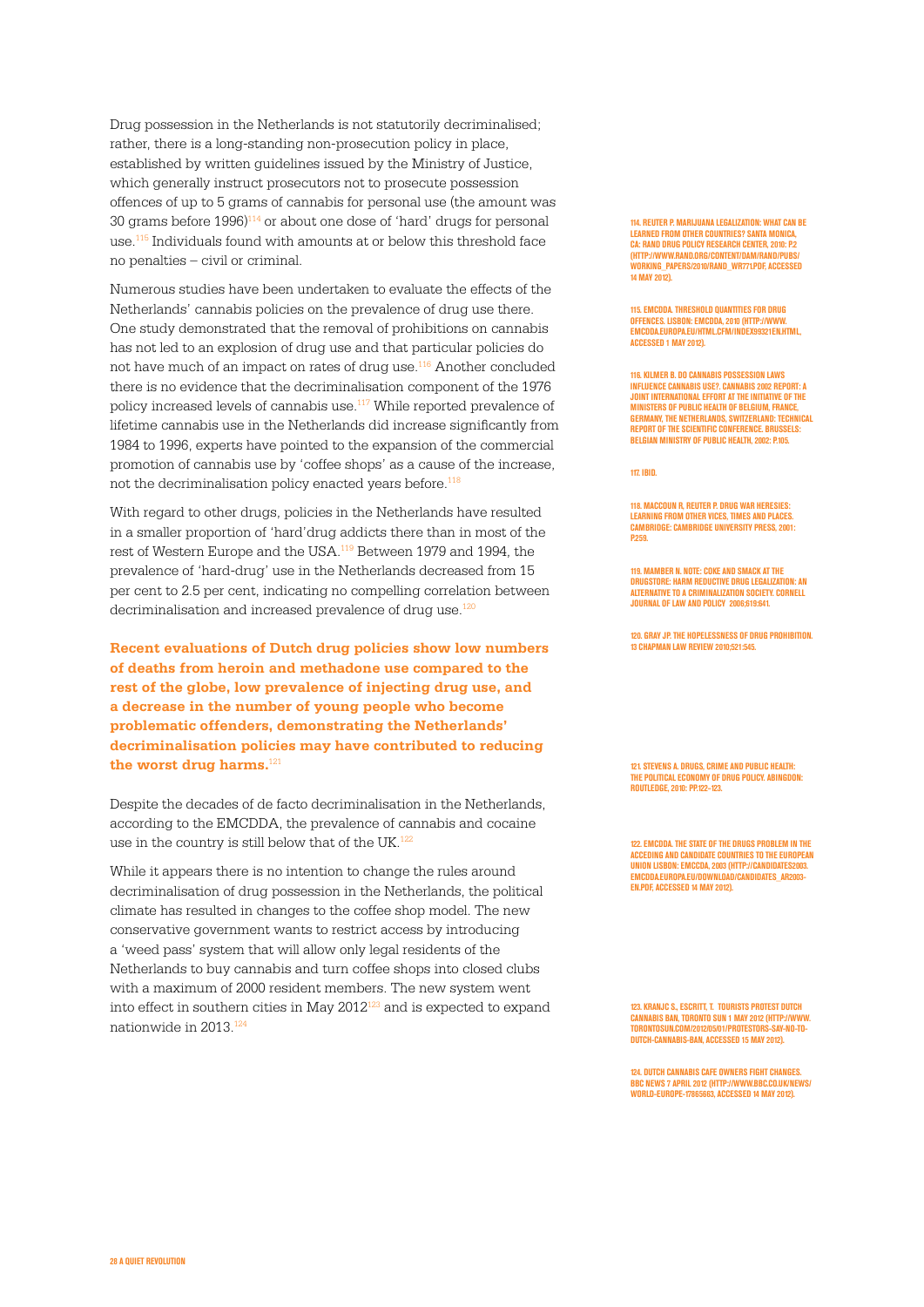Drug possession in the Netherlands is not statutorily decriminalised; rather, there is a long-standing non-prosecution policy in place, established by written guidelines issued by the Ministry of Justice, which generally instruct prosecutors not to prosecute possession offences of up to 5 grams of cannabis for personal use (the amount was 30 grams before 1996)[114] or about one dose of 'hard' drugs for personal use.[115] Individuals found with amounts at or below this threshold face no penalties – civil or criminal.

Numerous studies have been undertaken to evaluate the effects of the Netherlands' cannabis policies on the prevalence of drug use there. One study demonstrated that the removal of prohibitions on cannabis has not led to an explosion of drug use and that particular policies do not have much of an impact on rates of drug use.[116] Another concluded there is no evidence that the decriminalisation component of the 1976 policy increased levels of cannabis use.[117] While reported prevalence of lifetime cannabis use in the Netherlands did increase significantly from 1984 to 1996, experts have pointed to the expansion of the commercial promotion of cannabis use by 'coffee shops' as a cause of the increase, not the decriminalisation policy enacted years before.[118]

With regard to other drugs, policies in the Netherlands have resulted in a smaller proportion of 'hard'drug addicts there than in most of the rest of Western Europe and the USA.[119] Between 1979 and 1994, the prevalence of 'hard-drug' use in the Netherlands decreased from 15 per cent to 2.5 per cent, indicating no compelling correlation between decriminalisation and increased prevalence of drug use.[120]

**Recent evaluations of Dutch drug policies show low numbers of deaths from heroin and methadone use compared to the rest of the globe, low prevalence of injecting drug use, and a decrease in the number of young people who become problematic offenders, demonstrating the Netherlands' decriminalisation policies may have contributed to reducing the worst drug harms.**[121]

Despite the decades of de facto decriminalisation in the Netherlands, according to the EMCDDA, the prevalence of cannabis and cocaine use in the country is still below that of the UK.[122]

While it appears there is no intention to change the rules around decriminalisation of drug possession in the Netherlands, the political climate has resulted in changes to the coffee shop model. The new conservative government wants to restrict access by introducing a 'weed pass' system that will allow only legal residents of the Netherlands to buy cannabis and turn coffee shops into closed clubs with a maximum of 2000 resident members. The new system went into effect in southern cities in May 2012[123] and is expected to expand nationwide in 2013.[124]

114. REUTER P. MARIJUANA LEGALIZATION: WHAT CAN BE LEARNED FROM OTHER COUNTRIES? SANTA MONICA, CA: RAND DRUG POLICY RESEARCH CENTER, 2010: P.2 (HTTP://WWW.RAND.ORG/CONTENT/DAM/RAND/PUBS/WORKING_PAPERS/2010/RAND_WR771.PDF, ACCESSED 14 MAY 2012).

115. EMCDDA. THRESHOLD QUANTITIES FOR DRUG OFFENCES. LISBON: EMCDDA, 2010 (HTTP://WWW.EMCDDA.EUROPA.EU/HTML.CFM/INDEX99321EN.HTML, ACCESSED 1 MAY 2012).

116. KILMER B. DO CANNABIS POSSESSION LAWS INFLUENCE CANNABIS USE?. CANNABIS 2002 REPORT: A JOINT INTERNATIONAL EFFORT AT THE INITIATIVE OF THE MINISTERS OF PUBLIC HEALTH OF BELGIUM, FRANCE, GERMANY, THE NETHERLANDS, SWITZERLAND: TECHNICAL REPORT OF THE SCIENTIFIC CONFERENCE. BRUSSELS: BELGIAN MINISTRY OF PUBLIC HEALTH, 2002: P.105.

117. IBID.

118. MACCOUN R, REUTER P. DRUG WAR HERESIES: LEARNING FROM OTHER VICES, TIMES AND PLACES. CAMBRIDGE: CAMBRIDGE UNIVERSITY PRESS, 2001: P.259.

119. MAMBER N. NOTE; COKE AND SMACK AT THE DRUGSTORE: HARM REDUCTIVE DRUG LEGALIZATION: AN ALTERNATIVE TO A CRIMINALIZATION SOCIETY. CORNELL JOURNAL OF LAW AND POLICY 2006;619:641.

120. GRAY JP. THE HOPELESSNESS OF DRUG PROHIBITION. 13 CHAPMAN LAW REVIEW 2010;521:545.

121. STEVENS A. DRUGS, CRIME AND PUBLIC HEALTH: THE POLITICAL ECONOMY OF DRUG POLICY. ABINGDON: ROUTLEDGE, 2010: PP.122–123.

122. EMCDDA. THE STATE OF THE DRUGS PROBLEM IN THE ACCEDING AND CANDIDATE COUNTRIES TO THE EUROPEAN UNION LISBON: EMCDDA, 2003 (HTTP://CANDIDATES2003.EMCDDA.EUROPA.EU/DOWNLOAD/CANDIDATES_AR2003-EN.PDF, ACCESSED 14 MAY 2012).

123. KRANJC S., ESCRITT, T. TOURISTS PROTEST DUTCH CANNABIS BAN. TORONTO SUN 1 MAY 2012 (HTTP://WWW.TORONTOSUN.COM/2012/05/01/PROTESTORS-SAY-NO-TO-DUTCH-CANNABIS-BAN, ACCESSED 15 MAY 2012).

124. DUTCH CANNABIS CAFE OWNERS FIGHT CHANGES. BBC NEWS 7 APRIL 2012 (HTTP://WWW.BBC.CO.UK/NEWS/WORLD-EUROPE-17865663, ACCESSED 14 MAY 2012).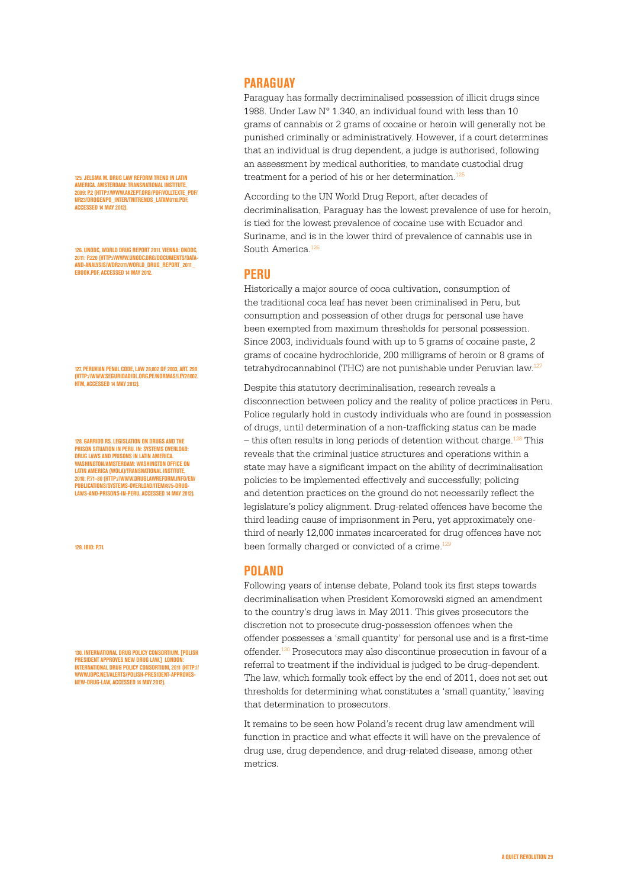## PARAGUAY

Paraguay has formally decriminalised possession of illicit drugs since 1988. Under Law N° 1.340, an individual found with less than 10 grams of cannabis or 2 grams of cocaine or heroin will generally not be punished criminally or administratively. However, if a court determines that an individual is drug dependent, a judge is authorised, following an assessment by medical authorities, to mandate custodial drug treatment for a period of his or her determination.[125]

According to the UN World Drug Report, after decades of decriminalisation, Paraguay has the lowest prevalence of use for heroin, is tied for the lowest prevalence of cocaine use with Ecuador and Suriname, and is in the lower third of prevalence of cannabis use in South America.[126]

## PERU

Historically a major source of coca cultivation, consumption of the traditional coca leaf has never been criminalised in Peru, but consumption and possession of other drugs for personal use have been exempted from maximum thresholds for personal possession. Since 2003, individuals found with up to 5 grams of cocaine paste, 2 grams of cocaine hydrochloride, 200 milligrams of heroin or 8 grams of tetrahydrocannabinol (THC) are not punishable under Peruvian law.[127]

Despite this statutory decriminalisation, research reveals a disconnection between policy and the reality of police practices in Peru. Police regularly hold in custody individuals who are found in possession of drugs, until determination of a non-trafficking status can be made – this often results in long periods of detention without charge.[128] This reveals that the criminal justice structures and operations within a state may have a significant impact on the ability of decriminalisation policies to be implemented effectively and successfully; policing and detention practices on the ground do not necessarily reflect the legislature's policy alignment. Drug-related offences have become the third leading cause of imprisonment in Peru, yet approximately one-third of nearly 12,000 inmates incarcerated for drug offences have not been formally charged or convicted of a crime.[129]

## POLAND

Following years of intense debate, Poland took its first steps towards decriminalisation when President Komorowski signed an amendment to the country's drug laws in May 2011. This gives prosecutors the discretion not to prosecute drug-possession offences when the offender possesses a 'small quantity' for personal use and is a first-time offender.[130] Prosecutors may also discontinue prosecution in favour of a referral to treatment if the individual is judged to be drug-dependent. The law, which formally took effect by the end of 2011, does not set out thresholds for determining what constitutes a 'small quantity,' leaving that determination to prosecutors.

It remains to be seen how Poland's recent drug law amendment will function in practice and what effects it will have on the prevalence of drug use, drug dependence, and drug-related disease, among other metrics.

125. JELSMA M. DRUG LAW REFORM TREND IN LATIN AMERICA. AMSTERDAM: TRANSNATIONAL INSTITUTE, 2009; P.2 (HTTP://WWW.AKZEPT.ORG/PDF/VOLLTEXTE_PDF/NR23/DROGENPO_INTER/TNITRENDS_LATAM0110.PDF, ACCESSED 14 MAY 2012).

126. UNODC, WORLD DRUG REPORT 2011. VIENNA: UNODC, 2011: P.220 (HTTP://WWW.UNODC.ORG/DOCUMENTS/DATA-AND-ANALYSIS/WDR2011/WORLD_DRUG_REPORT_2011_EBOOK.PDF, ACCESSED 14 MAY 2012.

127. PERUVIAN PENAL CODE, LAW 28,002 OF 2003, ART. 299 (HTTP://WWW.SEGURIDADIDL.ORG.PE/NORMAS/LEY28002.HTM, ACCESSED 14 MAY 2012).

128. GARRIDO RS. LEGISLATION ON DRUGS AND THE PRISON SITUATION IN PERU. IN: SYSTEMS OVERLOAD: DRUG LAWS AND PRISONS IN LATIN AMERICA. WASHINGTON/AMSTERDAM: WASHINGTON OFFICE ON LATIN AMERICA (WOLA)/TRANSNATIONAL INSTITUTE, 2010: P.71–80 (HTTP://WWW.DRUGLAWREFORM.INFO/EN/PUBLICATIONS/SYSTEMS-OVERLOAD/ITEM/875-DRUG-LAWS-AND-PRISONS-IN-PERU, ACCESSED 14 MAY 2012).

129. IBID: P.71.

130. INTERNATIONAL DRUG POLICY CONSORTIUM. [POLISH PRESIDENT APPROVES NEW DRUG LAW.] LONDON: INTERNATIONAL DRUG POLICY CONSORTIUM, 2011 (HTTP://WWW.IDPC.NET/ALERTS/POLISH-PRESIDENT-APPROVES-NEW-DRUG-LAW, ACCESSED 14 MAY 2012).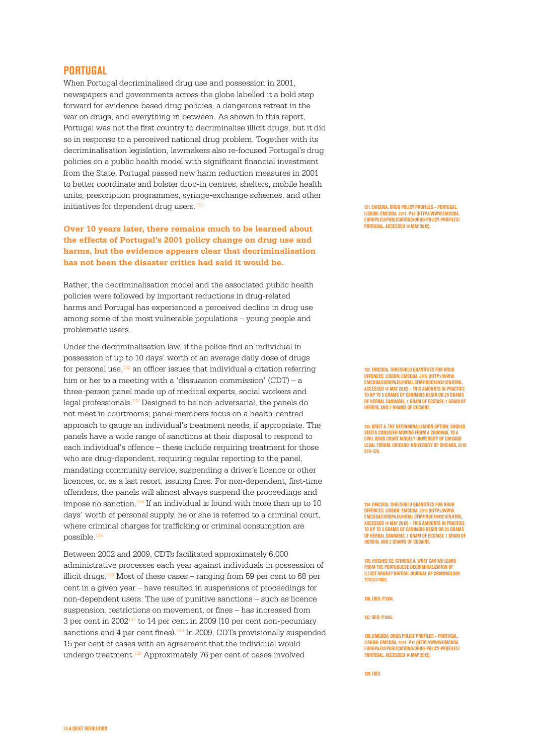## PORTUGAL

When Portugal decriminalised drug use and possession in 2001, newspapers and governments across the globe labelled it a bold step forward for evidence-based drug policies, a dangerous retreat in the war on drugs, and everything in between. As shown in this report, Portugal was not the first country to decriminalise illicit drugs, but it did so in response to a perceived national drug problem. Together with its decriminalisation legislation, lawmakers also re-focused Portugal's drug policies on a public health model with significant financial investment from the State. Portugal passed new harm reduction measures in 2001 to better coordinate and bolster drop-in centres, shelters, mobile health units, prescription programmes, syringe-exchange schemes, and other initiatives for dependent drug users.[131]

**Over 10 years later, there remains much to be learned about the effects of Portugal's 2001 policy change on drug use and harms, but the evidence appears clear that decriminalisation has not been the disaster critics had said it would be.**

Rather, the decriminalisation model and the associated public health policies were followed by important reductions in drug-related harms and Portugal has experienced a perceived decline in drug use among some of the most vulnerable populations – young people and problematic users.

Under the decriminalisation law, if the police find an individual in possession of up to 10 days' worth of an average daily dose of drugs for personal use,[132] an officer issues that individual a citation referring him or her to a meeting with a 'dissuasion commission' (CDT) – a three-person panel made up of medical experts, social workers and legal professionals.[133] Designed to be non-adversarial, the panels do not meet in courtrooms; panel members focus on a health-centred approach to gauge an individual's treatment needs, if appropriate. The panels have a wide range of sanctions at their disposal to respond to each individual's offence – these include requiring treatment for those who are drug-dependent, requiring regular reporting to the panel, mandating community service, suspending a driver's licence or other licences, or, as a last resort, issuing fines. For non-dependent, first-time offenders, the panels will almost always suspend the proceedings and impose no sanction.[134] If an individual is found with more than up to 10 days' worth of personal supply, he or she is referred to a criminal court, where criminal charges for trafficking or criminal consumption are possible.[135]

Between 2002 and 2009, CDTs facilitated approximately 6,000 administrative processes each year against individuals in possession of illicit drugs.[136] Most of these cases – ranging from 59 per cent to 68 per cent in a given year – have resulted in suspensions of proceedings for non-dependent users. The use of punitive sanctions – such as licence suspension, restrictions on movement, or fines – has increased from 3 per cent in 2002[137] to 14 per cent in 2009 (10 per cent non-pecuniary sanctions and 4 per cent fines).[138] In 2009, CDTs provisionally suspended 15 per cent of cases with an agreement that the individual would undergo treatment.[139] Approximately 76 per cent of cases involved

131. EMCDDA. DRUG POLICY PROFILES – PORTUGAL. LISBON: EMCDDA, 2011: P.18 (HTTP://WWW.EMCDDA.EUROPA.EU/PUBLICATIONS/DRUG-POLICY-PROFILES/PORTUGAL, ACCESSED 14 MAY 2012).

132. EMCDDA. THRESHOLD QUANTITIES FOR DRUG OFFENCES. LISBON: EMCDDA, 2010 (HTTP://WWW.EMCDDA.EUROPA.EU/HTML.CFM/INDEX99321EN.HTML, ACCESSED 14 MAY 2012) – THIS AMOUNTS IN PRACTICE TO UP TO 5 GRAMS OF CANNABIS RESIN OR 25 GRAMS OF HERBAL CANNABIS, 1 GRAM OF ECSTASY, 1 GRAM OF HEROIN, AND 2 GRAMS OF COCAINE.

133. KREIT A. THE DECRIMINALIZATION OPTION: SHOULD STATES CONSIDER MOVING FROM A CRIMINAL TO A CIVIL DRUG COURT MODEL? UNIVERSITY OF CHICAGO LEGAL FORUM. CHICAGO: UNIVERSITY OF CHICAGO, 2010: 299–326.

134. EMCDDA. THRESHOLD QUANTITIES FOR DRUG OFFENCES. LISBON: EMCDDA, 2010 (HTTP://WWW.EMCDDA.EUROPA.EU/HTML.CFM/INDEX99321EN.HTML, ACCESSED 14 MAY 2012) – THIS AMOUNTS IN PRACTICE TO UP TO 5 GRAMS OF CANNABIS RESIN OR 25 GRAMS OF HERBAL CANNABIS, 1 GRAM OF ECSTASY, 1 GRAM OF HEROIN, AND 2 GRAMS OF COCAINE.

135. HUGHES CE, STEVENS A. WHAT CAN WE LEARN FROM THE PORTUGUESE DECRIMINALIZATION OF ILLICIT DRUGS? BRITISH JOURNAL OF CRIMINOLOGY 2010;50:1002.

136. IBID: P.1004.

137. IBID: P.1005.

138. EMCDDA, DRUG POLICY PROFILES – PORTUGAL. LISBON: EMCDDA, 2011: P.17 (HTTP://WWW.EMCDDA.EUROPA.EU/PUBLICATIONS/DRUG-POLICY-PROFILES/PORTUGAL, ACCESSED 14 MAY 2012).

139. IBID.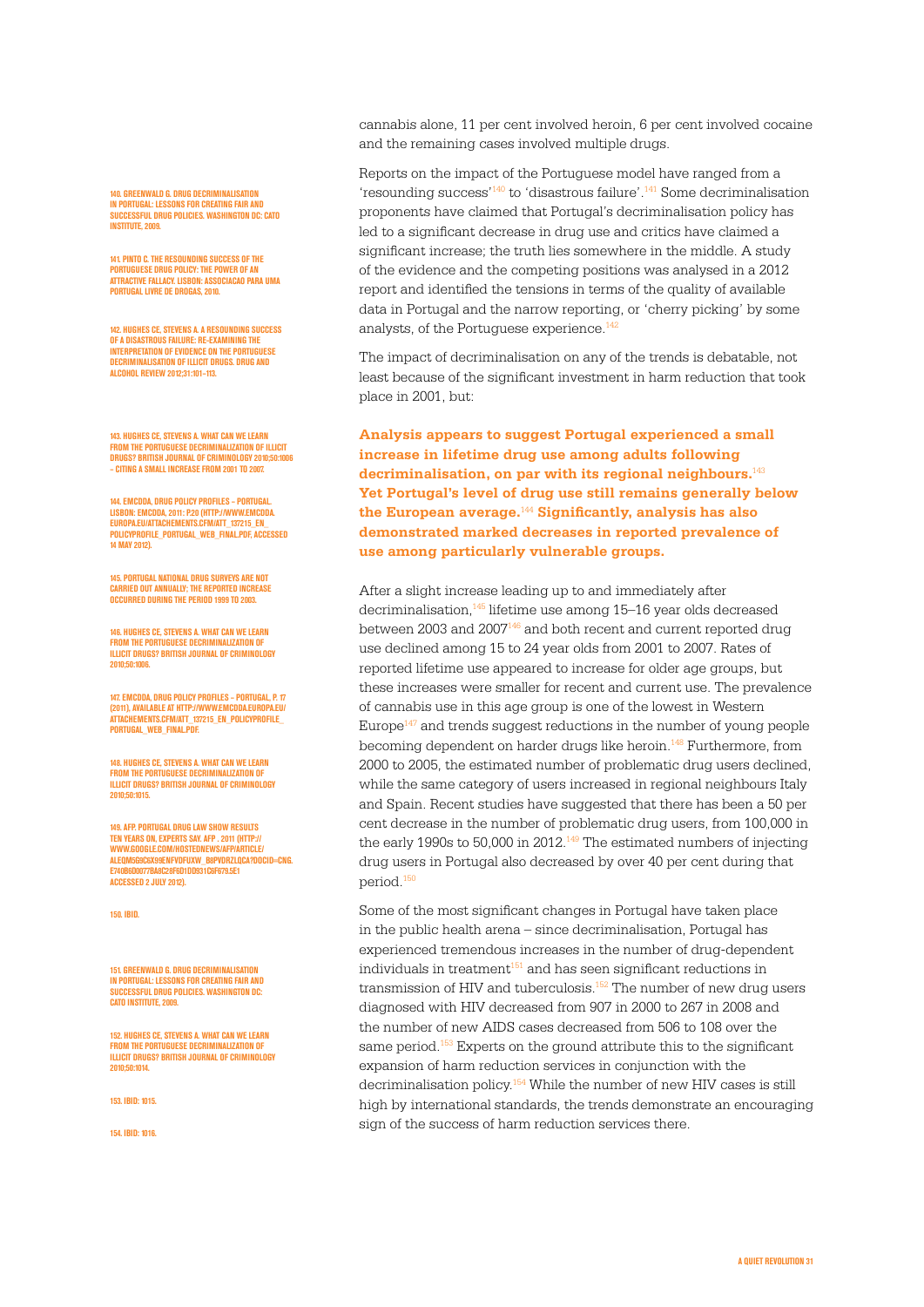cannabis alone, 11 per cent involved heroin, 6 per cent involved cocaine and the remaining cases involved multiple drugs.

Reports on the impact of the Portuguese model have ranged from a 'resounding success'[140] to 'disastrous failure'.[141] Some decriminalisation proponents have claimed that Portugal's decriminalisation policy has led to a significant decrease in drug use and critics have claimed a significant increase; the truth lies somewhere in the middle. A study of the evidence and the competing positions was analysed in a 2012 report and identified the tensions in terms of the quality of available data in Portugal and the narrow reporting, or 'cherry picking' by some analysts, of the Portuguese experience.[142]

The impact of decriminalisation on any of the trends is debatable, not least because of the significant investment in harm reduction that took place in 2001, but:

**Analysis appears to suggest Portugal experienced a small increase in lifetime drug use among adults following decriminalisation, on par with its regional neighbours.**[143] **Yet Portugal's level of drug use still remains generally below the European average.**[144] **Significantly, analysis has also demonstrated marked decreases in reported prevalence of use among particularly vulnerable groups.**

After a slight increase leading up to and immediately after decriminalisation,[145] lifetime use among 15–16 year olds decreased between 2003 and 2007[146] and both recent and current reported drug use declined among 15 to 24 year olds from 2001 to 2007. Rates of reported lifetime use appeared to increase for older age groups, but these increases were smaller for recent and current use. The prevalence of cannabis use in this age group is one of the lowest in Western Europe[147] and trends suggest reductions in the number of young people becoming dependent on harder drugs like heroin.[148] Furthermore, from 2000 to 2005, the estimated number of problematic drug users declined, while the same category of users increased in regional neighbours Italy and Spain. Recent studies have suggested that there has been a 50 per cent decrease in the number of problematic drug users, from 100,000 in the early 1990s to 50,000 in 2012.[149] The estimated numbers of injecting drug users in Portugal also decreased by over 40 per cent during that period.[150]

Some of the most significant changes in Portugal have taken place in the public health arena – since decriminalisation, Portugal has experienced tremendous increases in the number of drug-dependent individuals in treatment[151] and has seen significant reductions in transmission of HIV and tuberculosis.[152] The number of new drug users diagnosed with HIV decreased from 907 in 2000 to 267 in 2008 and the number of new AIDS cases decreased from 506 to 108 over the same period.[153] Experts on the ground attribute this to the significant expansion of harm reduction services in conjunction with the decriminalisation policy.[154] While the number of new HIV cases is still high by international standards, the trends demonstrate an encouraging sign of the success of harm reduction services there.

---

140. Greenwald G. Drug decriminalisation in Portugal: Lessons for creating fair and successful drug policies. Washington DC: Cato Institute, 2009.

141. Pinto C. The resounding success of the Portuguese drug policy: The power of an attractive fallacy. Lisbon: Associacao para uma Portugal Livre de Drogas, 2010.

142. Hughes CE, Stevens A. A resounding success of a disastrous failure: Re-examining the interpretation of evidence on the Portuguese decriminalisation of illicit drugs. Drug and Alcohol Review 2012;31:101–113.

143. Hughes CE, Stevens A. What can we learn from the Portuguese decriminalization of illicit drugs? British Journal of Criminology 2010;50:1006 – citing a small increase from 2001 to 2007.

144. EMCDDA, Drug policy profiles – Portugal. Lisbon: EMCDDA, 2011: P20 (http://www.emcdda.europa.eu/attachements.cfm/att_137215_EN_PolicyProfile_Portugal_WEB_Final.pdf, accessed 14 May 2012).

145. Portugal national drug surveys are not carried out annually; the reported increase occurred during the period 1999 to 2003.

146. Hughes CE, Stevens A. What can we learn from the Portuguese decriminalization of illicit drugs? British Journal of Criminology 2010;50:1006.

147. EMCDDA, Drug policy profiles – Portugal, p. 17 (2011), available at http://www.emcdda.europa.eu/attachements.cfm/att_137215_EN_PolicyProfile_Portugal_WEB_Final.pdf.

148. Hughes CE, Stevens A. What can we learn from the Portuguese decriminalization of illicit drugs? British Journal of Criminology 2010;50:1015.

149. AFP. Portugal drug law show results ten years on, experts say. AFP , 2011 (http://www.google.com/hostednews/afp/article/ALeqM5g9C6x99ENFVDFUXW_B8PVDRZLQCA?docId=CNG.E740B6D0077BA8C28F601DD931C6F679.5E1 accessed 2 July 2012).

150. Ibid.

151. Greenwald G. Drug decriminalisation in Portugal: Lessons for creating fair and successful drug policies. Washington DC: Cato Institute, 2009.

152. Hughes CE, Stevens A. What can we learn from the Portuguese decriminalization of illicit drugs? British Journal of Criminology 2010;50:1014.

153. Ibid: 1015.

154. Ibid: 1016.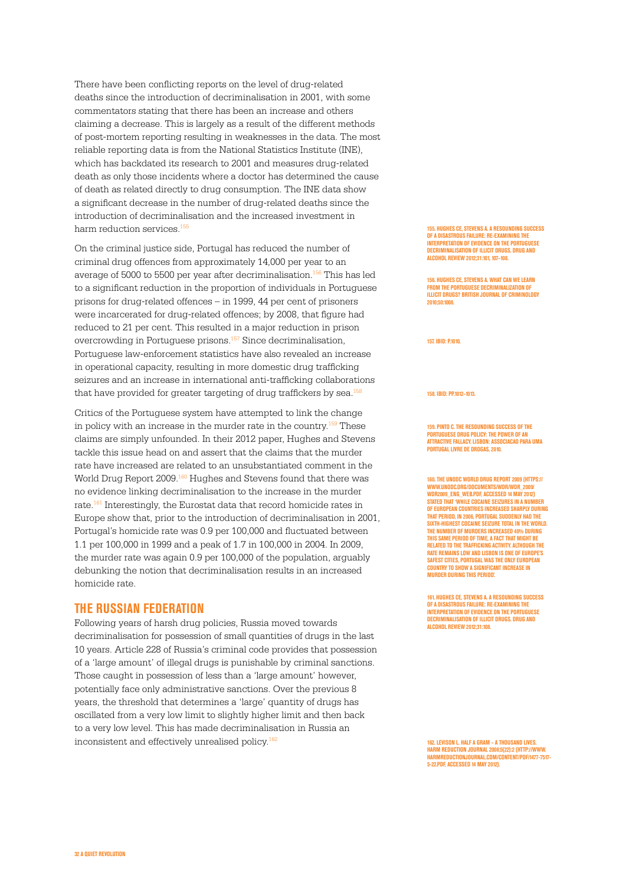There have been conflicting reports on the level of drug-related deaths since the introduction of decriminalisation in 2001, with some commentators stating that there has been an increase and others claiming a decrease. This is largely as a result of the different methods of post-mortem reporting resulting in weaknesses in the data. The most reliable reporting data is from the National Statistics Institute (INE), which has backdated its research to 2001 and measures drug-related death as only those incidents where a doctor has determined the cause of death as related directly to drug consumption. The INE data show a significant decrease in the number of drug-related deaths since the introduction of decriminalisation and the increased investment in harm reduction services.[155]

On the criminal justice side, Portugal has reduced the number of criminal drug offences from approximately 14,000 per year to an average of 5000 to 5500 per year after decriminalisation.[156] This has led to a significant reduction in the proportion of individuals in Portuguese prisons for drug-related offences – in 1999, 44 per cent of prisoners were incarcerated for drug-related offences; by 2008, that figure had reduced to 21 per cent. This resulted in a major reduction in prison overcrowding in Portuguese prisons.[157] Since decriminalisation, Portuguese law-enforcement statistics have also revealed an increase in operational capacity, resulting in more domestic drug trafficking seizures and an increase in international anti-trafficking collaborations that have provided for greater targeting of drug traffickers by sea.[158]

Critics of the Portuguese system have attempted to link the change in policy with an increase in the murder rate in the country.[159] These claims are simply unfounded. In their 2012 paper, Hughes and Stevens tackle this issue head on and assert that the claims that the murder rate have increased are related to an unsubstantiated comment in the World Drug Report 2009.[160] Hughes and Stevens found that there was no evidence linking decriminalisation to the increase in the murder rate.[161] Interestingly, the Eurostat data that record homicide rates in Europe show that, prior to the introduction of decriminalisation in 2001, Portugal's homicide rate was 0.9 per 100,000 and fluctuated between 1.1 per 100,000 in 1999 and a peak of 1.7 in 100,000 in 2004. In 2009, the murder rate was again 0.9 per 100,000 of the population, arguably debunking the notion that decriminalisation results in an increased homicide rate.

## THE RUSSIAN FEDERATION

Following years of harsh drug policies, Russia moved towards decriminalisation for possession of small quantities of drugs in the last 10 years. Article 228 of Russia's criminal code provides that possession of a 'large amount' of illegal drugs is punishable by criminal sanctions. Those caught in possession of less than a 'large amount' however, potentially face only administrative sanctions. Over the previous 8 years, the threshold that determines a 'large' quantity of drugs has oscillated from a very low limit to slightly higher limit and then back to a very low level. This has made decriminalisation in Russia an inconsistent and effectively unrealised policy.[162]

---

155. Hughes CE, Stevens A. A resounding success of a disastrous failure: re-examining the interpretation of evidence on the Portuguese decriminalisation of illicit drugs. Drug and Alcohol Review 2012;31:101, 107–108.

156. Hughes CE, Stevens A. What can we learn from the Portuguese decriminalization of illicit drugs? British Journal of Criminology 2010;50:1008.

157. Ibid: p.1010.

158. Ibid: pp.1012–1013.

159. Pinto C. The resounding success of the Portuguese drug policy: the power of an attractive fallacy. Lisbon: Associacao para uma Portugal Livre de Drogas, 2010.

160. The UNODC World Drug Report 2009 (https://www.unodc.org/documents/wdr/WDR_2009/WDR2009_eng_web.pdf, accessed 14 May 2012) stated that 'while cocaine seizures in a number of European countries increased sharply during that period, in 2006, Portugal suddenly had the sixth-highest cocaine seizure total in the world. The number of murders increased 40% during this same period of time, a fact that might be related to the trafficking activity. Although the rate remains low and Lisbon is one of Europe's safest cities, Portugal was the only European country to show a significant increase in murder during this period'.

161. Hughes CE, Stevens A. A resounding success of a disastrous failure: re-examining the interpretation of evidence on the Portuguese decriminalisation of illicit drugs. Drug and Alcohol Review 2012;31:108.

162. Levison L. Half a gram – a thousand lives. Harm Reduction Journal 2008;5(22):2 (http://www.harmreductionjournal.com/content/pdf/1477-7517-5-22.pdf, accessed 14 May 2012).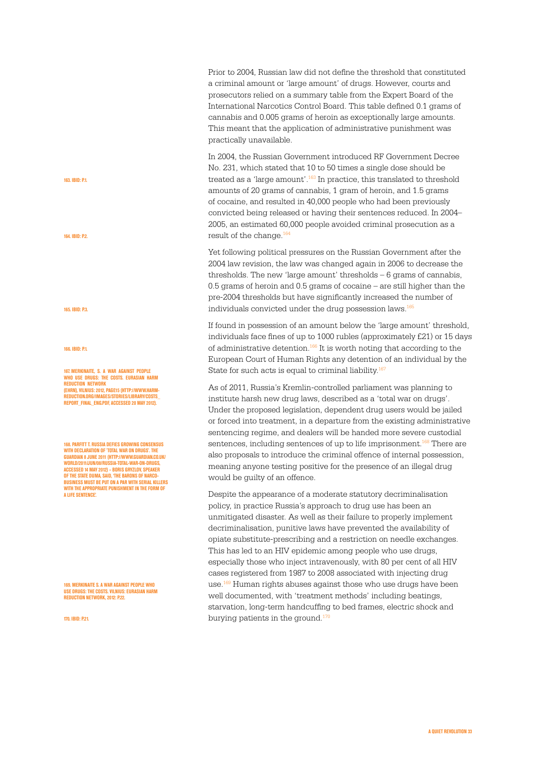Prior to 2004, Russian law did not define the threshold that constituted a criminal amount or 'large amount' of drugs. However, courts and prosecutors relied on a summary table from the Expert Board of the International Narcotics Control Board. This table defined 0.1 grams of cannabis and 0.005 grams of heroin as exceptionally large amounts. This meant that the application of administrative punishment was practically unavailable.

In 2004, the Russian Government introduced RF Government Decree No. 231, which stated that 10 to 50 times a single dose should be treated as a 'large amount'.[163] In practice, this translated to threshold amounts of 20 grams of cannabis, 1 gram of heroin, and 1.5 grams of cocaine, and resulted in 40,000 people who had been previously convicted being released or having their sentences reduced. In 2004–2005, an estimated 60,000 people avoided criminal prosecution as a result of the change.[164]

Yet following political pressures on the Russian Government after the 2004 law revision, the law was changed again in 2006 to decrease the thresholds. The new 'large amount' thresholds – 6 grams of cannabis, 0.5 grams of heroin and 0.5 grams of cocaine – are still higher than the pre-2004 thresholds but have significantly increased the number of individuals convicted under the drug possession laws.[165]

If found in possession of an amount below the 'large amount' threshold, individuals face fines of up to 1000 rubles (approximately £21) or 15 days of administrative detention.[166] It is worth noting that according to the European Court of Human Rights any detention of an individual by the State for such acts is equal to criminal liability.[167]

As of 2011, Russia's Kremlin-controlled parliament was planning to institute harsh new drug laws, described as a 'total war on drugs'. Under the proposed legislation, dependent drug users would be jailed or forced into treatment, in a departure from the existing administrative sentencing regime, and dealers will be handed more severe custodial sentences, including sentences of up to life imprisonment.[168] There are also proposals to introduce the criminal offence of internal possession, meaning anyone testing positive for the presence of an illegal drug would be guilty of an offence.

Despite the appearance of a moderate statutory decriminalisation policy, in practice Russia's approach to drug use has been an unmitigated disaster. As well as their failure to properly implement decriminalisation, punitive laws have prevented the availability of opiate substitute-prescribing and a restriction on needle exchanges. This has led to an HIV epidemic among people who use drugs, especially those who inject intravenously, with 80 per cent of all HIV cases registered from 1987 to 2008 associated with injecting drug use.[169] Human rights abuses against those who use drugs have been well documented, with 'treatment methods' including beatings, starvation, long-term handcuffing to bed frames, electric shock and burying patients in the ground.[170]

163. Ibid: p.1.

164. Ibid: p.2.

165. Ibid: p.3.

166. Ibid: p.1.

167. Merkinaite, S. A War Against People Who Use Drugs: The Costs. Eurasian Harm Reduction Network (EHRN), Vilnius: 2012, page15 (http://www.harm-reduction.org/images/stories/library/costs_report_final_eng.pdf, accessed 20 May 2012).

168. Parfitt T. Russia defies growing consensus with declaration of 'total war on drugs'. The Guardian 8 June 2011 (http://www.guardian.co.uk/world/2011/jun/08/russia-total-war-on-drugs, accessed 14 May 2012) – Boris Gryzlov, speaker of the State Duma, said, 'The barons of narco-business must be put on a par with serial killers with the appropriate punishment in the form of a life sentence'.

169. Merkinaite S. A War Against People Who Use Drugs: The Costs. Vilnius: Eurasian Harm Reduction Network, 2012: p.22.

170. Ibid: p.21.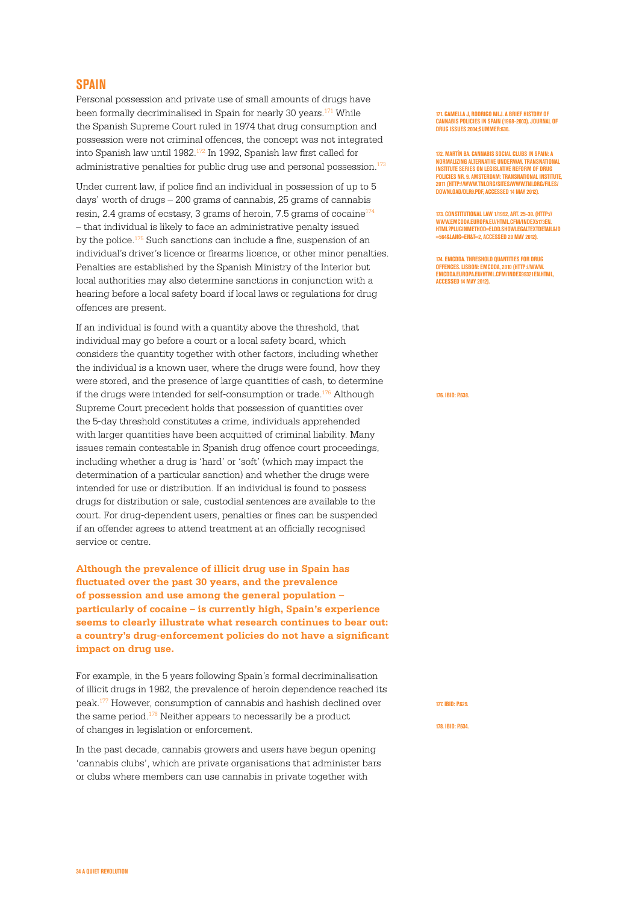## SPAIN

Personal possession and private use of small amounts of drugs have been formally decriminalised in Spain for nearly 30 years.[171] While the Spanish Supreme Court ruled in 1974 that drug consumption and possession were not criminal offences, the concept was not integrated into Spanish law until 1982.[172] In 1992, Spanish law first called for administrative penalties for public drug use and personal possession.[173]

Under current law, if police find an individual in possession of up to 5 days' worth of drugs – 200 grams of cannabis, 25 grams of cannabis resin, 2.4 grams of ecstasy, 3 grams of heroin, 7.5 grams of cocaine[174] – that individual is likely to face an administrative penalty issued by the police.[175] Such sanctions can include a fine, suspension of an individual's driver's licence or firearms licence, or other minor penalties. Penalties are established by the Spanish Ministry of the Interior but local authorities may also determine sanctions in conjunction with a hearing before a local safety board if local laws or regulations for drug offences are present.

If an individual is found with a quantity above the threshold, that individual may go before a court or a local safety board, which considers the quantity together with other factors, including whether the individual is a known user, where the drugs were found, how they were stored, and the presence of large quantities of cash, to determine if the drugs were intended for self-consumption or trade.[176] Although Supreme Court precedent holds that possession of quantities over the 5-day threshold constitutes a crime, individuals apprehended with larger quantities have been acquitted of criminal liability. Many issues remain contestable in Spanish drug offence court proceedings, including whether a drug is 'hard' or 'soft' (which may impact the determination of a particular sanction) and whether the drugs were intended for use or distribution. If an individual is found to possess drugs for distribution or sale, custodial sentences are available to the court. For drug-dependent users, penalties or fines can be suspended if an offender agrees to attend treatment at an officially recognised service or centre.

**Although the prevalence of illicit drug use in Spain has fluctuated over the past 30 years, and the prevalence of possession and use among the general population – particularly of cocaine – is currently high, Spain's experience seems to clearly illustrate what research continues to bear out: a country's drug-enforcement policies do not have a significant impact on drug use.**

For example, in the 5 years following Spain's formal decriminalisation of illicit drugs in 1982, the prevalence of heroin dependence reached its peak.[177] However, consumption of cannabis and hashish declined over the same period.[178] Neither appears to necessarily be a product of changes in legislation or enforcement.

In the past decade, cannabis growers and users have begun opening 'cannabis clubs', which are private organisations that administer bars or clubs where members can use cannabis in private together with

171. GAMELLA J, RODRIGO MLJ. A BRIEF HISTORY OF CANNABIS POLICIES IN SPAIN (1968–2003). JOURNAL OF DRUG ISSUES 2004;SUMMER:630.

172. MARTÍN BA. CANNABIS SOCIAL CLUBS IN SPAIN: A NORMALIZING ALTERNATIVE UNDERWAY. TRANSNATIONAL INSTITUTE SERIES ON LEGISLATIVE REFORM OF DRUG POLICIES NR. 9. AMSTERDAM: TRANSNATIONAL INSTITUTE, 2011 (HTTP://WWW.TNI.ORG/SITES/WWW.TNI.ORG/FILES/DOWNLOAD/DLR9.PDF, ACCESSED 14 MAY 2012).

173. CONSTITUTIONAL LAW 1/1992, ART. 25–30. (HTTP://WWW.EMCDDA.EUROPA.EU/HTML.CFM/INDEX5173EN.HTML?PLUGINMETHOD=ELDD.SHOWLEGALTEXTDETAIL&ID=564&LANG=EN&T=2, ACCESSED 20 MAY 2012).

174. EMCDDA. THRESHOLD QUANTITIES FOR DRUG OFFENCES. LISBON: EMCDDA, 2010 (HTTP://WWW.EMCDDA.EUROPA.EU/HTML.CFM/INDEX99321EN.HTML, ACCESSED 14 MAY 2012).

176. IBID: P.638.

177. IBID: P.629.

178. IBID: P.634.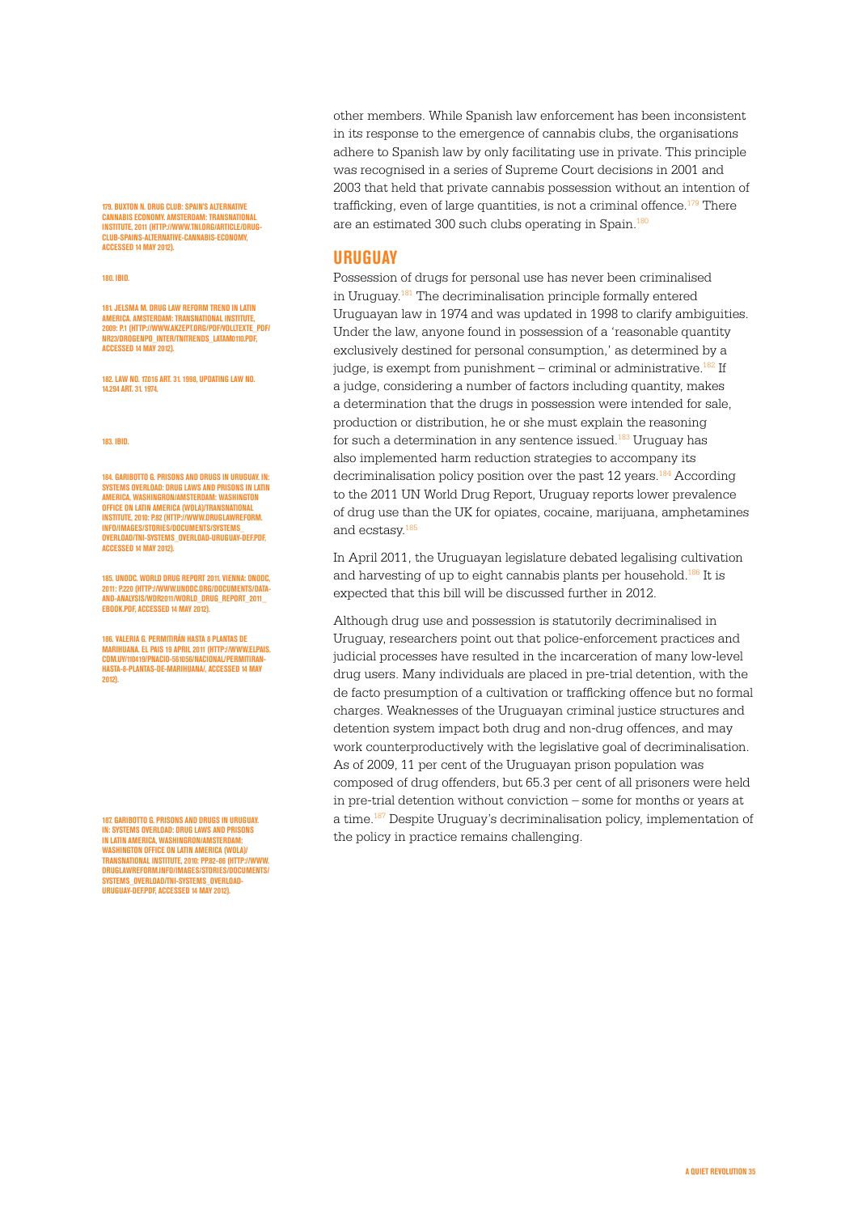other members. While Spanish law enforcement has been inconsistent in its response to the emergence of cannabis clubs, the organisations adhere to Spanish law by only facilitating use in private. This principle was recognised in a series of Supreme Court decisions in 2001 and 2003 that held that private cannabis possession without an intention of trafficking, even of large quantities, is not a criminal offence.[179] There are an estimated 300 such clubs operating in Spain.[180]

## URUGUAY

Possession of drugs for personal use has never been criminalised in Uruguay.[181] The decriminalisation principle formally entered Uruguayan law in 1974 and was updated in 1998 to clarify ambiguities. Under the law, anyone found in possession of a 'reasonable quantity exclusively destined for personal consumption,' as determined by a judge, is exempt from punishment – criminal or administrative.[182] If a judge, considering a number of factors including quantity, makes a determination that the drugs in possession were intended for sale, production or distribution, he or she must explain the reasoning for such a determination in any sentence issued.[183] Uruguay has also implemented harm reduction strategies to accompany its decriminalisation policy position over the past 12 years.[184] According to the 2011 UN World Drug Report, Uruguay reports lower prevalence of drug use than the UK for opiates, cocaine, marijuana, amphetamines and ecstasy.[185]

In April 2011, the Uruguayan legislature debated legalising cultivation and harvesting of up to eight cannabis plants per household.[186] It is expected that this bill will be discussed further in 2012.

Although drug use and possession is statutorily decriminalised in Uruguay, researchers point out that police-enforcement practices and judicial processes have resulted in the incarceration of many low-level drug users. Many individuals are placed in pre-trial detention, with the de facto presumption of a cultivation or trafficking offence but no formal charges. Weaknesses of the Uruguayan criminal justice structures and detention system impact both drug and non-drug offences, and may work counterproductively with the legislative goal of decriminalisation. As of 2009, 11 per cent of the Uruguayan prison population was composed of drug offenders, but 65.3 per cent of all prisoners were held in pre-trial detention without conviction – some for months or years at a time.[187] Despite Uruguay's decriminalisation policy, implementation of the policy in practice remains challenging.

---

179. BUXTON N. DRUG CLUB: SPAIN'S ALTERNATIVE CANNABIS ECONOMY. AMSTERDAM: TRANSNATIONAL INSTITUTE, 2011 (HTTP://WWW.TNI.ORG/ARTICLE/DRUG-CLUB-SPAINS-ALTERNATIVE-CANNABIS-ECONOMY, ACCESSED 14 MAY 2012).

180. IBID.

181. JELSMA M. DRUG LAW REFORM TREND IN LATIN AMERICA. AMSTERDAM: TRANSNATIONAL INSTITUTE, 2009: P.1 (HTTP://WWW.AKZEPT.ORG/PDF/VOLLTEXTE_PDF/NR23/DROGENPO_INTER/TNITRENDS_LATAM0110.PDF, ACCESSED 14 MAY 2012).

182. LAW NO. 17.016 ART. 31. 1998, UPDATING LAW NO. 14.294 ART. 31. 1974.

183. IBID.

184. GARIBOTTO G. PRISONS AND DRUGS IN URUGUAY. IN: SYSTEMS OVERLOAD: DRUG LAWS AND PRISONS IN LATIN AMERICA. WASHINGRON/AMSTERDAM: WASHINGTON OFFICE ON LATIN AMERICA (WOLA)/TRANSNATIONAL INSTITUTE, 2010: P.82 (HTTP://WWW.DRUGLAWREFORM.INFO/IMAGES/STORIES/DOCUMENTS/SYSTEMS_OVERLOAD/TNI-SYSTEMS_OVERLOAD-URUGUAY-DEF.PDF, ACCESSED 14 MAY 2012).

185. UNODC. WORLD DRUG REPORT 2011. VIENNA: UNODC, 2011: P.220 (HTTP://WWW.UNODC.ORG/DOCUMENTS/DATA-AND-ANALYSIS/WDR2011/WORLD_DRUG_REPORT_2011_EBOOK.PDF, ACCESSED 14 MAY 2012).

186. VALERIA G. PERMITIRÁN HASTA 8 PLANTAS DE MARIHUANA. EL PAIS 19 APRIL 2011 (HTTP://WWW.ELPAIS.COM.UY/110419/PNACIO-561056/NACIONAL/PERMITIRAN-HASTA-8-PLANTAS-DE-MARIHUANA/, ACCESSED 14 MAY 2012).

187. GARIBOTTO G. PRISONS AND DRUGS IN URUGUAY. IN: SYSTEMS OVERLOAD: DRUG LAWS AND PRISONS IN LATIN AMERICA, WASHINGRON/AMSTERDAM: WASHINGTON OFFICE ON LATIN AMERICA (WOLA)/TRANSNATIONAL INSTITUTE, 2010: PP.82–86 (HTTP://WWW.DRUGLAWREFORM.INFO/IMAGES/STORIES/DOCUMENTS/SYSTEMS_OVERLOAD/TNI-SYSTEMS_OVERLOAD-URUGUAY-DEF.PDF, ACCESSED 14 MAY 2012).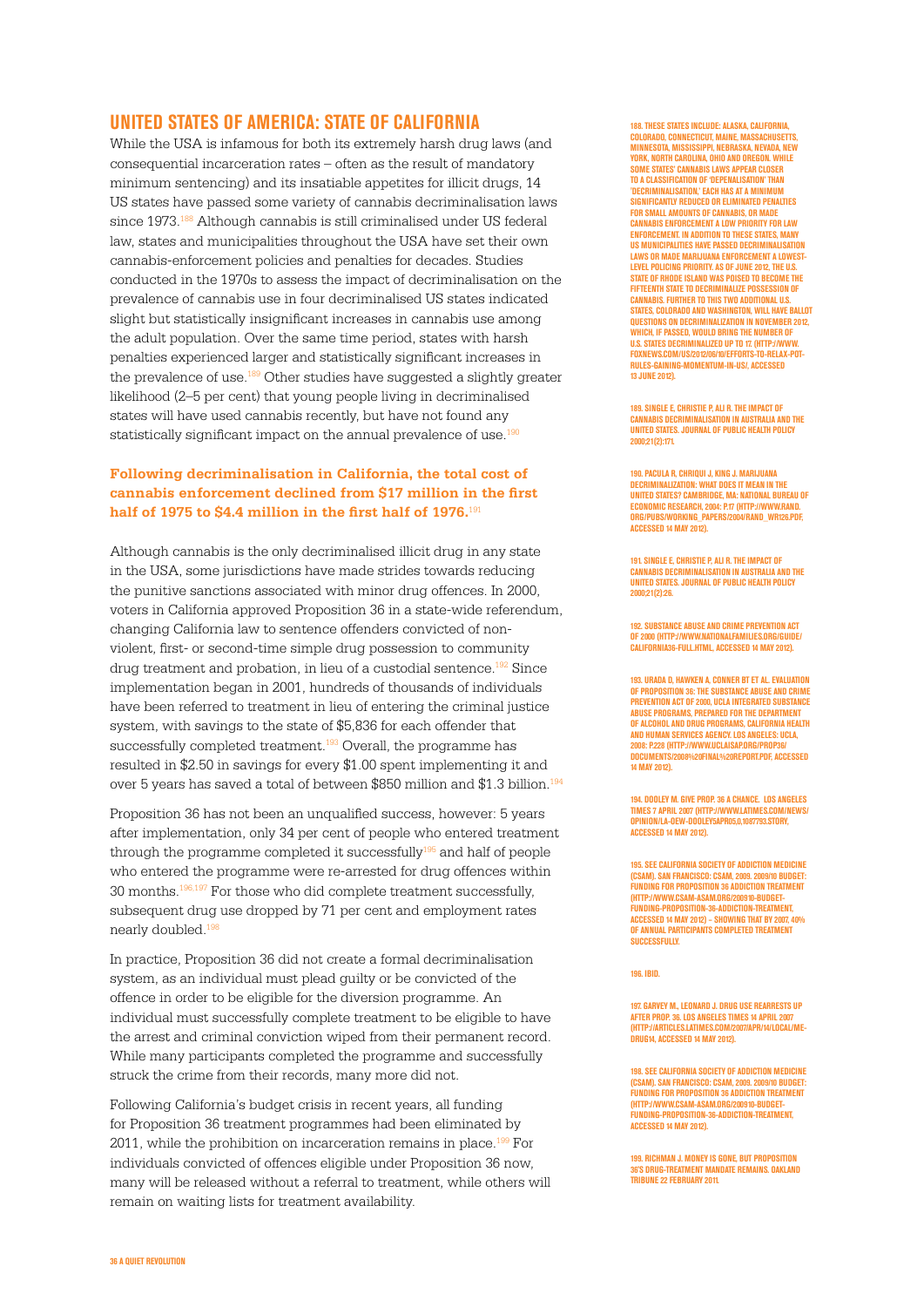## UNITED STATES OF AMERICA: STATE OF CALIFORNIA

While the USA is infamous for both its extremely harsh drug laws (and consequential incarceration rates – often as the result of mandatory minimum sentencing) and its insatiable appetites for illicit drugs, 14 US states have passed some variety of cannabis decriminalisation laws since 1973.[188] Although cannabis is still criminalised under US federal law, states and municipalities throughout the USA have set their own cannabis-enforcement policies and penalties for decades. Studies conducted in the 1970s to assess the impact of decriminalisation on the prevalence of cannabis use in four decriminalised US states indicated slight but statistically insignificant increases in cannabis use among the adult population. Over the same time period, states with harsh penalties experienced larger and statistically significant increases in the prevalence of use.[189] Other studies have suggested a slightly greater likelihood (2–5 per cent) that young people living in decriminalised states will have used cannabis recently, but have not found any statistically significant impact on the annual prevalence of use.[190]

**Following decriminalisation in California, the total cost of cannabis enforcement declined from $17 million in the first half of 1975 to $4.4 million in the first half of 1976.**[191]

Although cannabis is the only decriminalised illicit drug in any state in the USA, some jurisdictions have made strides towards reducing the punitive sanctions associated with minor drug offences. In 2000, voters in California approved Proposition 36 in a state-wide referendum, changing California law to sentence offenders convicted of non-violent, first- or second-time simple drug possession to community drug treatment and probation, in lieu of a custodial sentence.[192] Since implementation began in 2001, hundreds of thousands of individuals have been referred to treatment in lieu of entering the criminal justice system, with savings to the state of $5,836 for each offender that successfully completed treatment.[193] Overall, the programme has resulted in $2.50 in savings for every $1.00 spent implementing it and over 5 years has saved a total of between $850 million and $1.3 billion.[194]

Proposition 36 has not been an unqualified success, however: 5 years after implementation, only 34 per cent of people who entered treatment through the programme completed it successfully[195] and half of people who entered the programme were re-arrested for drug offences within 30 months.[196,197] For those who did complete treatment successfully, subsequent drug use dropped by 71 per cent and employment rates nearly doubled.[198]

In practice, Proposition 36 did not create a formal decriminalisation system, as an individual must plead guilty or be convicted of the offence in order to be eligible for the diversion programme. An individual must successfully complete treatment to be eligible to have the arrest and criminal conviction wiped from their permanent record. While many participants completed the programme and successfully struck the crime from their records, many more did not.

Following California's budget crisis in recent years, all funding for Proposition 36 treatment programmes had been eliminated by 2011, while the prohibition on incarceration remains in place.[199] For individuals convicted of offences eligible under Proposition 36 now, many will be released without a referral to treatment, while others will remain on waiting lists for treatment availability.

188. THESE STATES INCLUDE: ALASKA, CALIFORNIA, COLORADO, CONNECTICUT, MAINE, MASSACHUSETTS, MINNESOTA, MISSISSIPPI, NEBRASKA, NEVADA, NEW YORK, NORTH CAROLINA, OHIO AND OREGON. WHILE SOME STATES' CANNABIS LAWS APPEAR CLOSER TO A CLASSIFICATION OF 'DEPENALISATION' THAN 'DECRIMINALISATION,' EACH HAS AT A MINIMUM SIGNIFICANTLY REDUCED OR ELIMINATED PENALTIES FOR SMALL AMOUNTS OF CANNABIS, OR MADE CANNABIS ENFORCEMENT A LOW PRIORITY FOR LAW ENFORCEMENT. IN ADDITION TO THESE STATES, MANY US MUNICIPALITIES HAVE PASSED DECRIMINALISATION LAWS OR MADE MARIJUANA ENFORCEMENT A LOWEST-LEVEL POLICING PRIORITY. AS OF JUNE 2012, THE U.S. STATE OF RHODE ISLAND WAS POISED TO BECOME THE FIFTEENTH STATE TO DECRIMINALIZE POSSESSION OF CANNABIS. FURTHER TO THIS TWO ADDITIONAL U.S. STATES, COLORADO AND WASHINGTON, WILL HAVE BALLOT QUESTIONS ON DECRIMINALIZATION IN NOVEMBER 2012, WHICH, IF PASSED, WOULD BRING THE NUMBER OF U.S. STATES DECRIMINALIZED UP TO 17 (HTTP://WWW.FOXNEWS.COM/US/2012/06/10/EFFORTS-TO-RELAX-POT-RULES-GAINING-MOMENTUM-IN-US/, ACCESSED 13 JUNE 2012).

189. SINGLE E, CHRISTIE P, ALI R. THE IMPACT OF CANNABIS DECRIMINALISATION IN AUSTRALIA AND THE UNITED STATES. JOURNAL OF PUBLIC HEALTH POLICY 2000;21(2):171.

190. PACULA R, CHRIQUI J, KING J. MARIJUANA DECRIMINALIZATION: WHAT DOES IT MEAN IN THE UNITED STATES? CAMBRIDGE, MA: NATIONAL BUREAU OF ECONOMIC RESEARCH, 2004: P.17 (HTTP://WWW.RAND.ORG/PUBS/WORKING_PAPERS/2004/RAND_WR126.PDF, ACCESSED 14 MAY 2012).

191. SINGLE E, CHRISTIE P, ALI R. THE IMPACT OF CANNABIS DECRIMINALISATION IN AUSTRALIA AND THE UNITED STATES. JOURNAL OF PUBLIC HEALTH POLICY 2000;21(2):26.

192. SUBSTANCE ABUSE AND CRIME PREVENTION ACT OF 2000 (HTTP://WWW.NATIONALFAMILIES.ORG/GUIDE/CALIFORNIA36-FULL.HTML, ACCESSED 14 MAY 2012).

193. URADA D, HAWKEN A, CONNER BT ET AL. EVALUATION OF PROPOSITION 36: THE SUBSTANCE ABUSE AND CRIME PREVENTION ACT OF 2000, UCLA INTEGRATED SUBSTANCE ABUSE PROGRAMS, PREPARED FOR THE DEPARTMENT OF ALCOHOL AND DRUG PROGRAMS, CALIFORNIA HEALTH AND HUMAN SERVICES AGENCY. LOS ANGELES: UCLA, 2008: P.228 (HTTP://WWW.UCLAISAP.ORG/PROP36/DOCUMENTS/2008%20FINAL%20REPORT.PDF, ACCESSED 14 MAY 2012).

194. DOOLEY M. GIVE PROP. 36 A CHANCE. LOS ANGELES TIMES 7 APRIL 2007 (HTTP://WWW.LATIMES.COM/NEWS/OPINION/LA-OEW-DOOLEY5APR05,0,1087793.STORY, ACCESSED 14 MAY 2012).

195. SEE CALIFORNIA SOCIETY OF ADDICTION MEDICINE (CSAM). SAN FRANCISCO: CSAM, 2009. 2009/10 BUDGET: FUNDING FOR PROPOSITION 36 ADDICTION TREATMENT (HTTP://WWW.CSAM-ASAM.ORG/200910-BUDGET-FUNDING-PROPOSITION-36-ADDICTION-TREATMENT, ACCESSED 14 MAY 2012) – SHOWING THAT BY 2007, 40% OF ANNUAL PARTICIPANTS COMPLETED TREATMENT SUCCESSFULLY.

196. IBID.

197. GARVEY M., LEONARD J. DRUG USE REARRESTS UP AFTER PROP. 36. LOS ANGELES TIMES 14 APRIL 2007 (HTTP://ARTICLES.LATIMES.COM/2007/APR/14/LOCAL/ME-DRUG14, ACCESSED 14 MAY 2012).

198. SEE CALIFORNIA SOCIETY OF ADDICTION MEDICINE (CSAM). SAN FRANCISCO: CSAM, 2009. 2009/10 BUDGET: FUNDING FOR PROPOSITION 36 ADDICTION TREATMENT (HTTP://WWW.CSAM-ASAM.ORG/200910-BUDGET-FUNDING-PROPOSITION-36-ADDICTION-TREATMENT, ACCESSED 14 MAY 2012).

199. RICHMAN J. MONEY IS GONE, BUT PROPOSITION 36'S DRUG-TREATMENT MANDATE REMAINS. OAKLAND TRIBUNE 22 FEBRUARY 2011.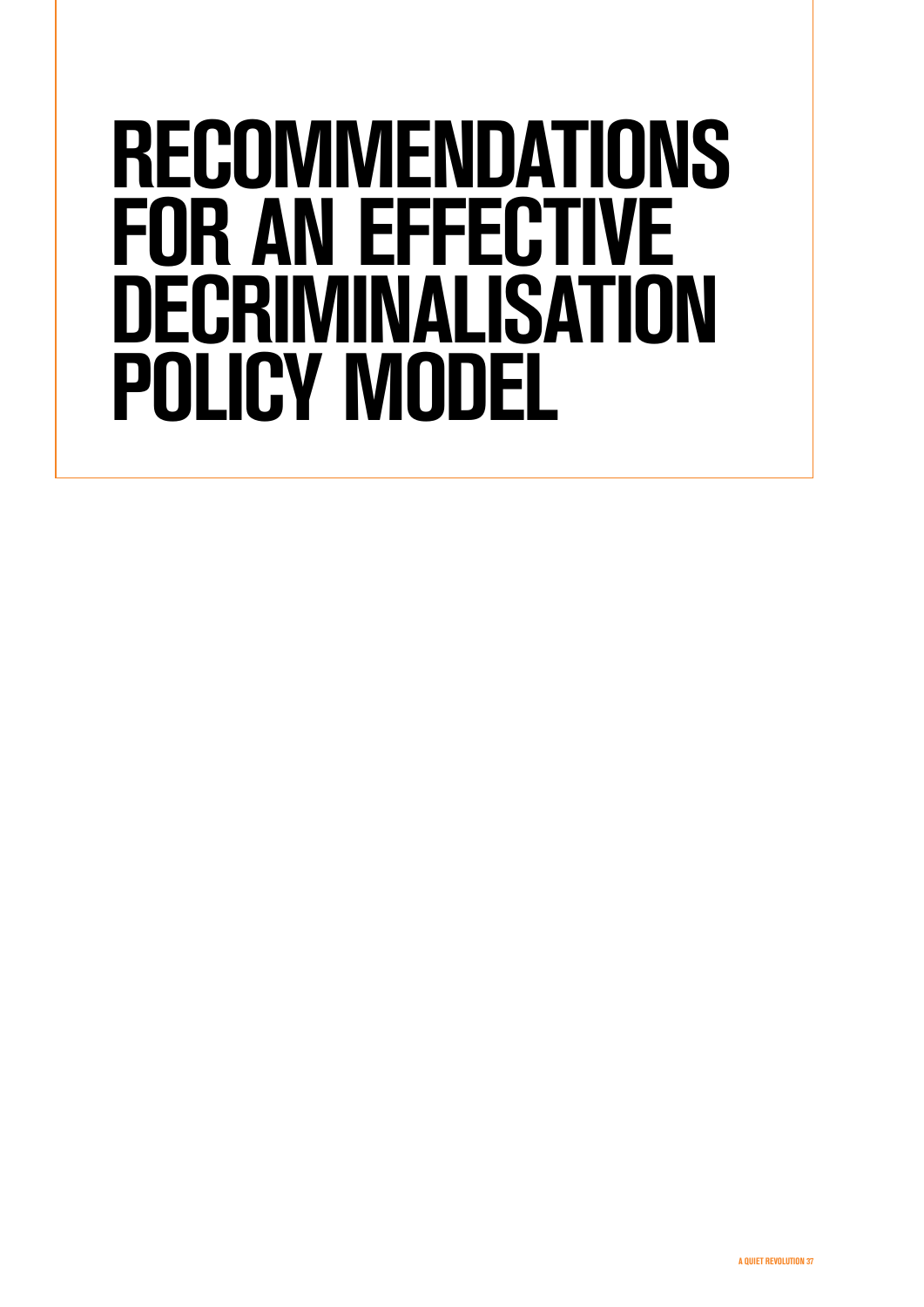# RECOMMENDATIONS FOR AN EFFECTIVE DECRIMINALISATION POLICY MODEL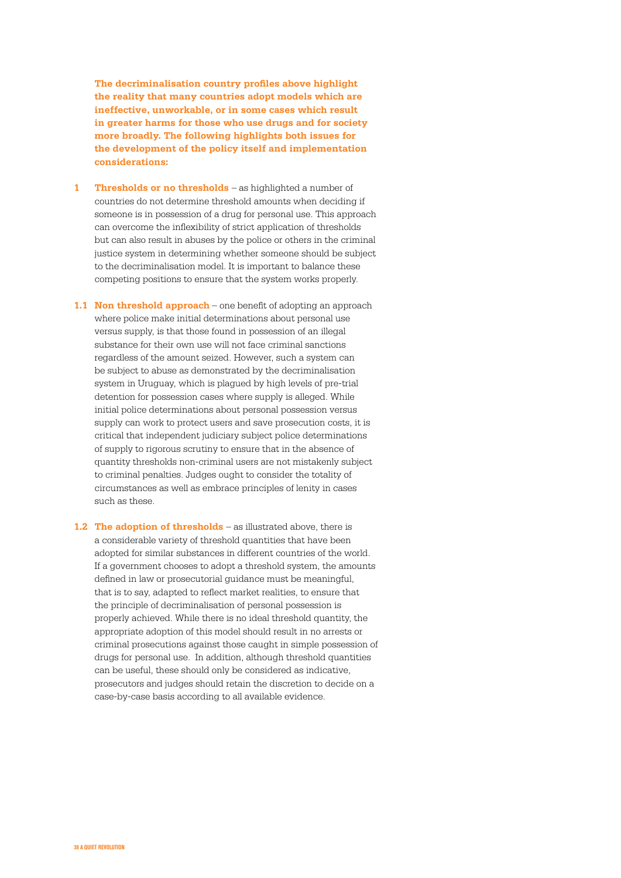**The decriminalisation country profiles above highlight the reality that many countries adopt models which are ineffective, unworkable, or in some cases which result in greater harms for those who use drugs and for society more broadly. The following highlights both issues for the development of the policy itself and implementation considerations:**

**1 Thresholds or no thresholds** – as highlighted a number of countries do not determine threshold amounts when deciding if someone is in possession of a drug for personal use. This approach can overcome the inflexibility of strict application of thresholds but can also result in abuses by the police or others in the criminal justice system in determining whether someone should be subject to the decriminalisation model. It is important to balance these competing positions to ensure that the system works properly.

**1.1 Non threshold approach** – one benefit of adopting an approach where police make initial determinations about personal use versus supply, is that those found in possession of an illegal substance for their own use will not face criminal sanctions regardless of the amount seized. However, such a system can be subject to abuse as demonstrated by the decriminalisation system in Uruguay, which is plagued by high levels of pre-trial detention for possession cases where supply is alleged. While initial police determinations about personal possession versus supply can work to protect users and save prosecution costs, it is critical that independent judiciary subject police determinations of supply to rigorous scrutiny to ensure that in the absence of quantity thresholds non-criminal users are not mistakenly subject to criminal penalties. Judges ought to consider the totality of circumstances as well as embrace principles of lenity in cases such as these.

**1.2 The adoption of thresholds** – as illustrated above, there is a considerable variety of threshold quantities that have been adopted for similar substances in different countries of the world. If a government chooses to adopt a threshold system, the amounts defined in law or prosecutorial guidance must be meaningful, that is to say, adapted to reflect market realities, to ensure that the principle of decriminalisation of personal possession is properly achieved. While there is no ideal threshold quantity, the appropriate adoption of this model should result in no arrests or criminal prosecutions against those caught in simple possession of drugs for personal use. In addition, although threshold quantities can be useful, these should only be considered as indicative, prosecutors and judges should retain the discretion to decide on a case-by-case basis according to all available evidence.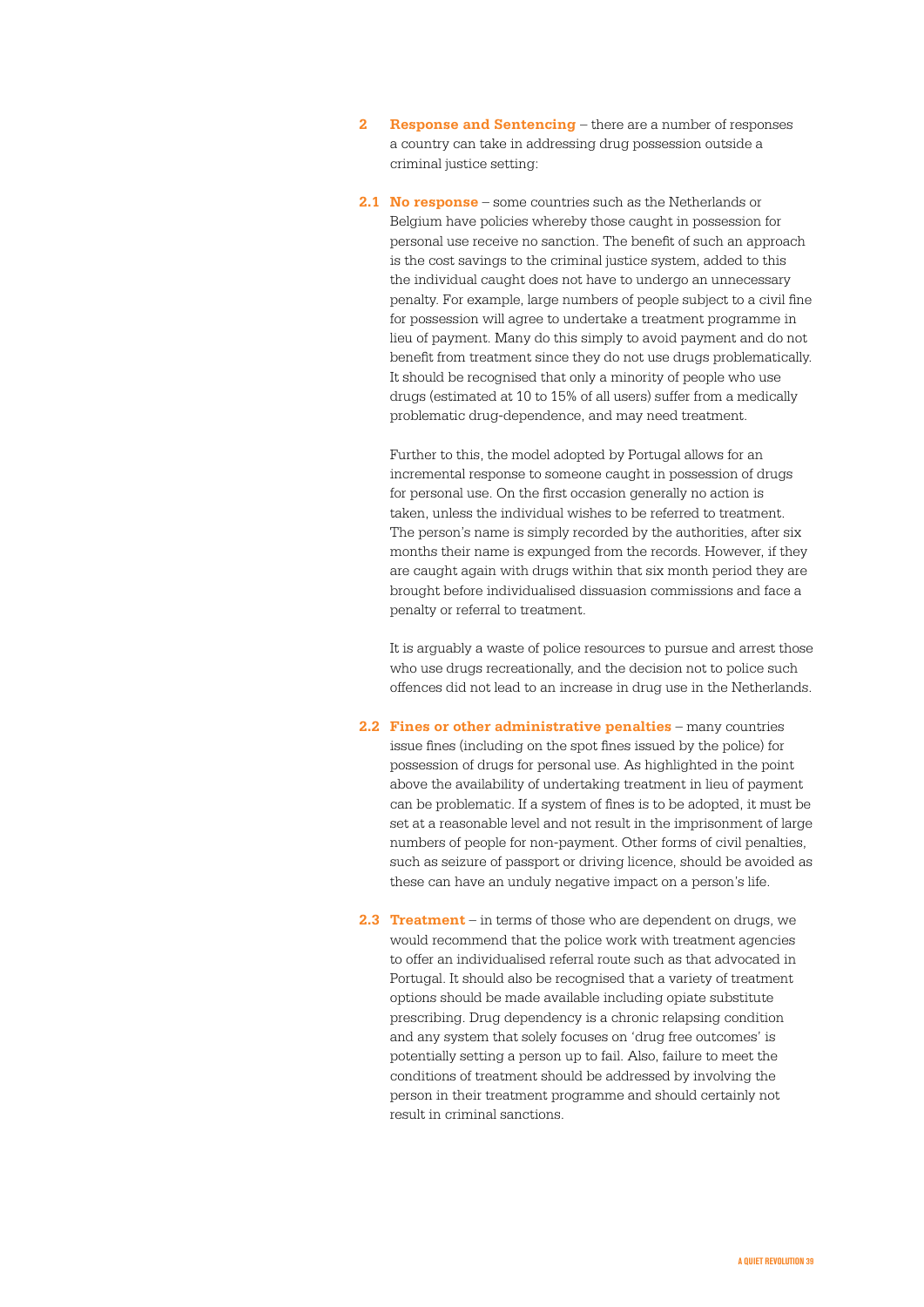**2 Response and Sentencing** – there are a number of responses a country can take in addressing drug possession outside a criminal justice setting:

**2.1 No response** – some countries such as the Netherlands or Belgium have policies whereby those caught in possession for personal use receive no sanction. The benefit of such an approach is the cost savings to the criminal justice system, added to this the individual caught does not have to undergo an unnecessary penalty. For example, large numbers of people subject to a civil fine for possession will agree to undertake a treatment programme in lieu of payment. Many do this simply to avoid payment and do not benefit from treatment since they do not use drugs problematically. It should be recognised that only a minority of people who use drugs (estimated at 10 to 15% of all users) suffer from a medically problematic drug-dependence, and may need treatment.

Further to this, the model adopted by Portugal allows for an incremental response to someone caught in possession of drugs for personal use. On the first occasion generally no action is taken, unless the individual wishes to be referred to treatment. The person's name is simply recorded by the authorities, after six months their name is expunged from the records. However, if they are caught again with drugs within that six month period they are brought before individualised dissuasion commissions and face a penalty or referral to treatment.

It is arguably a waste of police resources to pursue and arrest those who use drugs recreationally, and the decision not to police such offences did not lead to an increase in drug use in the Netherlands.

**2.2 Fines or other administrative penalties** – many countries issue fines (including on the spot fines issued by the police) for possession of drugs for personal use. As highlighted in the point above the availability of undertaking treatment in lieu of payment can be problematic. If a system of fines is to be adopted, it must be set at a reasonable level and not result in the imprisonment of large numbers of people for non-payment. Other forms of civil penalties, such as seizure of passport or driving licence, should be avoided as these can have an unduly negative impact on a person's life.

**2.3 Treatment** – in terms of those who are dependent on drugs, we would recommend that the police work with treatment agencies to offer an individualised referral route such as that advocated in Portugal. It should also be recognised that a variety of treatment options should be made available including opiate substitute prescribing. Drug dependency is a chronic relapsing condition and any system that solely focuses on 'drug free outcomes' is potentially setting a person up to fail. Also, failure to meet the conditions of treatment should be addressed by involving the person in their treatment programme and should certainly not result in criminal sanctions.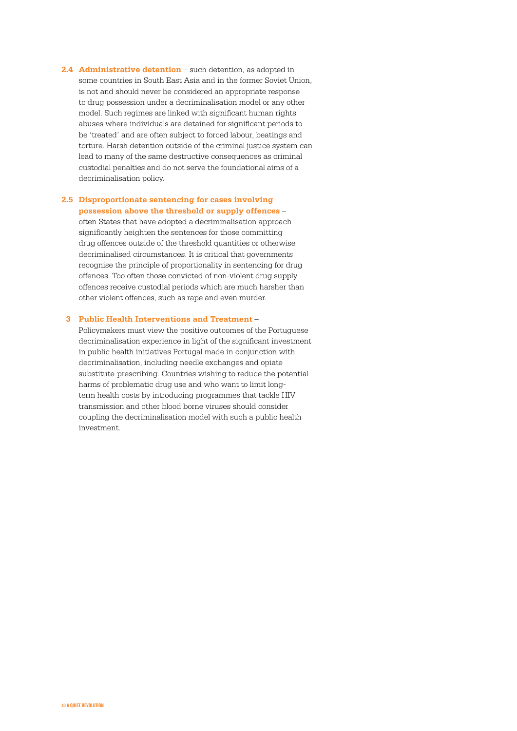**2.4 Administrative detention** – such detention, as adopted in some countries in South East Asia and in the former Soviet Union, is not and should never be considered an appropriate response to drug possession under a decriminalisation model or any other model. Such regimes are linked with significant human rights abuses where individuals are detained for significant periods to be 'treated' and are often subject to forced labour, beatings and torture. Harsh detention outside of the criminal justice system can lead to many of the same destructive consequences as criminal custodial penalties and do not serve the foundational aims of a decriminalisation policy.

**2.5 Disproportionate sentencing for cases involving possession above the threshold or supply offences** – often States that have adopted a decriminalisation approach significantly heighten the sentences for those committing drug offences outside of the threshold quantities or otherwise decriminalised circumstances. It is critical that governments recognise the principle of proportionality in sentencing for drug offences. Too often those convicted of non-violent drug supply offences receive custodial periods which are much harsher than other violent offences, such as rape and even murder.

**3 Public Health Interventions and Treatment** – Policymakers must view the positive outcomes of the Portuguese decriminalisation experience in light of the significant investment in public health initiatives Portugal made in conjunction with decriminalisation, including needle exchanges and opiate substitute-prescribing. Countries wishing to reduce the potential harms of problematic drug use and who want to limit long-term health costs by introducing programmes that tackle HIV transmission and other blood borne viruses should consider coupling the decriminalisation model with such a public health investment.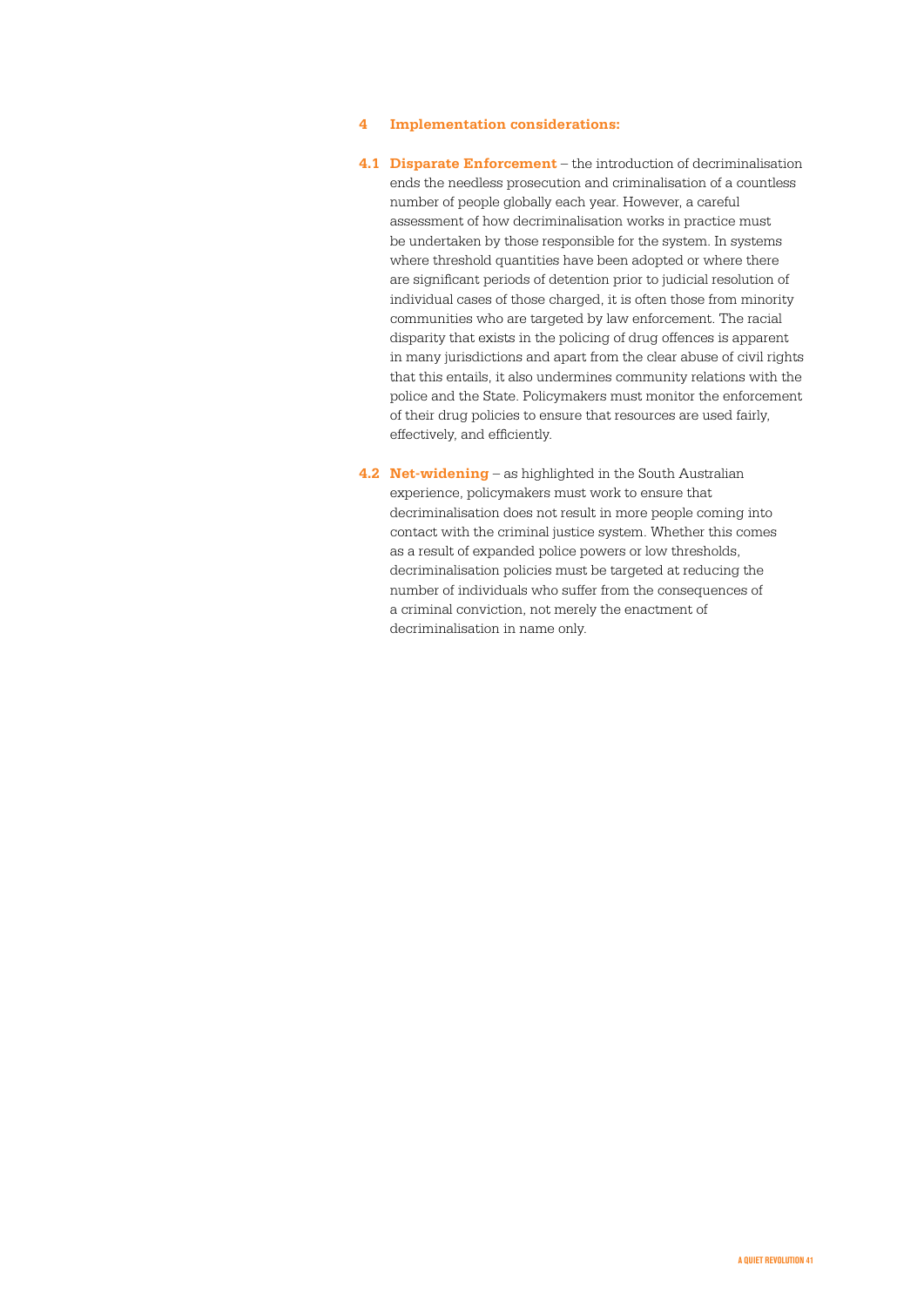## 4 Implementation considerations:

**4.1 Disparate Enforcement** – the introduction of decriminalisation ends the needless prosecution and criminalisation of a countless number of people globally each year. However, a careful assessment of how decriminalisation works in practice must be undertaken by those responsible for the system. In systems where threshold quantities have been adopted or where there are significant periods of detention prior to judicial resolution of individual cases of those charged, it is often those from minority communities who are targeted by law enforcement. The racial disparity that exists in the policing of drug offences is apparent in many jurisdictions and apart from the clear abuse of civil rights that this entails, it also undermines community relations with the police and the State. Policymakers must monitor the enforcement of their drug policies to ensure that resources are used fairly, effectively, and efficiently.

**4.2 Net-widening** – as highlighted in the South Australian experience, policymakers must work to ensure that decriminalisation does not result in more people coming into contact with the criminal justice system. Whether this comes as a result of expanded police powers or low thresholds, decriminalisation policies must be targeted at reducing the number of individuals who suffer from the consequences of a criminal conviction, not merely the enactment of decriminalisation in name only.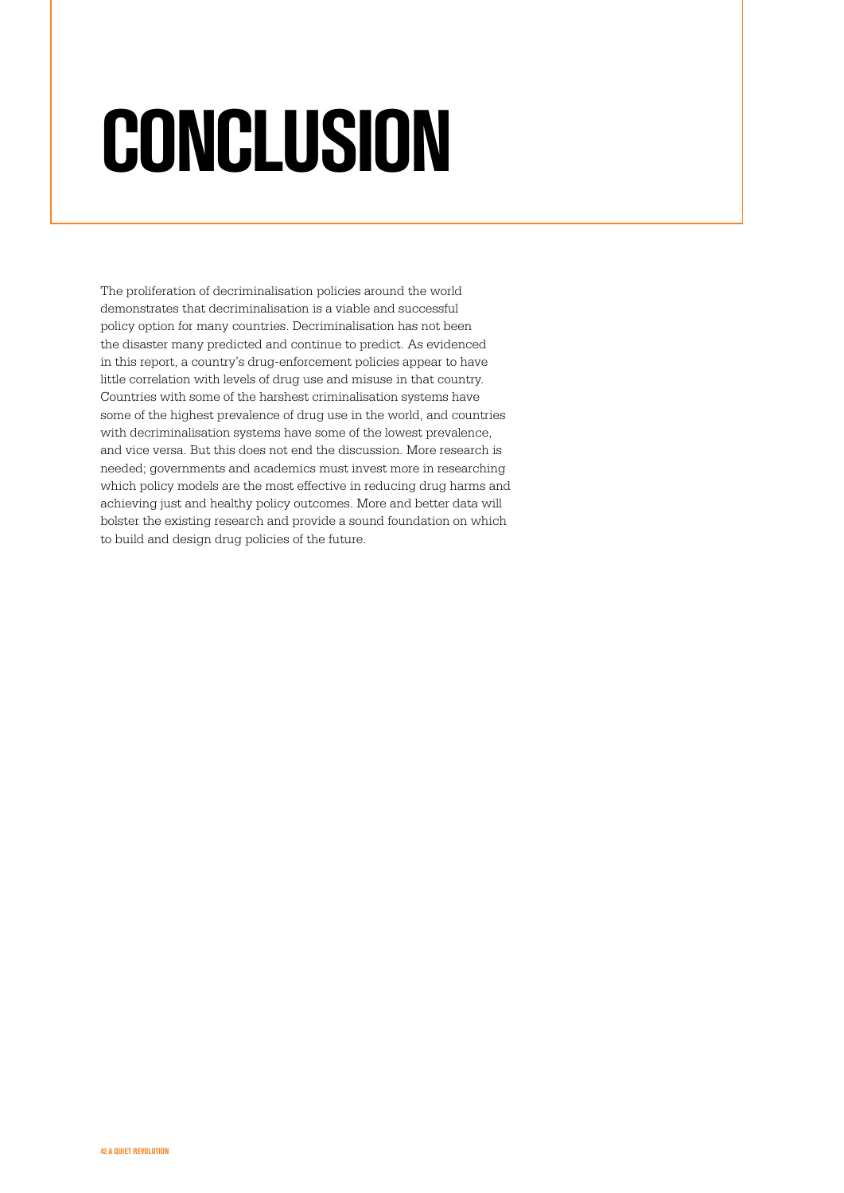# CONCLUSION

The proliferation of decriminalisation policies around the world demonstrates that decriminalisation is a viable and successful policy option for many countries. Decriminalisation has not been the disaster many predicted and continue to predict. As evidenced in this report, a country's drug-enforcement policies appear to have little correlation with levels of drug use and misuse in that country. Countries with some of the harshest criminalisation systems have some of the highest prevalence of drug use in the world, and countries with decriminalisation systems have some of the lowest prevalence, and vice versa. But this does not end the discussion. More research is needed; governments and academics must invest more in researching which policy models are the most effective in reducing drug harms and achieving just and healthy policy outcomes. More and better data will bolster the existing research and provide a sound foundation on which to build and design drug policies of the future.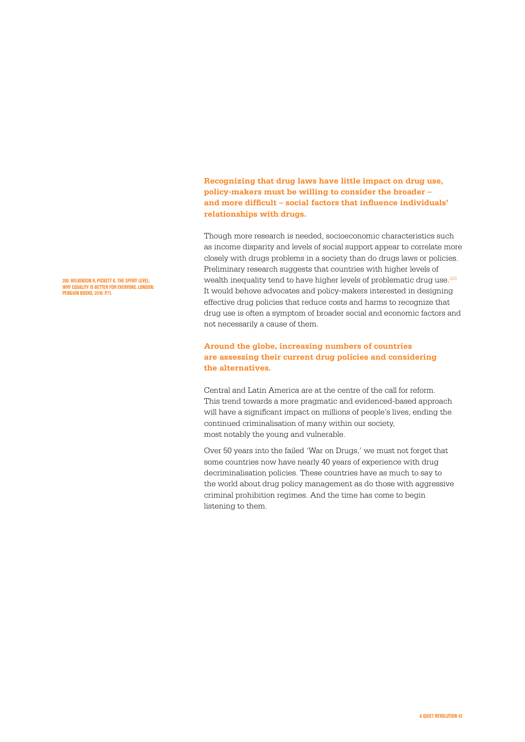**Recognizing that drug laws have little impact on drug use, policy-makers must be willing to consider the broader – and more difficult – social factors that influence individuals' relationships with drugs.**

Though more research is needed, socioeconomic characteristics such as income disparity and levels of social support appear to correlate more closely with drugs problems in a society than do drugs laws or policies. Preliminary research suggests that countries with higher levels of wealth inequality tend to have higher levels of problematic drug use.[200] It would behove advocates and policy-makers interested in designing effective drug policies that reduce costs and harms to recognize that drug use is often a symptom of broader social and economic factors and not necessarily a cause of them.

**Around the globe, increasing numbers of countries are assessing their current drug policies and considering the alternatives.**

Central and Latin America are at the centre of the call for reform. This trend towards a more pragmatic and evidenced-based approach will have a significant impact on millions of people's lives, ending the continued criminalisation of many within our society, most notably the young and vulnerable.

Over 50 years into the failed 'War on Drugs,' we must not forget that some countries now have nearly 40 years of experience with drug decriminalisation policies. These countries have as much to say to the world about drug policy management as do those with aggressive criminal prohibition regimes. And the time has come to begin listening to them.

200. WILKINSON R, PICKETT K. THE SPIRIT LEVEL: WHY EQUALITY IS BETTER FOR EVERYONE. LONDON: PENGUIN BOOKS, 2010: P.71.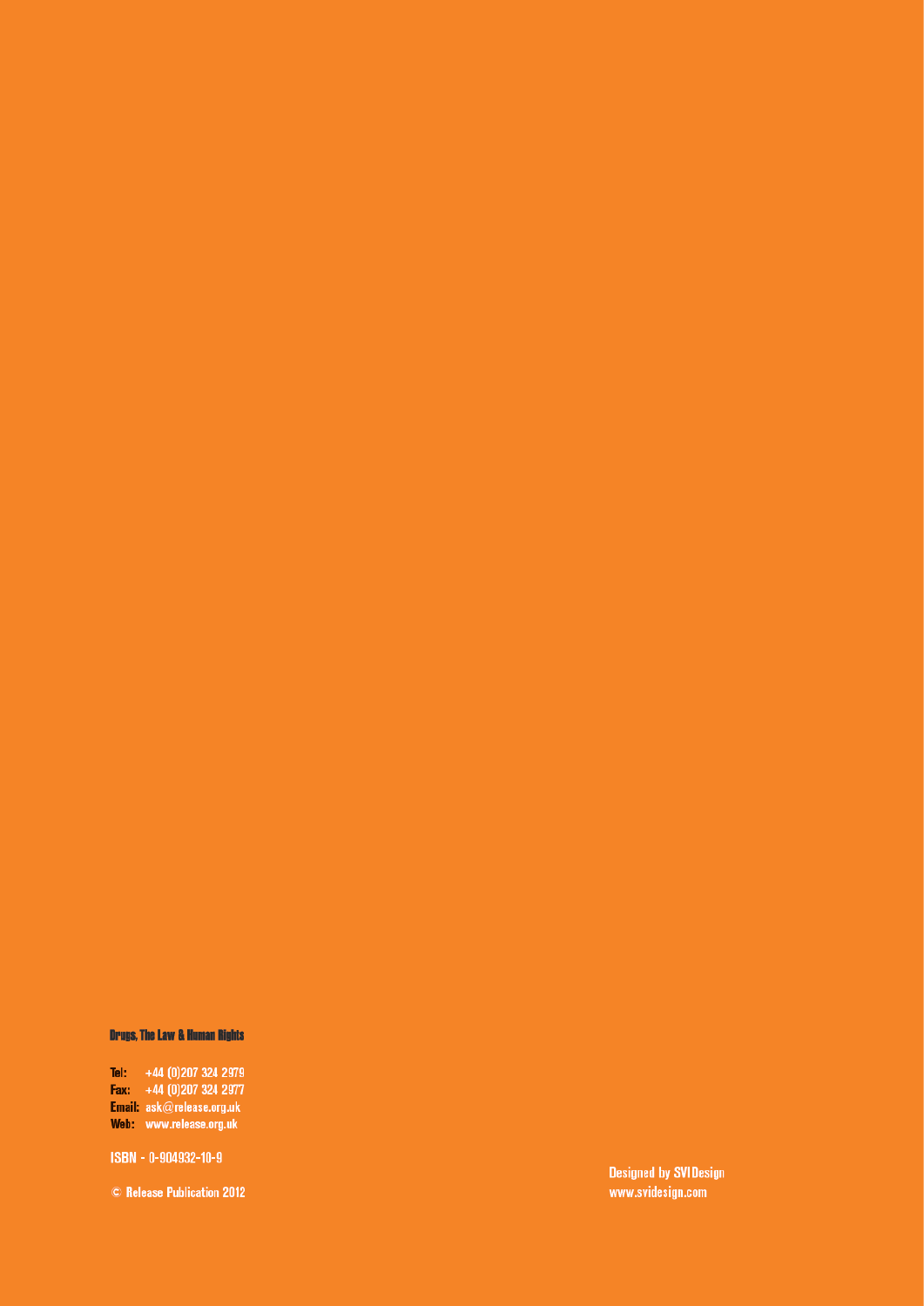**Drugs, The Law & Human Rights**

**Tel:** +44 (0)207 324 2979
**Fax:** +44 (0)207 324 2977
**Email:** ask@release.org.uk
**Web:** www.release.org.uk

ISBN - 0-904932-10-9

© Release Publication 2012

Designed by SVI Design
www.svidesign.com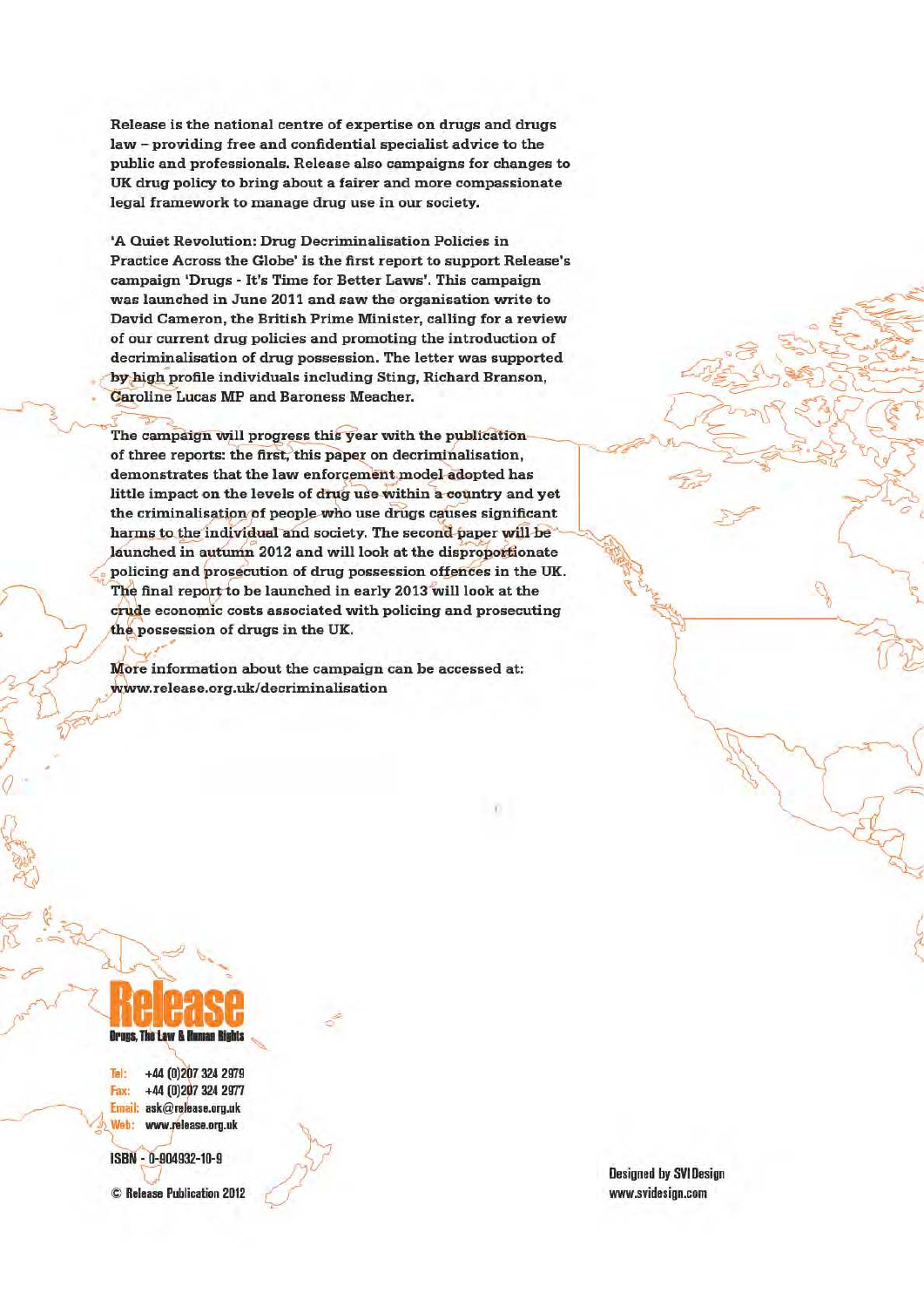Release is the national centre of expertise on drugs and drugs law – providing free and confidential specialist advice to the public and professionals. Release also campaigns for changes to UK drug policy to bring about a fairer and more compassionate legal framework to manage drug use in our society.

'A Quiet Revolution: Drug Decriminalisation Policies in Practice Across the Globe' is the first report to support Release's campaign 'Drugs - It's Time for Better Laws'. This campaign was launched in June 2011 and saw the organisation write to David Cameron, the British Prime Minister, calling for a review of our current drug policies and promoting the introduction of decriminalisation of drug possession. The letter was supported by high profile individuals including Sting, Richard Branson, Caroline Lucas MP and Baroness Meacher.

The campaign will progress this year with the publication of three reports: the first, this paper on decriminalisation, demonstrates that the law enforcement model adopted has little impact on the levels of drug use within a country and yet the criminalisation of people who use drugs causes significant harms to the individual and society. The second paper will be launched in autumn 2012 and will look at the disproportionate policing and prosecution of drug possession offences in the UK. The final report to be launched in early 2013 will look at the crude economic costs associated with policing and prosecuting the possession of drugs in the UK.

More information about the campaign can be accessed at: www.release.org.uk/decriminalisation

**Release**
Drugs, The Law & Human Rights

Tel: +44 (0)207 324 2979
Fax: +44 (0)207 324 2977
Email: ask@release.org.uk
Web: www.release.org.uk

ISBN - 0-904932-10-9

© Release Publication 2012

Designed by SVI Design
www.svidesign.com